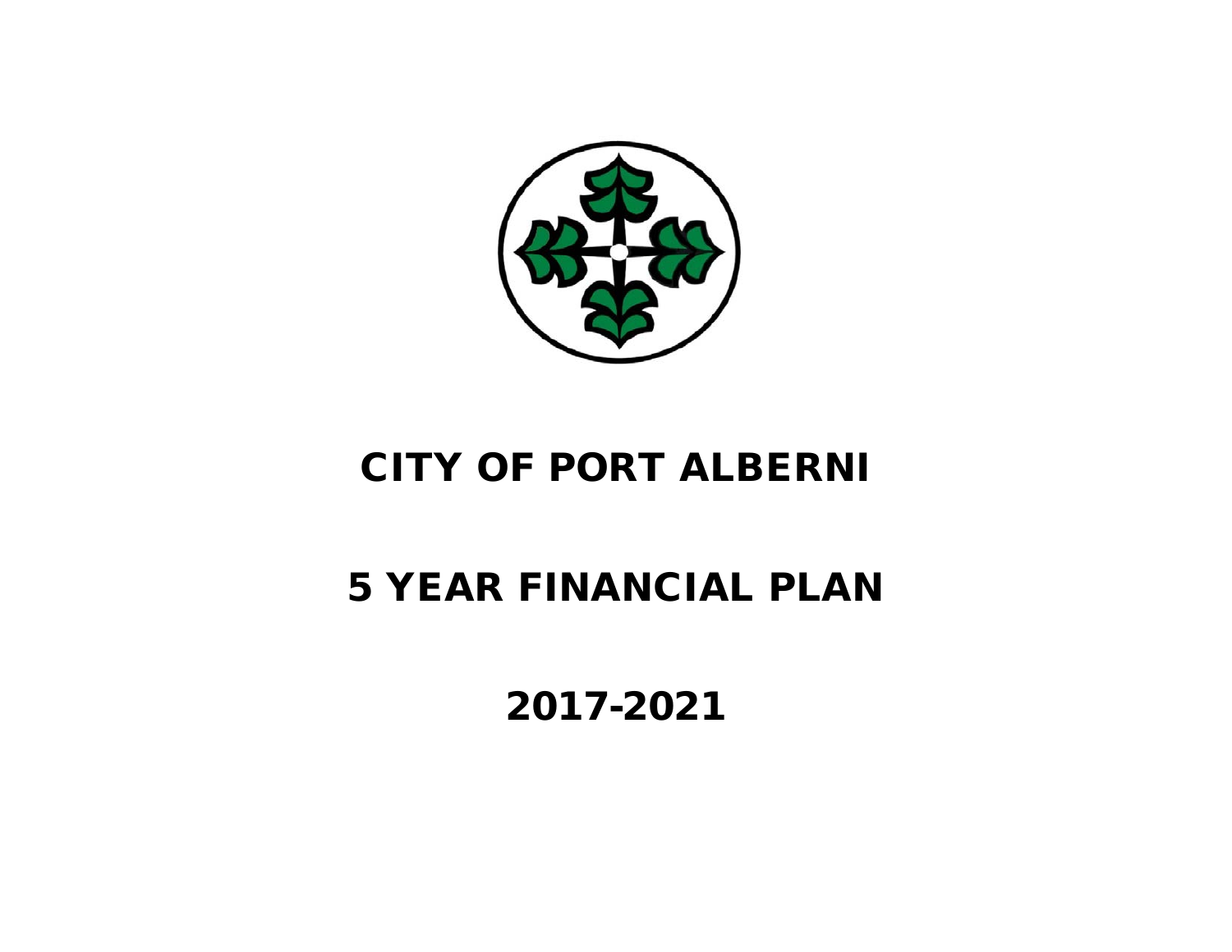# CITY OF PORT ALBERNI

# 5 YEAR FINANCIAL PLAN

# 2017-2021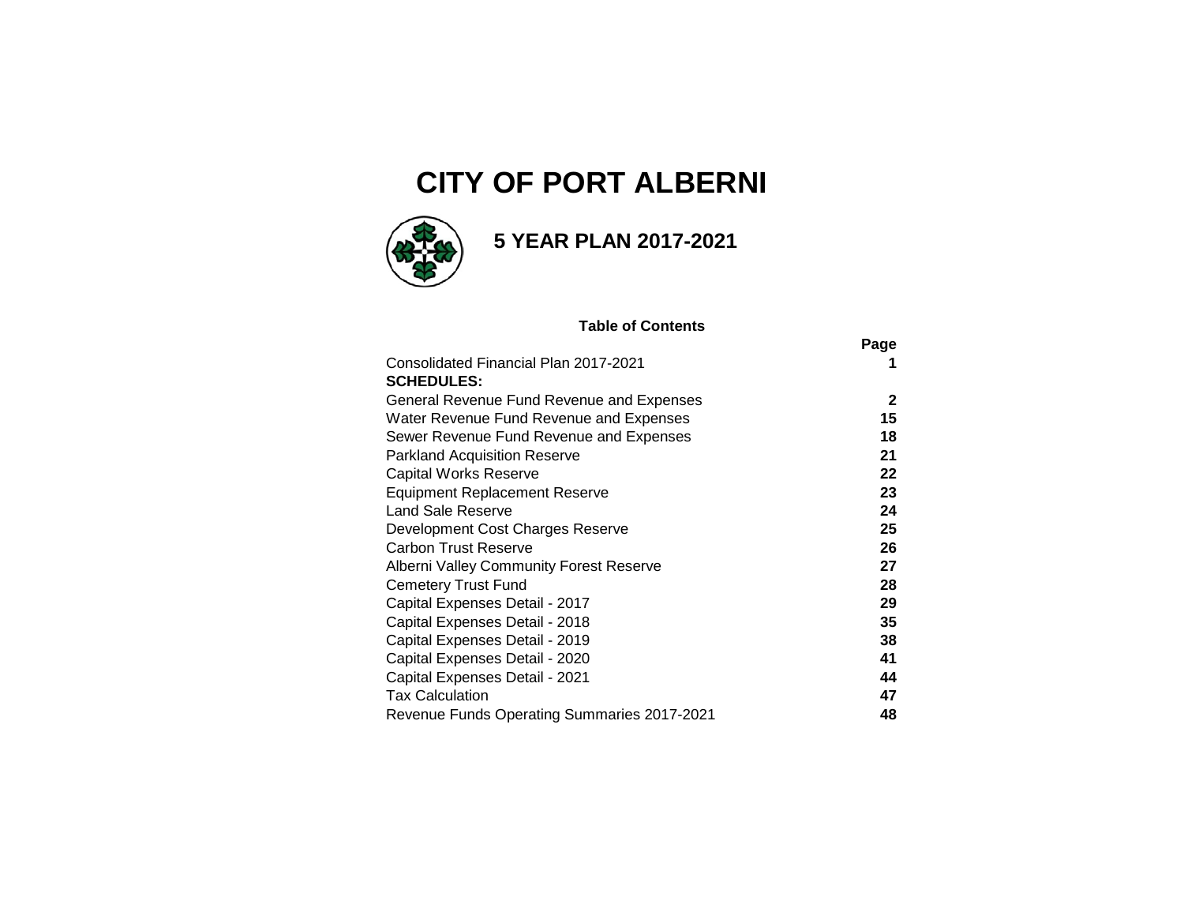# CITY OF PORT ALBERNI

## 5 YEAR PLAN 2017-2021

### Table of Contents

| | Page |
|---|---|
| Consolidated Financial Plan 2017-2021 | **1** |
| **SCHEDULES:** | |
| General Revenue Fund Revenue and Expenses | **2** |
| Water Revenue Fund Revenue and Expenses | **15** |
| Sewer Revenue Fund Revenue and Expenses | **18** |
| Parkland Acquisition Reserve | **21** |
| Capital Works Reserve | **22** |
| Equipment Replacement Reserve | **23** |
| Land Sale Reserve | **24** |
| Development Cost Charges Reserve | **25** |
| Carbon Trust Reserve | **26** |
| Alberni Valley Community Forest Reserve | **27** |
| Cemetery Trust Fund | **28** |
| Capital Expenses Detail - 2017 | **29** |
| Capital Expenses Detail - 2018 | **35** |
| Capital Expenses Detail - 2019 | **38** |
| Capital Expenses Detail - 2020 | **41** |
| Capital Expenses Detail - 2021 | **44** |
| Tax Calculation | **47** |
| Revenue Funds Operating Summaries 2017-2021 | **48** |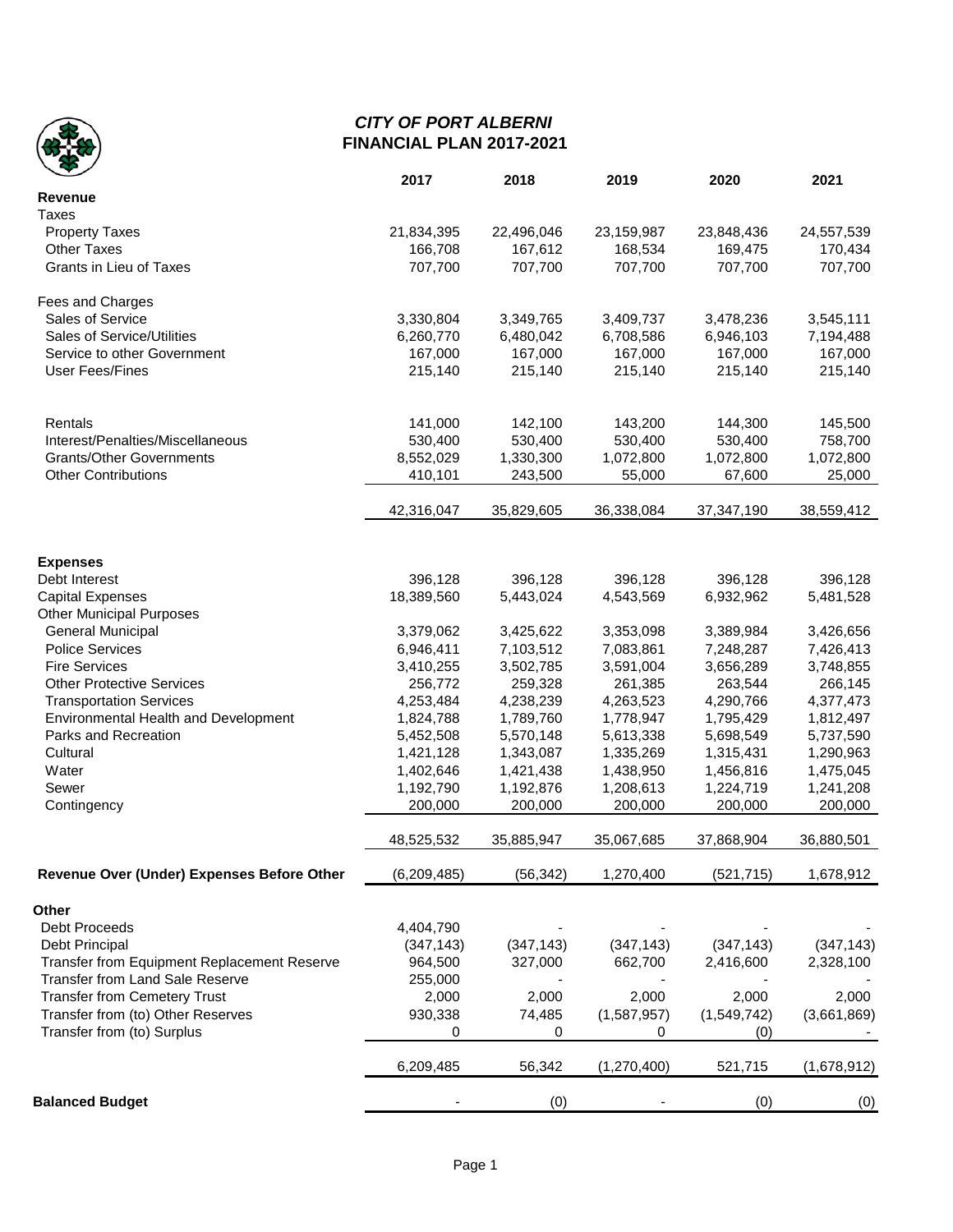## *CITY OF PORT ALBERNI*
## FINANCIAL PLAN 2017-2021

| | 2017 | 2018 | 2019 | 2020 | 2021 |
|---|---|---|---|---|---|
| **Revenue** | | | | | |
| Taxes | | | | | |
| Property Taxes | 21,834,395 | 22,496,046 | 23,159,987 | 23,848,436 | 24,557,539 |
| Other Taxes | 166,708 | 167,612 | 168,534 | 169,475 | 170,434 |
| Grants in Lieu of Taxes | 707,700 | 707,700 | 707,700 | 707,700 | 707,700 |
| Fees and Charges | | | | | |
| Sales of Service | 3,330,804 | 3,349,765 | 3,409,737 | 3,478,236 | 3,545,111 |
| Sales of Service/Utilities | 6,260,770 | 6,480,042 | 6,708,586 | 6,946,103 | 7,194,488 |
| Service to other Government | 167,000 | 167,000 | 167,000 | 167,000 | 167,000 |
| User Fees/Fines | 215,140 | 215,140 | 215,140 | 215,140 | 215,140 |
| Rentals | 141,000 | 142,100 | 143,200 | 144,300 | 145,500 |
| Interest/Penalties/Miscellaneous | 530,400 | 530,400 | 530,400 | 530,400 | 758,700 |
| Grants/Other Governments | 8,552,029 | 1,330,300 | 1,072,800 | 1,072,800 | 1,072,800 |
| Other Contributions | 410,101 | 243,500 | 55,000 | 67,600 | 25,000 |
| | 42,316,047 | 35,829,605 | 36,338,084 | 37,347,190 | 38,559,412 |
| **Expenses** | | | | | |
| Debt Interest | 396,128 | 396,128 | 396,128 | 396,128 | 396,128 |
| Capital Expenses | 18,389,560 | 5,443,024 | 4,543,569 | 6,932,962 | 5,481,528 |
| Other Municipal Purposes | | | | | |
| General Municipal | 3,379,062 | 3,425,622 | 3,353,098 | 3,389,984 | 3,426,656 |
| Police Services | 6,946,411 | 7,103,512 | 7,083,861 | 7,248,287 | 7,426,413 |
| Fire Services | 3,410,255 | 3,502,785 | 3,591,004 | 3,656,289 | 3,748,855 |
| Other Protective Services | 256,772 | 259,328 | 261,385 | 263,544 | 266,145 |
| Transportation Services | 4,253,484 | 4,238,239 | 4,263,523 | 4,290,766 | 4,377,473 |
| Environmental Health and Development | 1,824,788 | 1,789,760 | 1,778,947 | 1,795,429 | 1,812,497 |
| Parks and Recreation | 5,452,508 | 5,570,148 | 5,613,338 | 5,698,549 | 5,737,590 |
| Cultural | 1,421,128 | 1,343,087 | 1,335,269 | 1,315,431 | 1,290,963 |
| Water | 1,402,646 | 1,421,438 | 1,438,950 | 1,456,816 | 1,475,045 |
| Sewer | 1,192,790 | 1,192,876 | 1,208,613 | 1,224,719 | 1,241,208 |
| Contingency | 200,000 | 200,000 | 200,000 | 200,000 | 200,000 |
| | 48,525,532 | 35,885,947 | 35,067,685 | 37,868,904 | 36,880,501 |
| **Revenue Over (Under) Expenses Before Other** | (6,209,485) | (56,342) | 1,270,400 | (521,715) | 1,678,912 |
| **Other** | | | | | |
| Debt Proceeds | 4,404,790 | - | - | - | - |
| Debt Principal | (347,143) | (347,143) | (347,143) | (347,143) | (347,143) |
| Transfer from Equipment Replacement Reserve | 964,500 | 327,000 | 662,700 | 2,416,600 | 2,328,100 |
| Transfer from Land Sale Reserve | 255,000 | - | - | - | - |
| Transfer from Cemetery Trust | 2,000 | 2,000 | 2,000 | 2,000 | 2,000 |
| Transfer from (to) Other Reserves | 930,338 | 74,485 | (1,587,957) | (1,549,742) | (3,661,869) |
| Transfer from (to) Surplus | 0 | 0 | 0 | (0) | - |
| | 6,209,485 | 56,342 | (1,270,400) | 521,715 | (1,678,912) |
| **Balanced Budget** | - | (0) | - | (0) | (0) |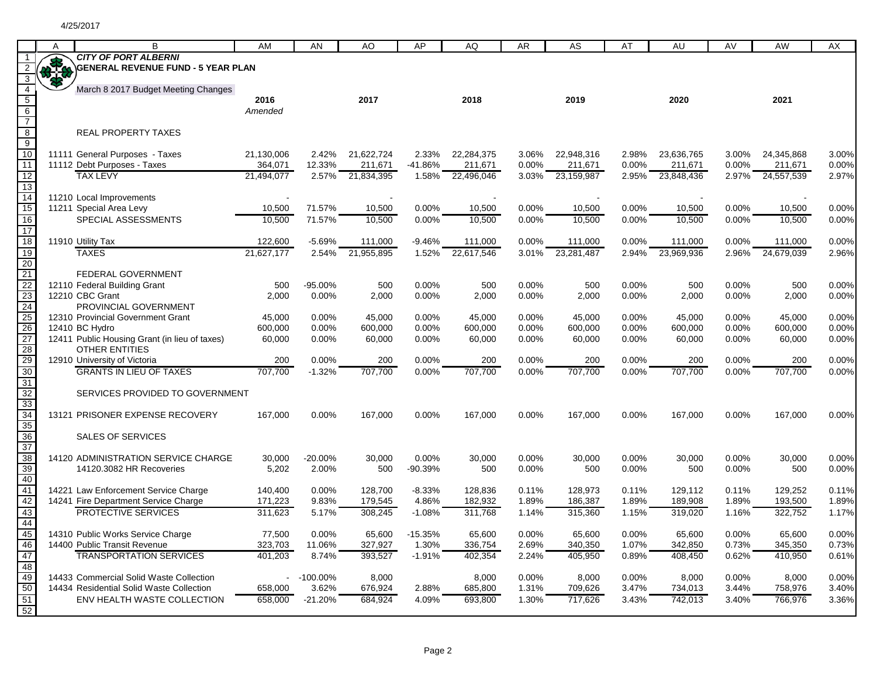4/25/2017

# CITY OF PORT ALBERNI
## GENERAL REVENUE FUND - 5 YEAR PLAN

March 8 2017 Budget Meeting Changes

| | 2016 *Amended* | | 2017 | | 2018 | | 2019 | | 2020 | | 2021 | |
|---|---|---|---|---|---|---|---|---|---|---|---|---|
| **REAL PROPERTY TAXES** | | | | | | | | | | | | |
| 11111 General Purposes - Taxes | 21,130,006 | 2.42% | 21,622,724 | 2.33% | 22,284,375 | 3.06% | 22,948,316 | 2.98% | 23,636,765 | 3.00% | 24,345,868 | 3.00% |
| 11112 Debt Purposes - Taxes | 364,071 | 12.33% | 211,671 | -41.86% | 211,671 | 0.00% | 211,671 | 0.00% | 211,671 | 0.00% | 211,671 | 0.00% |
| TAX LEVY | 21,494,077 | 2.57% | 21,834,395 | 1.58% | 22,496,046 | 3.03% | 23,159,987 | 2.95% | 23,848,436 | 2.97% | 24,557,539 | 2.97% |
| 11210 Local Improvements | - | | - | | - | | - | | - | | - | |
| 11211 Special Area Levy | 10,500 | 71.57% | 10,500 | 0.00% | 10,500 | 0.00% | 10,500 | 0.00% | 10,500 | 0.00% | 10,500 | 0.00% |
| SPECIAL ASSESSMENTS | 10,500 | 71.57% | 10,500 | 0.00% | 10,500 | 0.00% | 10,500 | 0.00% | 10,500 | 0.00% | 10,500 | 0.00% |
| 11910 Utility Tax | 122,600 | -5.69% | 111,000 | -9.46% | 111,000 | 0.00% | 111,000 | 0.00% | 111,000 | 0.00% | 111,000 | 0.00% |
| TAXES | 21,627,177 | 2.54% | 21,955,895 | 1.52% | 22,617,546 | 3.01% | 23,281,487 | 2.94% | 23,969,936 | 2.96% | 24,679,039 | 2.96% |
| **FEDERAL GOVERNMENT** | | | | | | | | | | | | |
| 12110 Federal Building Grant | 500 | -95.00% | 500 | 0.00% | 500 | 0.00% | 500 | 0.00% | 500 | 0.00% | 500 | 0.00% |
| 12210 CBC Grant | 2,000 | 0.00% | 2,000 | 0.00% | 2,000 | 0.00% | 2,000 | 0.00% | 2,000 | 0.00% | 2,000 | 0.00% |
| **PROVINCIAL GOVERNMENT** | | | | | | | | | | | | |
| 12310 Provincial Government Grant | 45,000 | 0.00% | 45,000 | 0.00% | 45,000 | 0.00% | 45,000 | 0.00% | 45,000 | 0.00% | 45,000 | 0.00% |
| 12410 BC Hydro | 600,000 | 0.00% | 600,000 | 0.00% | 600,000 | 0.00% | 600,000 | 0.00% | 600,000 | 0.00% | 600,000 | 0.00% |
| 12411 Public Housing Grant (in lieu of taxes) | 60,000 | 0.00% | 60,000 | 0.00% | 60,000 | 0.00% | 60,000 | 0.00% | 60,000 | 0.00% | 60,000 | 0.00% |
| **OTHER ENTITIES** | | | | | | | | | | | | |
| 12910 University of Victoria | 200 | 0.00% | 200 | 0.00% | 200 | 0.00% | 200 | 0.00% | 200 | 0.00% | 200 | 0.00% |
| GRANTS IN LIEU OF TAXES | 707,700 | -1.32% | 707,700 | 0.00% | 707,700 | 0.00% | 707,700 | 0.00% | 707,700 | 0.00% | 707,700 | 0.00% |
| **SERVICES PROVIDED TO GOVERNMENT** | | | | | | | | | | | | |
| 13121 PRISONER EXPENSE RECOVERY | 167,000 | 0.00% | 167,000 | 0.00% | 167,000 | 0.00% | 167,000 | 0.00% | 167,000 | 0.00% | 167,000 | 0.00% |
| **SALES OF SERVICES** | | | | | | | | | | | | |
| 14120 ADMINISTRATION SERVICE CHARGE | 30,000 | -20.00% | 30,000 | 0.00% | 30,000 | 0.00% | 30,000 | 0.00% | 30,000 | 0.00% | 30,000 | 0.00% |
| 14120.3082 HR Recoveries | 5,202 | 2.00% | 500 | -90.39% | 500 | 0.00% | 500 | 0.00% | 500 | 0.00% | 500 | 0.00% |
| 14221 Law Enforcement Service Charge | 140,400 | 0.00% | 128,700 | -8.33% | 128,836 | 0.11% | 128,973 | 0.11% | 129,112 | 0.11% | 129,252 | 0.11% |
| 14241 Fire Department Service Charge | 171,223 | 9.83% | 179,545 | 4.86% | 182,932 | 1.89% | 186,387 | 1.89% | 189,908 | 1.89% | 193,500 | 1.89% |
| PROTECTIVE SERVICES | 311,623 | 5.17% | 308,245 | -1.08% | 311,768 | 1.14% | 315,360 | 1.15% | 319,020 | 1.16% | 322,752 | 1.17% |
| 14310 Public Works Service Charge | 77,500 | 0.00% | 65,600 | -15.35% | 65,600 | 0.00% | 65,600 | 0.00% | 65,600 | 0.00% | 65,600 | 0.00% |
| 14400 Public Transit Revenue | 323,703 | 11.06% | 327,927 | 1.30% | 336,754 | 2.69% | 340,350 | 1.07% | 342,850 | 0.73% | 345,350 | 0.73% |
| TRANSPORTATION SERVICES | 401,203 | 8.74% | 393,527 | -1.91% | 402,354 | 2.24% | 405,950 | 0.89% | 408,450 | 0.62% | 410,950 | 0.61% |
| 14433 Commercial Solid Waste Collection | - | -100.00% | 8,000 | | 8,000 | 0.00% | 8,000 | 0.00% | 8,000 | 0.00% | 8,000 | 0.00% |
| 14434 Residential Solid Waste Collection | 658,000 | 3.62% | 676,924 | 2.88% | 685,800 | 1.31% | 709,626 | 3.47% | 734,013 | 3.44% | 758,976 | 3.40% |
| ENV HEALTH WASTE COLLECTION | 658,000 | -21.20% | 684,924 | 4.09% | 693,800 | 1.30% | 717,626 | 3.43% | 742,013 | 3.40% | 766,976 | 3.36% |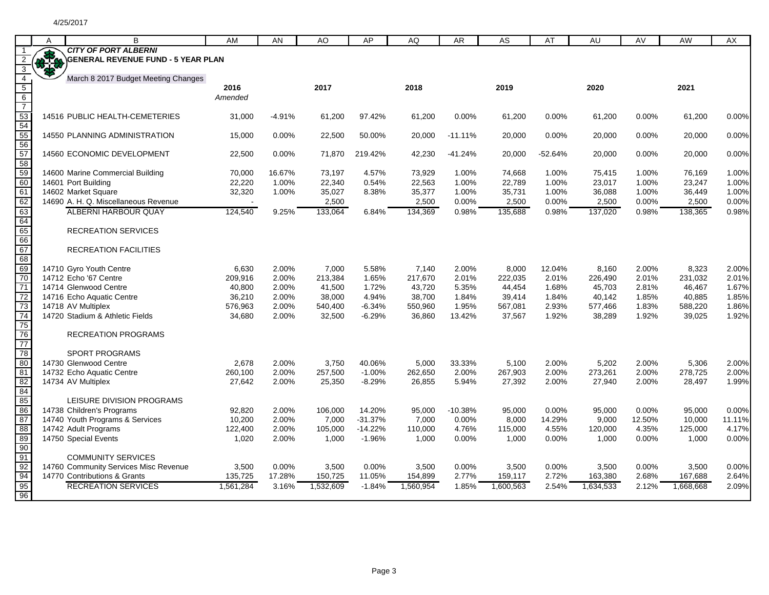4/25/2017

**CITY OF PORT ALBERNI**

**GENERAL REVENUE FUND - 5 YEAR PLAN**

March 8 2017 Budget Meeting Changes

| | 2016 Amended | | 2017 | | 2018 | | 2019 | | 2020 | | 2021 | |
|---|---|---|---|---|---|---|---|---|---|---|---|---|
| 14516 PUBLIC HEALTH-CEMETERIES | 31,000 | -4.91% | 61,200 | 97.42% | 61,200 | 0.00% | 61,200 | 0.00% | 61,200 | 0.00% | 61,200 | 0.00% |
| 14550 PLANNING ADMINISTRATION | 15,000 | 0.00% | 22,500 | 50.00% | 20,000 | -11.11% | 20,000 | 0.00% | 20,000 | 0.00% | 20,000 | 0.00% |
| 14560 ECONOMIC DEVELOPMENT | 22,500 | 0.00% | 71,870 | 219.42% | 42,230 | -41.24% | 20,000 | -52.64% | 20,000 | 0.00% | 20,000 | 0.00% |
| 14600 Marine Commercial Building | 70,000 | 16.67% | 73,197 | 4.57% | 73,929 | 1.00% | 74,668 | 1.00% | 75,415 | 1.00% | 76,169 | 1.00% |
| 14601 Port Building | 22,220 | 1.00% | 22,340 | 0.54% | 22,563 | 1.00% | 22,789 | 1.00% | 23,017 | 1.00% | 23,247 | 1.00% |
| 14602 Market Square | 32,320 | 1.00% | 35,027 | 8.38% | 35,377 | 1.00% | 35,731 | 1.00% | 36,088 | 1.00% | 36,449 | 1.00% |
| 14690 A. H. Q. Miscellaneous Revenue | - | | 2,500 | | 2,500 | 0.00% | 2,500 | 0.00% | 2,500 | 0.00% | 2,500 | 0.00% |
| ALBERNI HARBOUR QUAY | 124,540 | 9.25% | 133,064 | 6.84% | 134,369 | 0.98% | 135,688 | 0.98% | 137,020 | 0.98% | 138,365 | 0.98% |
| RECREATION SERVICES | | | | | | | | | | | | |
| RECREATION FACILITIES | | | | | | | | | | | | |
| 14710 Gyro Youth Centre | 6,630 | 2.00% | 7,000 | 5.58% | 7,140 | 2.00% | 8,000 | 12.04% | 8,160 | 2.00% | 8,323 | 2.00% |
| 14712 Echo '67 Centre | 209,916 | 2.00% | 213,384 | 1.65% | 217,670 | 2.01% | 222,035 | 2.01% | 226,490 | 2.01% | 231,032 | 2.01% |
| 14714 Glenwood Centre | 40,800 | 2.00% | 41,500 | 1.72% | 43,720 | 5.35% | 44,454 | 1.68% | 45,703 | 2.81% | 46,467 | 1.67% |
| 14716 Echo Aquatic Centre | 36,210 | 2.00% | 38,000 | 4.94% | 38,700 | 1.84% | 39,414 | 1.84% | 40,142 | 1.85% | 40,885 | 1.85% |
| 14718 AV Multiplex | 576,963 | 2.00% | 540,400 | -6.34% | 550,960 | 1.95% | 567,081 | 2.93% | 577,466 | 1.83% | 588,220 | 1.86% |
| 14720 Stadium & Athletic Fields | 34,680 | 2.00% | 32,500 | -6.29% | 36,860 | 13.42% | 37,567 | 1.92% | 38,289 | 1.92% | 39,025 | 1.92% |
| RECREATION PROGRAMS | | | | | | | | | | | | |
| SPORT PROGRAMS | | | | | | | | | | | | |
| 14730 Glenwood Centre | 2,678 | 2.00% | 3,750 | 40.06% | 5,000 | 33.33% | 5,100 | 2.00% | 5,202 | 2.00% | 5,306 | 2.00% |
| 14732 Echo Aquatic Centre | 260,100 | 2.00% | 257,500 | -1.00% | 262,650 | 2.00% | 267,903 | 2.00% | 273,261 | 2.00% | 278,725 | 2.00% |
| 14734 AV Multiplex | 27,642 | 2.00% | 25,350 | -8.29% | 26,855 | 5.94% | 27,392 | 2.00% | 27,940 | 2.00% | 28,497 | 1.99% |
| LEISURE DIVISION PROGRAMS | | | | | | | | | | | | |
| 14738 Children's Programs | 92,820 | 2.00% | 106,000 | 14.20% | 95,000 | -10.38% | 95,000 | 0.00% | 95,000 | 0.00% | 95,000 | 0.00% |
| 14740 Youth Programs & Services | 10,200 | 2.00% | 7,000 | -31.37% | 7,000 | 0.00% | 8,000 | 14.29% | 9,000 | 12.50% | 10,000 | 11.11% |
| 14742 Adult Programs | 122,400 | 2.00% | 105,000 | -14.22% | 110,000 | 4.76% | 115,000 | 4.55% | 120,000 | 4.35% | 125,000 | 4.17% |
| 14750 Special Events | 1,020 | 2.00% | 1,000 | -1.96% | 1,000 | 0.00% | 1,000 | 0.00% | 1,000 | 0.00% | 1,000 | 0.00% |
| COMMUNITY SERVICES | | | | | | | | | | | | |
| 14760 Community Services Misc Revenue | 3,500 | 0.00% | 3,500 | 0.00% | 3,500 | 0.00% | 3,500 | 0.00% | 3,500 | 0.00% | 3,500 | 0.00% |
| 14770 Contributions & Grants | 135,725 | 17.28% | 150,725 | 11.05% | 154,899 | 2.77% | 159,117 | 2.72% | 163,380 | 2.68% | 167,688 | 2.64% |
| RECREATION SERVICES | 1,561,284 | 3.16% | 1,532,609 | -1.84% | 1,560,954 | 1.85% | 1,600,563 | 2.54% | 1,634,533 | 2.12% | 1,668,668 | 2.09% |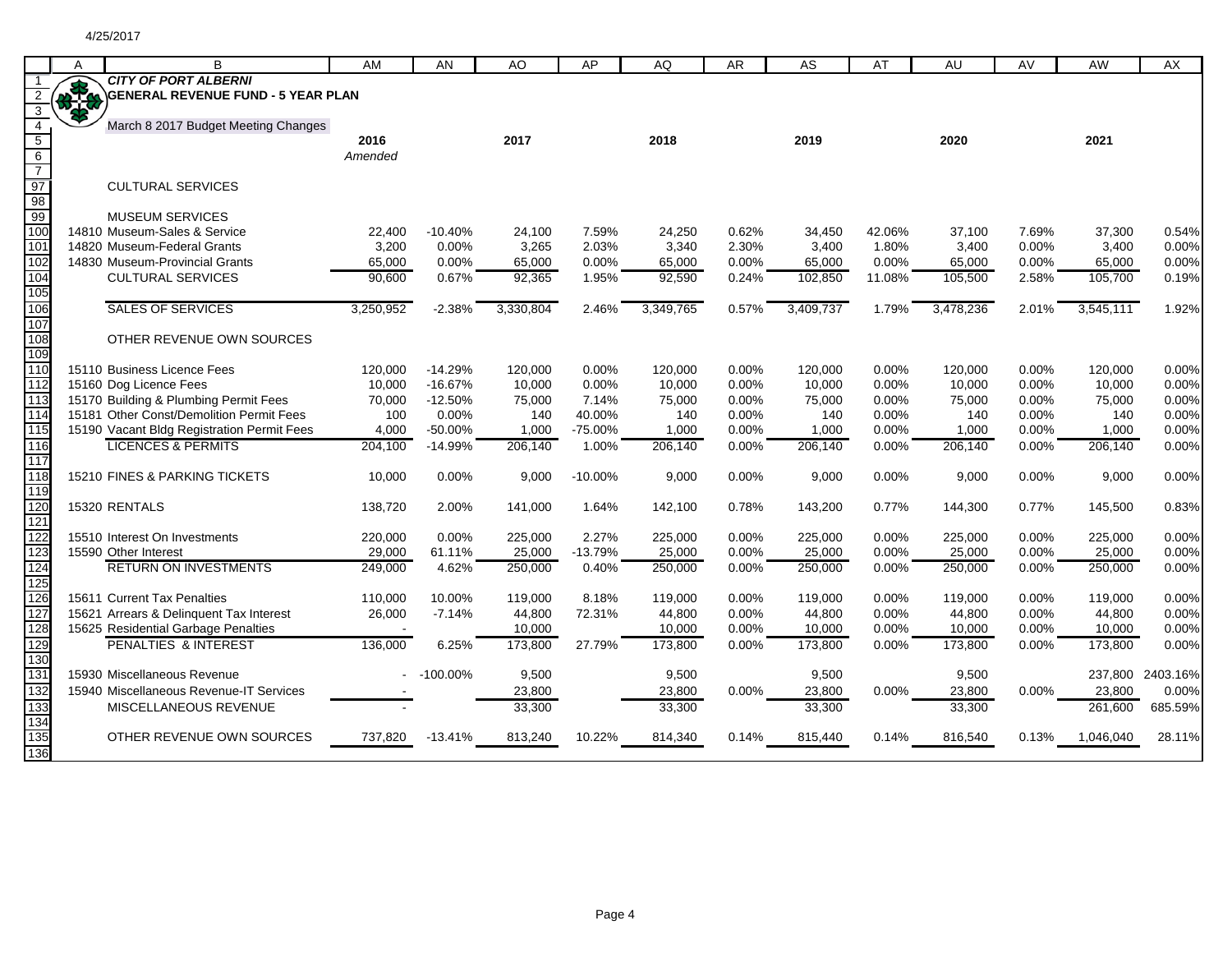4/25/2017

**CITY OF PORT ALBERNI**
**GENERAL REVENUE FUND - 5 YEAR PLAN**

March 8 2017 Budget Meeting Changes

| | 2016 *Amended* | | 2017 | | 2018 | | 2019 | | 2020 | | 2021 | |
|---|---|---|---|---|---|---|---|---|---|---|---|---|
| CULTURAL SERVICES | | | | | | | | | | | | |
| MUSEUM SERVICES | | | | | | | | | | | | |
| 14810 Museum-Sales & Service | 22,400 | -10.40% | 24,100 | 7.59% | 24,250 | 0.62% | 34,450 | 42.06% | 37,100 | 7.69% | 37,300 | 0.54% |
| 14820 Museum-Federal Grants | 3,200 | 0.00% | 3,265 | 2.03% | 3,340 | 2.30% | 3,400 | 1.80% | 3,400 | 0.00% | 3,400 | 0.00% |
| 14830 Museum-Provincial Grants | 65,000 | 0.00% | 65,000 | 0.00% | 65,000 | 0.00% | 65,000 | 0.00% | 65,000 | 0.00% | 65,000 | 0.00% |
| CULTURAL SERVICES | 90,600 | 0.67% | 92,365 | 1.95% | 92,590 | 0.24% | 102,850 | 11.08% | 105,500 | 2.58% | 105,700 | 0.19% |
| SALES OF SERVICES | 3,250,952 | -2.38% | 3,330,804 | 2.46% | 3,349,765 | 0.57% | 3,409,737 | 1.79% | 3,478,236 | 2.01% | 3,545,111 | 1.92% |
| OTHER REVENUE OWN SOURCES | | | | | | | | | | | | |
| 15110 Business Licence Fees | 120,000 | -14.29% | 120,000 | 0.00% | 120,000 | 0.00% | 120,000 | 0.00% | 120,000 | 0.00% | 120,000 | 0.00% |
| 15160 Dog Licence Fees | 10,000 | -16.67% | 10,000 | 0.00% | 10,000 | 0.00% | 10,000 | 0.00% | 10,000 | 0.00% | 10,000 | 0.00% |
| 15170 Building & Plumbing Permit Fees | 70,000 | -12.50% | 75,000 | 7.14% | 75,000 | 0.00% | 75,000 | 0.00% | 75,000 | 0.00% | 75,000 | 0.00% |
| 15181 Other Const/Demolition Permit Fees | 100 | 0.00% | 140 | 40.00% | 140 | 0.00% | 140 | 0.00% | 140 | 0.00% | 140 | 0.00% |
| 15190 Vacant Bldg Registration Permit Fees | 4,000 | -50.00% | 1,000 | -75.00% | 1,000 | 0.00% | 1,000 | 0.00% | 1,000 | 0.00% | 1,000 | 0.00% |
| LICENCES & PERMITS | 204,100 | -14.99% | 206,140 | 1.00% | 206,140 | 0.00% | 206,140 | 0.00% | 206,140 | 0.00% | 206,140 | 0.00% |
| 15210 FINES & PARKING TICKETS | 10,000 | 0.00% | 9,000 | -10.00% | 9,000 | 0.00% | 9,000 | 0.00% | 9,000 | 0.00% | 9,000 | 0.00% |
| 15320 RENTALS | 138,720 | 2.00% | 141,000 | 1.64% | 142,100 | 0.78% | 143,200 | 0.77% | 144,300 | 0.77% | 145,500 | 0.83% |
| 15510 Interest On Investments | 220,000 | 0.00% | 225,000 | 2.27% | 225,000 | 0.00% | 225,000 | 0.00% | 225,000 | 0.00% | 225,000 | 0.00% |
| 15590 Other Interest | 29,000 | 61.11% | 25,000 | -13.79% | 25,000 | 0.00% | 25,000 | 0.00% | 25,000 | 0.00% | 25,000 | 0.00% |
| RETURN ON INVESTMENTS | 249,000 | 4.62% | 250,000 | 0.40% | 250,000 | 0.00% | 250,000 | 0.00% | 250,000 | 0.00% | 250,000 | 0.00% |
| 15611 Current Tax Penalties | 110,000 | 10.00% | 119,000 | 8.18% | 119,000 | 0.00% | 119,000 | 0.00% | 119,000 | 0.00% | 119,000 | 0.00% |
| 15621 Arrears & Delinquent Tax Interest | 26,000 | -7.14% | 44,800 | 72.31% | 44,800 | 0.00% | 44,800 | 0.00% | 44,800 | 0.00% | 44,800 | 0.00% |
| 15625 Residential Garbage Penalties | - | | 10,000 | | 10,000 | 0.00% | 10,000 | 0.00% | 10,000 | 0.00% | 10,000 | 0.00% |
| PENALTIES & INTEREST | 136,000 | 6.25% | 173,800 | 27.79% | 173,800 | 0.00% | 173,800 | 0.00% | 173,800 | 0.00% | 173,800 | 0.00% |
| 15930 Miscellaneous Revenue | - | -100.00% | 9,500 | | 9,500 | | 9,500 | | 9,500 | | 237,800 | 2403.16% |
| 15940 Miscellaneous Revenue-IT Services | - | | 23,800 | | 23,800 | 0.00% | 23,800 | 0.00% | 23,800 | 0.00% | 23,800 | 0.00% |
| MISCELLANEOUS REVENUE | - | | 33,300 | | 33,300 | | 33,300 | | 33,300 | | 261,600 | 685.59% |
| OTHER REVENUE OWN SOURCES | 737,820 | -13.41% | 813,240 | 10.22% | 814,340 | 0.14% | 815,440 | 0.14% | 816,540 | 0.13% | 1,046,040 | 28.11% |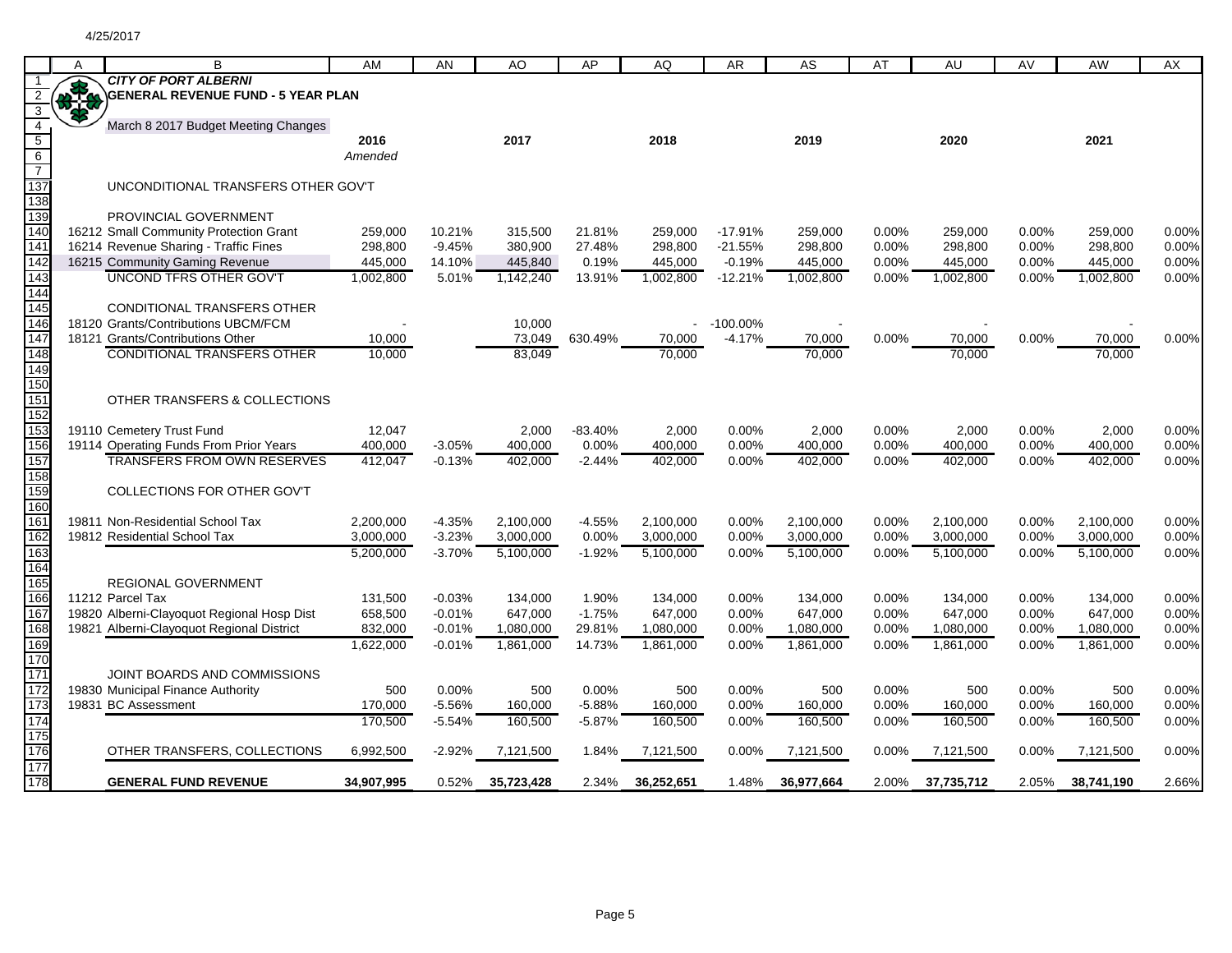4/25/2017

# CITY OF PORT ALBERNI

## GENERAL REVENUE FUND - 5 YEAR PLAN

March 8 2017 Budget Meeting Changes

| | A | B | AM | AN | AO | AP | AQ | AR | AS | AT | AU | AV | AW | AX |
|---|---|---|---|---|---|---|---|---|---|---|---|---|---|---|
| 5 | | | 2016 | | 2017 | | 2018 | | 2019 | | 2020 | | 2021 | |
| 6 | | | *Amended* | | | | | | | | | | | |
| 137 | | UNCONDITIONAL TRANSFERS OTHER GOV'T | | | | | | | | | | | | |
| 139 | | PROVINCIAL GOVERNMENT | | | | | | | | | | | | |
| 140 | 16212 | Small Community Protection Grant | 259,000 | 10.21% | 315,500 | 21.81% | 259,000 | -17.91% | 259,000 | 0.00% | 259,000 | 0.00% | 259,000 | 0.00% |
| 141 | 16214 | Revenue Sharing - Traffic Fines | 298,800 | -9.45% | 380,900 | 27.48% | 298,800 | -21.55% | 298,800 | 0.00% | 298,800 | 0.00% | 298,800 | 0.00% |
| 142 | 16215 | Community Gaming Revenue | 445,000 | 14.10% | 445,840 | 0.19% | 445,000 | -0.19% | 445,000 | 0.00% | 445,000 | 0.00% | 445,000 | 0.00% |
| 143 | | UNCOND TFRS OTHER GOV'T | 1,002,800 | 5.01% | 1,142,240 | 13.91% | 1,002,800 | -12.21% | 1,002,800 | 0.00% | 1,002,800 | 0.00% | 1,002,800 | 0.00% |
| 145 | | CONDITIONAL TRANSFERS OTHER | | | | | | | | | | | | |
| 146 | 18120 | Grants/Contributions UBCM/FCM | - | | 10,000 | | - | -100.00% | - | | - | | - | |
| 147 | 18121 | Grants/Contributions Other | 10,000 | | 73,049 | 630.49% | 70,000 | -4.17% | 70,000 | 0.00% | 70,000 | 0.00% | 70,000 | 0.00% |
| 148 | | CONDITIONAL TRANSFERS OTHER | 10,000 | | 83,049 | | 70,000 | | 70,000 | | 70,000 | | 70,000 | |
| 151 | | OTHER TRANSFERS & COLLECTIONS | | | | | | | | | | | | |
| 153 | 19110 | Cemetery Trust Fund | 12,047 | | 2,000 | -83.40% | 2,000 | 0.00% | 2,000 | 0.00% | 2,000 | 0.00% | 2,000 | 0.00% |
| 156 | 19114 | Operating Funds From Prior Years | 400,000 | -3.05% | 400,000 | 0.00% | 400,000 | 0.00% | 400,000 | 0.00% | 400,000 | 0.00% | 400,000 | 0.00% |
| 157 | | TRANSFERS FROM OWN RESERVES | 412,047 | -0.13% | 402,000 | -2.44% | 402,000 | 0.00% | 402,000 | 0.00% | 402,000 | 0.00% | 402,000 | 0.00% |
| 159 | | COLLECTIONS FOR OTHER GOV'T | | | | | | | | | | | | |
| 161 | 19811 | Non-Residential School Tax | 2,200,000 | -4.35% | 2,100,000 | -4.55% | 2,100,000 | 0.00% | 2,100,000 | 0.00% | 2,100,000 | 0.00% | 2,100,000 | 0.00% |
| 162 | 19812 | Residential School Tax | 3,000,000 | -3.23% | 3,000,000 | 0.00% | 3,000,000 | 0.00% | 3,000,000 | 0.00% | 3,000,000 | 0.00% | 3,000,000 | 0.00% |
| 163 | | | 5,200,000 | -3.70% | 5,100,000 | -1.92% | 5,100,000 | 0.00% | 5,100,000 | 0.00% | 5,100,000 | 0.00% | 5,100,000 | 0.00% |
| 165 | | REGIONAL GOVERNMENT | | | | | | | | | | | | |
| 166 | 11212 | Parcel Tax | 131,500 | -0.03% | 134,000 | 1.90% | 134,000 | 0.00% | 134,000 | 0.00% | 134,000 | 0.00% | 134,000 | 0.00% |
| 167 | 19820 | Alberni-Clayoquot Regional Hosp Dist | 658,500 | -0.01% | 647,000 | -1.75% | 647,000 | 0.00% | 647,000 | 0.00% | 647,000 | 0.00% | 647,000 | 0.00% |
| 168 | 19821 | Alberni-Clayoquot Regional District | 832,000 | -0.01% | 1,080,000 | 29.81% | 1,080,000 | 0.00% | 1,080,000 | 0.00% | 1,080,000 | 0.00% | 1,080,000 | 0.00% |
| 169 | | | 1,622,000 | -0.01% | 1,861,000 | 14.73% | 1,861,000 | 0.00% | 1,861,000 | 0.00% | 1,861,000 | 0.00% | 1,861,000 | 0.00% |
| 171 | | JOINT BOARDS AND COMMISSIONS | | | | | | | | | | | | |
| 172 | 19830 | Municipal Finance Authority | 500 | 0.00% | 500 | 0.00% | 500 | 0.00% | 500 | 0.00% | 500 | 0.00% | 500 | 0.00% |
| 173 | 19831 | BC Assessment | 170,000 | -5.56% | 160,000 | -5.88% | 160,000 | 0.00% | 160,000 | 0.00% | 160,000 | 0.00% | 160,000 | 0.00% |
| 174 | | | 170,500 | -5.54% | 160,500 | -5.87% | 160,500 | 0.00% | 160,500 | 0.00% | 160,500 | 0.00% | 160,500 | 0.00% |
| 176 | | OTHER TRANSFERS, COLLECTIONS | 6,992,500 | -2.92% | 7,121,500 | 1.84% | 7,121,500 | 0.00% | 7,121,500 | 0.00% | 7,121,500 | 0.00% | 7,121,500 | 0.00% |
| 178 | | **GENERAL FUND REVENUE** | **34,907,995** | 0.52% | **35,723,428** | 2.34% | **36,252,651** | 1.48% | **36,977,664** | 2.00% | **37,735,712** | 2.05% | **38,741,190** | 2.66% |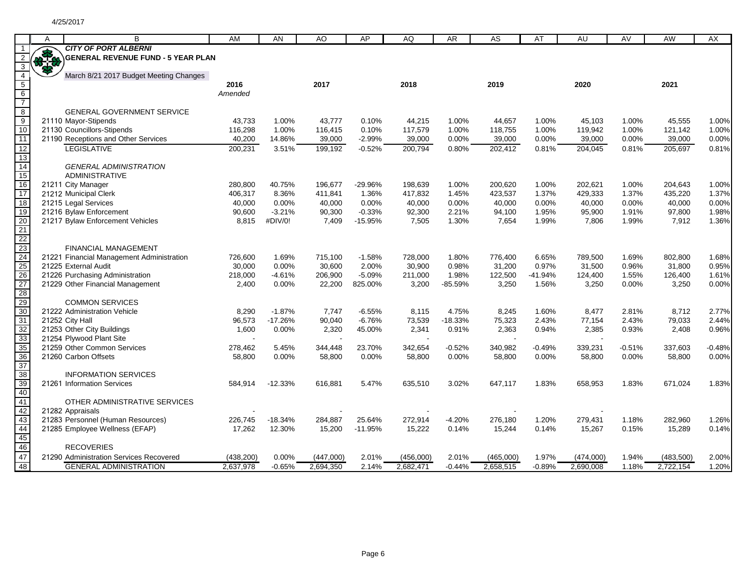4/25/2017

**CITY OF PORT ALBERNI**
**GENERAL REVENUE FUND - 5 YEAR PLAN**

March 8/21 2017 Budget Meeting Changes

| | 2016 *Amended* | | 2017 | | 2018 | | 2019 | | 2020 | | 2021 | |
|---|---|---|---|---|---|---|---|---|---|---|---|---|
| GENERAL GOVERNMENT SERVICE | | | | | | | | | | | | |
| 21110 Mayor-Stipends | 43,733 | 1.00% | 43,777 | 0.10% | 44,215 | 1.00% | 44,657 | 1.00% | 45,103 | 1.00% | 45,555 | 1.00% |
| 21130 Councillors-Stipends | 116,298 | 1.00% | 116,415 | 0.10% | 117,579 | 1.00% | 118,755 | 1.00% | 119,942 | 1.00% | 121,142 | 1.00% |
| 21190 Receptions and Other Services | 40,200 | 14.86% | 39,000 | -2.99% | 39,000 | 0.00% | 39,000 | 0.00% | 39,000 | 0.00% | 39,000 | 0.00% |
| LEGISLATIVE | 200,231 | 3.51% | 199,192 | -0.52% | 200,794 | 0.80% | 202,412 | 0.81% | 204,045 | 0.81% | 205,697 | 0.81% |
| *GENERAL ADMINISTRATION* | | | | | | | | | | | | |
| ADMINISTRATIVE | | | | | | | | | | | | |
| 21211 City Manager | 280,800 | 40.75% | 196,677 | -29.96% | 198,639 | 1.00% | 200,620 | 1.00% | 202,621 | 1.00% | 204,643 | 1.00% |
| 21212 Municipal Clerk | 406,317 | 8.36% | 411,841 | 1.36% | 417,832 | 1.45% | 423,537 | 1.37% | 429,333 | 1.37% | 435,220 | 1.37% |
| 21215 Legal Services | 40,000 | 0.00% | 40,000 | 0.00% | 40,000 | 0.00% | 40,000 | 0.00% | 40,000 | 0.00% | 40,000 | 0.00% |
| 21216 Bylaw Enforcement | 90,600 | -3.21% | 90,300 | -0.33% | 92,300 | 2.21% | 94,100 | 1.95% | 95,900 | 1.91% | 97,800 | 1.98% |
| 21217 Bylaw Enforcement Vehicles | 8,815 | #DIV/0! | 7,409 | -15.95% | 7,505 | 1.30% | 7,654 | 1.99% | 7,806 | 1.99% | 7,912 | 1.36% |
| FINANCIAL MANAGEMENT | | | | | | | | | | | | |
| 21221 Financial Management Administration | 726,600 | 1.69% | 715,100 | -1.58% | 728,000 | 1.80% | 776,400 | 6.65% | 789,500 | 1.69% | 802,800 | 1.68% |
| 21225 External Audit | 30,000 | 0.00% | 30,600 | 2.00% | 30,900 | 0.98% | 31,200 | 0.97% | 31,500 | 0.96% | 31,800 | 0.95% |
| 21226 Purchasing Administration | 218,000 | -4.61% | 206,900 | -5.09% | 211,000 | 1.98% | 122,500 | -41.94% | 124,400 | 1.55% | 126,400 | 1.61% |
| 21229 Other Financial Management | 2,400 | 0.00% | 22,200 | 825.00% | 3,200 | -85.59% | 3,250 | 1.56% | 3,250 | 0.00% | 3,250 | 0.00% |
| COMMON SERVICES | | | | | | | | | | | | |
| 21222 Administration Vehicle | 8,290 | -1.87% | 7,747 | -6.55% | 8,115 | 4.75% | 8,245 | 1.60% | 8,477 | 2.81% | 8,712 | 2.77% |
| 21252 City Hall | 96,573 | -17.26% | 90,040 | -6.76% | 73,539 | -18.33% | 75,323 | 2.43% | 77,154 | 2.43% | 79,033 | 2.44% |
| 21253 Other City Buildings | 1,600 | 0.00% | 2,320 | 45.00% | 2,341 | 0.91% | 2,363 | 0.94% | 2,385 | 0.93% | 2,408 | 0.96% |
| 21254 Plywood Plant Site | - | | - | | - | | - | | - | | | |
| 21259 Other Common Services | 278,462 | 5.45% | 344,448 | 23.70% | 342,654 | -0.52% | 340,982 | -0.49% | 339,231 | -0.51% | 337,603 | -0.48% |
| 21260 Carbon Offsets | 58,800 | 0.00% | 58,800 | 0.00% | 58,800 | 0.00% | 58,800 | 0.00% | 58,800 | 0.00% | 58,800 | 0.00% |
| INFORMATION SERVICES | | | | | | | | | | | | |
| 21261 Information Services | 584,914 | -12.33% | 616,881 | 5.47% | 635,510 | 3.02% | 647,117 | 1.83% | 658,953 | 1.83% | 671,024 | 1.83% |
| OTHER ADMINISTRATIVE SERVICES | | | | | | | | | | | | |
| 21282 Appraisals | - | | - | | - | | - | | - | | | |
| 21283 Personnel (Human Resources) | 226,745 | -18.34% | 284,887 | 25.64% | 272,914 | -4.20% | 276,180 | 1.20% | 279,431 | 1.18% | 282,960 | 1.26% |
| 21285 Employee Wellness (EFAP) | 17,262 | 12.30% | 15,200 | -11.95% | 15,222 | 0.14% | 15,244 | 0.14% | 15,267 | 0.15% | 15,289 | 0.14% |
| RECOVERIES | | | | | | | | | | | | |
| 21290 Administration Services Recovered | (438,200) | 0.00% | (447,000) | 2.01% | (456,000) | 2.01% | (465,000) | 1.97% | (474,000) | 1.94% | (483,500) | 2.00% |
| GENERAL ADMINISTRATION | 2,637,978 | -0.65% | 2,694,350 | 2.14% | 2,682,471 | -0.44% | 2,658,515 | -0.89% | 2,690,008 | 1.18% | 2,722,154 | 1.20% |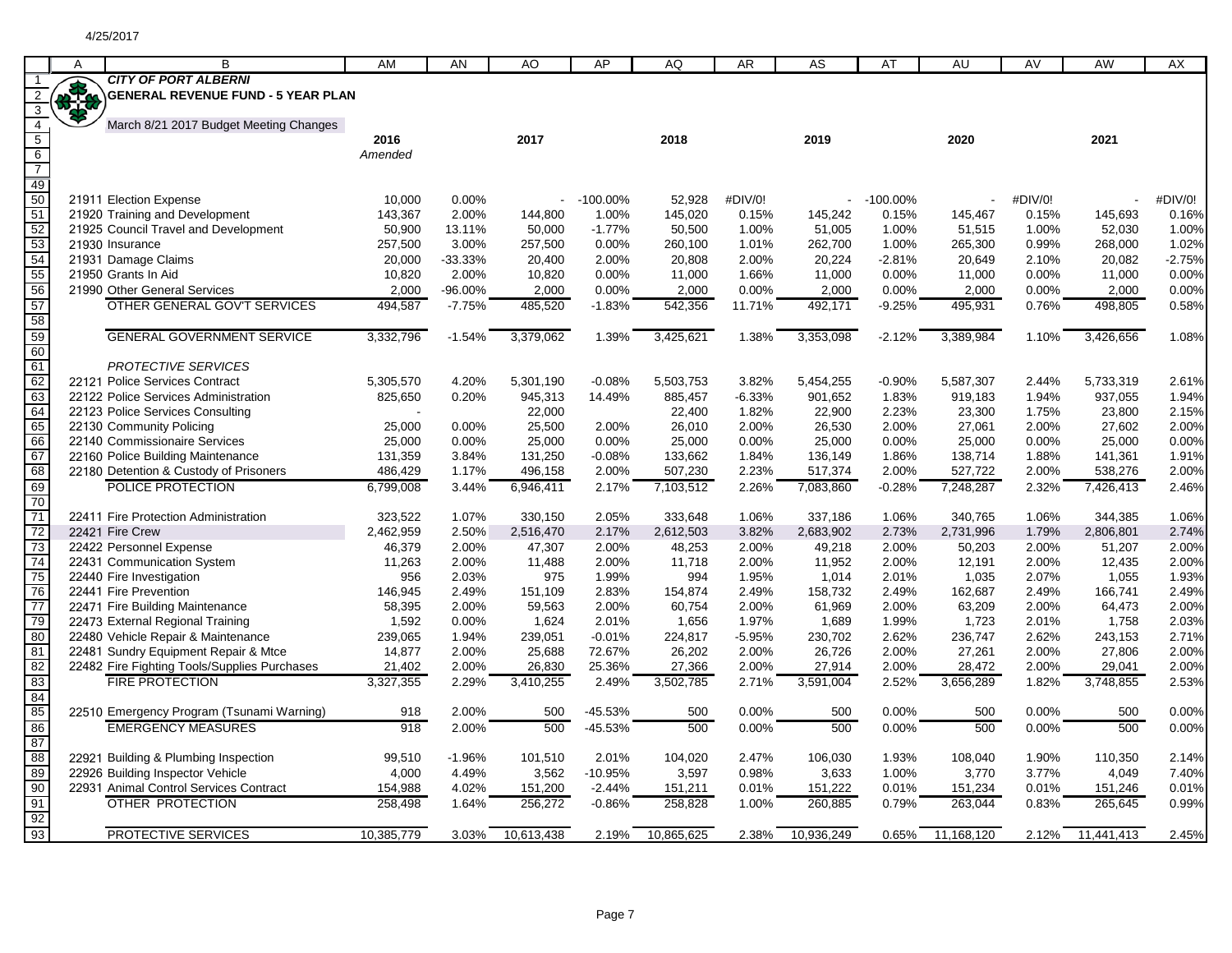4/25/2017

# CITY OF PORT ALBERNI

## GENERAL REVENUE FUND - 5 YEAR PLAN

March 8/21 2017 Budget Meeting Changes

| Row | A | B | AM | AN | AO | AP | AQ | AR | AS | AT | AU | AV | AW | AX |
|---|---|---|---|---|---|---|---|---|---|---|---|---|---|---|
| 5 | | | 2016 | | 2017 | | 2018 | | 2019 | | 2020 | | 2021 | |
| 6 | | | *Amended* | | | | | | | | | | | |
| 50 | 21911 | Election Expense | 10,000 | 0.00% | - | -100.00% | 52,928 | #DIV/0! | - | -100.00% | - | #DIV/0! | - | #DIV/0! |
| 51 | 21920 | Training and Development | 143,367 | 2.00% | 144,800 | 1.00% | 145,020 | 0.15% | 145,242 | 0.15% | 145,467 | 0.15% | 145,693 | 0.16% |
| 52 | 21925 | Council Travel and Development | 50,900 | 13.11% | 50,000 | -1.77% | 50,500 | 1.00% | 51,005 | 1.00% | 51,515 | 1.00% | 52,030 | 1.00% |
| 53 | 21930 | Insurance | 257,500 | 3.00% | 257,500 | 0.00% | 260,100 | 1.01% | 262,700 | 1.00% | 265,300 | 0.99% | 268,000 | 1.02% |
| 54 | 21931 | Damage Claims | 20,000 | -33.33% | 20,400 | 2.00% | 20,808 | 2.00% | 20,224 | -2.81% | 20,649 | 2.10% | 20,082 | -2.75% |
| 55 | 21950 | Grants In Aid | 10,820 | 2.00% | 10,820 | 0.00% | 11,000 | 1.66% | 11,000 | 0.00% | 11,000 | 0.00% | 11,000 | 0.00% |
| 56 | 21990 | Other General Services | 2,000 | -96.00% | 2,000 | 0.00% | 2,000 | 0.00% | 2,000 | 0.00% | 2,000 | 0.00% | 2,000 | 0.00% |
| 57 | | OTHER GENERAL GOV'T SERVICES | 494,587 | -7.75% | 485,520 | -1.83% | 542,356 | 11.71% | 492,171 | -9.25% | 495,931 | 0.76% | 498,805 | 0.58% |
| 59 | | GENERAL GOVERNMENT SERVICE | 3,332,796 | -1.54% | 3,379,062 | 1.39% | 3,425,621 | 1.38% | 3,353,098 | -2.12% | 3,389,984 | 1.10% | 3,426,656 | 1.08% |
| 61 | | *PROTECTIVE SERVICES* | | | | | | | | | | | | |
| 62 | 22121 | Police Services Contract | 5,305,570 | 4.20% | 5,301,190 | -0.08% | 5,503,753 | 3.82% | 5,454,255 | -0.90% | 5,587,307 | 2.44% | 5,733,319 | 2.61% |
| 63 | 22122 | Police Services Administration | 825,650 | 0.20% | 945,313 | 14.49% | 885,457 | -6.33% | 901,652 | 1.83% | 919,183 | 1.94% | 937,055 | 1.94% |
| 64 | 22123 | Police Services Consulting | - | | 22,000 | | 22,400 | 1.82% | 22,900 | 2.23% | 23,300 | 1.75% | 23,800 | 2.15% |
| 65 | 22130 | Community Policing | 25,000 | 0.00% | 25,500 | 2.00% | 26,010 | 2.00% | 26,530 | 2.00% | 27,061 | 2.00% | 27,602 | 2.00% |
| 66 | 22140 | Commissionaire Services | 25,000 | 0.00% | 25,000 | 0.00% | 25,000 | 0.00% | 25,000 | 0.00% | 25,000 | 0.00% | 25,000 | 0.00% |
| 67 | 22160 | Police Building Maintenance | 131,359 | 3.84% | 131,250 | -0.08% | 133,662 | 1.84% | 136,149 | 1.86% | 138,714 | 1.88% | 141,361 | 1.91% |
| 68 | 22180 | Detention & Custody of Prisoners | 486,429 | 1.17% | 496,158 | 2.00% | 507,230 | 2.23% | 517,374 | 2.00% | 527,722 | 2.00% | 538,276 | 2.00% |
| 69 | | POLICE PROTECTION | 6,799,008 | 3.44% | 6,946,411 | 2.17% | 7,103,512 | 2.26% | 7,083,860 | -0.28% | 7,248,287 | 2.32% | 7,426,413 | 2.46% |
| 71 | 22411 | Fire Protection Administration | 323,522 | 1.07% | 330,150 | 2.05% | 333,648 | 1.06% | 337,186 | 1.06% | 340,765 | 1.06% | 344,385 | 1.06% |
| 72 | 22421 | Fire Crew | 2,462,959 | 2.50% | 2,516,470 | 2.17% | 2,612,503 | 3.82% | 2,683,902 | 2.73% | 2,731,996 | 1.79% | 2,806,801 | 2.74% |
| 73 | 22422 | Personnel Expense | 46,379 | 2.00% | 47,307 | 2.00% | 48,253 | 2.00% | 49,218 | 2.00% | 50,203 | 2.00% | 51,207 | 2.00% |
| 74 | 22431 | Communication System | 11,263 | 2.00% | 11,488 | 2.00% | 11,718 | 2.00% | 11,952 | 2.00% | 12,191 | 2.00% | 12,435 | 2.00% |
| 75 | 22440 | Fire Investigation | 956 | 2.03% | 975 | 1.99% | 994 | 1.95% | 1,014 | 2.01% | 1,035 | 2.07% | 1,055 | 1.93% |
| 76 | 22441 | Fire Prevention | 146,945 | 2.49% | 151,109 | 2.83% | 154,874 | 2.49% | 158,732 | 2.49% | 162,687 | 2.49% | 166,741 | 2.49% |
| 77 | 22471 | Fire Building Maintenance | 58,395 | 2.00% | 59,563 | 2.00% | 60,754 | 2.00% | 61,969 | 2.00% | 63,209 | 2.00% | 64,473 | 2.00% |
| 79 | 22473 | External Regional Training | 1,592 | 0.00% | 1,624 | 2.01% | 1,656 | 1.97% | 1,689 | 1.99% | 1,723 | 2.01% | 1,758 | 2.03% |
| 80 | 22480 | Vehicle Repair & Maintenance | 239,065 | 1.94% | 239,051 | -0.01% | 224,817 | -5.95% | 230,702 | 2.62% | 236,747 | 2.62% | 243,153 | 2.71% |
| 81 | 22481 | Sundry Equipment Repair & Mtce | 14,877 | 2.00% | 25,688 | 72.67% | 26,202 | 2.00% | 26,726 | 2.00% | 27,261 | 2.00% | 27,806 | 2.00% |
| 82 | 22482 | Fire Fighting Tools/Supplies Purchases | 21,402 | 2.00% | 26,830 | 25.36% | 27,366 | 2.00% | 27,914 | 2.00% | 28,472 | 2.00% | 29,041 | 2.00% |
| 83 | | FIRE PROTECTION | 3,327,355 | 2.29% | 3,410,255 | 2.49% | 3,502,785 | 2.71% | 3,591,004 | 2.52% | 3,656,289 | 1.82% | 3,748,855 | 2.53% |
| 85 | 22510 | Emergency Program (Tsunami Warning) | 918 | 2.00% | 500 | -45.53% | 500 | 0.00% | 500 | 0.00% | 500 | 0.00% | 500 | 0.00% |
| 86 | | EMERGENCY MEASURES | 918 | 2.00% | 500 | -45.53% | 500 | 0.00% | 500 | 0.00% | 500 | 0.00% | 500 | 0.00% |
| 88 | 22921 | Building & Plumbing Inspection | 99,510 | -1.96% | 101,510 | 2.01% | 104,020 | 2.47% | 106,030 | 1.93% | 108,040 | 1.90% | 110,350 | 2.14% |
| 89 | 22926 | Building Inspector Vehicle | 4,000 | 4.49% | 3,562 | -10.95% | 3,597 | 0.98% | 3,633 | 1.00% | 3,770 | 3.77% | 4,049 | 7.40% |
| 90 | 22931 | Animal Control Services Contract | 154,988 | 4.02% | 151,200 | -2.44% | 151,211 | 0.01% | 151,222 | 0.01% | 151,234 | 0.01% | 151,246 | 0.01% |
| 91 | | OTHER PROTECTION | 258,498 | 1.64% | 256,272 | -0.86% | 258,828 | 1.00% | 260,885 | 0.79% | 263,044 | 0.83% | 265,645 | 0.99% |
| 93 | | PROTECTIVE SERVICES | 10,385,779 | 3.03% | 10,613,438 | 2.19% | 10,865,625 | 2.38% | 10,936,249 | 0.65% | 11,168,120 | 2.12% | 11,441,413 | 2.45% |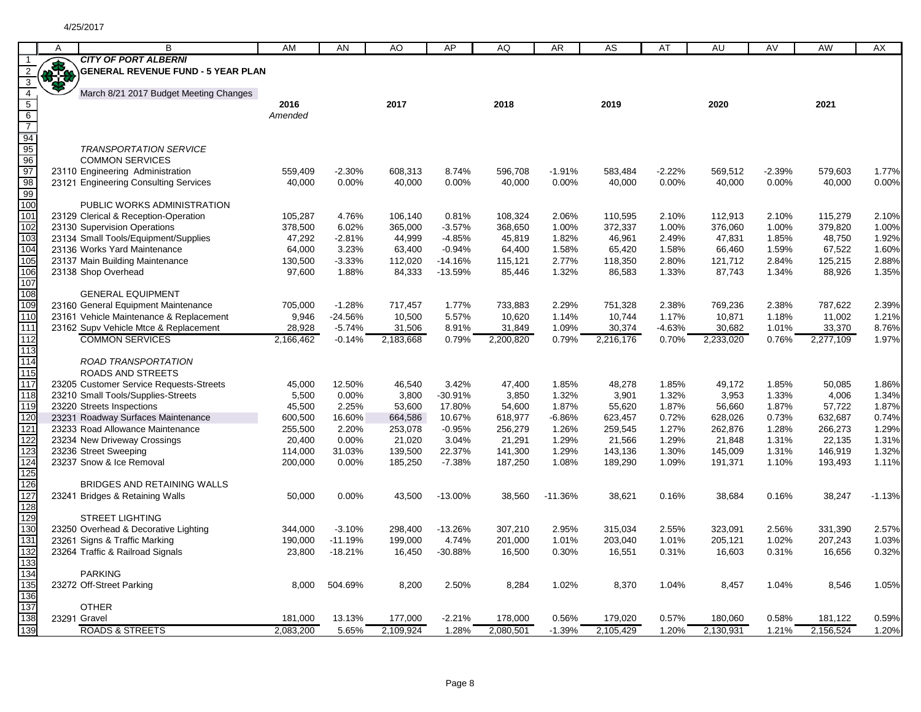**CITY OF PORT ALBERNI**

**GENERAL REVENUE FUND - 5 YEAR PLAN**

March 8/21 2017 Budget Meeting Changes

| | | 2016 *Amended* | | 2017 | | 2018 | | 2019 | | 2020 | | 2021 | |
|---|---|---|---|---|---|---|---|---|---|---|---|---|---|
| | *TRANSPORTATION SERVICE* | | | | | | | | | | | | |
| | COMMON SERVICES | | | | | | | | | | | | |
| 23110 | Engineering Administration | 559,409 | -2.30% | 608,313 | 8.74% | 596,708 | -1.91% | 583,484 | -2.22% | 569,512 | -2.39% | 579,603 | 1.77% |
| 23121 | Engineering Consulting Services | 40,000 | 0.00% | 40,000 | 0.00% | 40,000 | 0.00% | 40,000 | 0.00% | 40,000 | 0.00% | 40,000 | 0.00% |
| | PUBLIC WORKS ADMINISTRATION | | | | | | | | | | | | |
| 23129 | Clerical & Reception-Operation | 105,287 | 4.76% | 106,140 | 0.81% | 108,324 | 2.06% | 110,595 | 2.10% | 112,913 | 2.10% | 115,279 | 2.10% |
| 23130 | Supervision Operations | 378,500 | 6.02% | 365,000 | -3.57% | 368,650 | 1.00% | 372,337 | 1.00% | 376,060 | 1.00% | 379,820 | 1.00% |
| 23134 | Small Tools/Equipment/Supplies | 47,292 | -2.81% | 44,999 | -4.85% | 45,819 | 1.82% | 46,961 | 2.49% | 47,831 | 1.85% | 48,750 | 1.92% |
| 23136 | Works Yard Maintenance | 64,000 | 3.23% | 63,400 | -0.94% | 64,400 | 1.58% | 65,420 | 1.58% | 66,460 | 1.59% | 67,522 | 1.60% |
| 23137 | Main Building Maintenance | 130,500 | -3.33% | 112,020 | -14.16% | 115,121 | 2.77% | 118,350 | 2.80% | 121,712 | 2.84% | 125,215 | 2.88% |
| 23138 | Shop Overhead | 97,600 | 1.88% | 84,333 | -13.59% | 85,446 | 1.32% | 86,583 | 1.33% | 87,743 | 1.34% | 88,926 | 1.35% |
| | GENERAL EQUIPMENT | | | | | | | | | | | | |
| 23160 | General Equipment Maintenance | 705,000 | -1.28% | 717,457 | 1.77% | 733,883 | 2.29% | 751,328 | 2.38% | 769,236 | 2.38% | 787,622 | 2.39% |
| 23161 | Vehicle Maintenance & Replacement | 9,946 | -24.56% | 10,500 | 5.57% | 10,620 | 1.14% | 10,744 | 1.17% | 10,871 | 1.18% | 11,002 | 1.21% |
| 23162 | Supv Vehicle Mtce & Replacement | 28,928 | -5.74% | 31,506 | 8.91% | 31,849 | 1.09% | 30,374 | -4.63% | 30,682 | 1.01% | 33,370 | 8.76% |
| | COMMON SERVICES | 2,166,462 | -0.14% | 2,183,668 | 0.79% | 2,200,820 | 0.79% | 2,216,176 | 0.70% | 2,233,020 | 0.76% | 2,277,109 | 1.97% |
| | *ROAD TRANSPORTATION* | | | | | | | | | | | | |
| | ROADS AND STREETS | | | | | | | | | | | | |
| 23205 | Customer Service Requests-Streets | 45,000 | 12.50% | 46,540 | 3.42% | 47,400 | 1.85% | 48,278 | 1.85% | 49,172 | 1.85% | 50,085 | 1.86% |
| 23210 | Small Tools/Supplies-Streets | 5,500 | 0.00% | 3,800 | -30.91% | 3,850 | 1.32% | 3,901 | 1.32% | 3,953 | 1.33% | 4,006 | 1.34% |
| 23220 | Streets Inspections | 45,500 | 2.25% | 53,600 | 17.80% | 54,600 | 1.87% | 55,620 | 1.87% | 56,660 | 1.87% | 57,722 | 1.87% |
| 23231 | Roadway Surfaces Maintenance | 600,500 | 16.60% | 664,586 | 10.67% | 618,977 | -6.86% | 623,457 | 0.72% | 628,026 | 0.73% | 632,687 | 0.74% |
| 23233 | Road Allowance Maintenance | 255,500 | 2.20% | 253,078 | -0.95% | 256,279 | 1.26% | 259,545 | 1.27% | 262,876 | 1.28% | 266,273 | 1.29% |
| 23234 | New Driveway Crossings | 20,400 | 0.00% | 21,020 | 3.04% | 21,291 | 1.29% | 21,566 | 1.29% | 21,848 | 1.31% | 22,135 | 1.31% |
| 23236 | Street Sweeping | 114,000 | 31.03% | 139,500 | 22.37% | 141,300 | 1.29% | 143,136 | 1.30% | 145,009 | 1.31% | 146,919 | 1.32% |
| 23237 | Snow & Ice Removal | 200,000 | 0.00% | 185,250 | -7.38% | 187,250 | 1.08% | 189,290 | 1.09% | 191,371 | 1.10% | 193,493 | 1.11% |
| | BRIDGES AND RETAINING WALLS | | | | | | | | | | | | |
| 23241 | Bridges & Retaining Walls | 50,000 | 0.00% | 43,500 | -13.00% | 38,560 | -11.36% | 38,621 | 0.16% | 38,684 | 0.16% | 38,247 | -1.13% |
| | STREET LIGHTING | | | | | | | | | | | | |
| 23250 | Overhead & Decorative Lighting | 344,000 | -3.10% | 298,400 | -13.26% | 307,210 | 2.95% | 315,034 | 2.55% | 323,091 | 2.56% | 331,390 | 2.57% |
| 23261 | Signs & Traffic Marking | 190,000 | -11.19% | 199,000 | 4.74% | 201,000 | 1.01% | 203,040 | 1.01% | 205,121 | 1.02% | 207,243 | 1.03% |
| 23264 | Traffic & Railroad Signals | 23,800 | -18.21% | 16,450 | -30.88% | 16,500 | 0.30% | 16,551 | 0.31% | 16,603 | 0.31% | 16,656 | 0.32% |
| | PARKING | | | | | | | | | | | | |
| 23272 | Off-Street Parking | 8,000 | 504.69% | 8,200 | 2.50% | 8,284 | 1.02% | 8,370 | 1.04% | 8,457 | 1.04% | 8,546 | 1.05% |
| | OTHER | | | | | | | | | | | | |
| 23291 | Gravel | 181,000 | 13.13% | 177,000 | -2.21% | 178,000 | 0.56% | 179,020 | 0.57% | 180,060 | 0.58% | 181,122 | 0.59% |
| | ROADS & STREETS | 2,083,200 | 5.65% | 2,109,924 | 1.28% | 2,080,501 | -1.39% | 2,105,429 | 1.20% | 2,130,931 | 1.21% | 2,156,524 | 1.20% |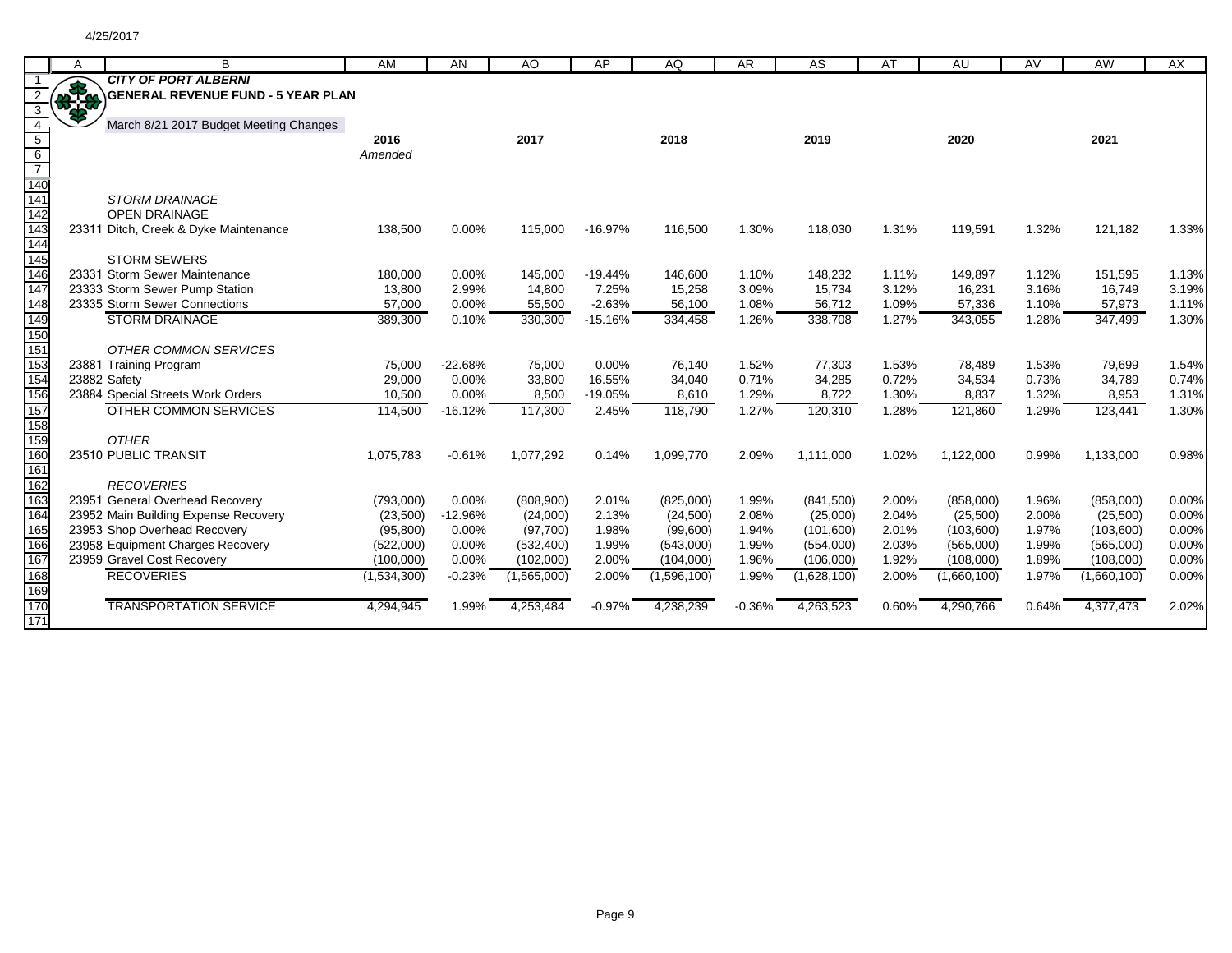4/25/2017

**CITY OF PORT ALBERNI**
**GENERAL REVENUE FUND - 5 YEAR PLAN**

March 8/21 2017 Budget Meeting Changes

| | | 2016 | | 2017 | | 2018 | | 2019 | | 2020 | | 2021 | |
|---|---|---|---|---|---|---|---|---|---|---|---|---|---|
| | | *Amended* | | | | | | | | | | | |
| | *STORM DRAINAGE* | | | | | | | | | | | | |
| | OPEN DRAINAGE | | | | | | | | | | | | |
| 23311 | Ditch, Creek & Dyke Maintenance | 138,500 | 0.00% | 115,000 | -16.97% | 116,500 | 1.30% | 118,030 | 1.31% | 119,591 | 1.32% | 121,182 | 1.33% |
| | STORM SEWERS | | | | | | | | | | | | |
| 23331 | Storm Sewer Maintenance | 180,000 | 0.00% | 145,000 | -19.44% | 146,600 | 1.10% | 148,232 | 1.11% | 149,897 | 1.12% | 151,595 | 1.13% |
| 23333 | Storm Sewer Pump Station | 13,800 | 2.99% | 14,800 | 7.25% | 15,258 | 3.09% | 15,734 | 3.12% | 16,231 | 3.16% | 16,749 | 3.19% |
| 23335 | Storm Sewer Connections | 57,000 | 0.00% | 55,500 | -2.63% | 56,100 | 1.08% | 56,712 | 1.09% | 57,336 | 1.10% | 57,973 | 1.11% |
| | STORM DRAINAGE | 389,300 | 0.10% | 330,300 | -15.16% | 334,458 | 1.26% | 338,708 | 1.27% | 343,055 | 1.28% | 347,499 | 1.30% |
| | *OTHER COMMON SERVICES* | | | | | | | | | | | | |
| 23881 | Training Program | 75,000 | -22.68% | 75,000 | 0.00% | 76,140 | 1.52% | 77,303 | 1.53% | 78,489 | 1.53% | 79,699 | 1.54% |
| 23882 | Safety | 29,000 | 0.00% | 33,800 | 16.55% | 34,040 | 0.71% | 34,285 | 0.72% | 34,534 | 0.73% | 34,789 | 0.74% |
| 23884 | Special Streets Work Orders | 10,500 | 0.00% | 8,500 | -19.05% | 8,610 | 1.29% | 8,722 | 1.30% | 8,837 | 1.32% | 8,953 | 1.31% |
| | OTHER COMMON SERVICES | 114,500 | -16.12% | 117,300 | 2.45% | 118,790 | 1.27% | 120,310 | 1.28% | 121,860 | 1.29% | 123,441 | 1.30% |
| | *OTHER* | | | | | | | | | | | | |
| 23510 | PUBLIC TRANSIT | 1,075,783 | -0.61% | 1,077,292 | 0.14% | 1,099,770 | 2.09% | 1,111,000 | 1.02% | 1,122,000 | 0.99% | 1,133,000 | 0.98% |
| | *RECOVERIES* | | | | | | | | | | | | |
| 23951 | General Overhead Recovery | (793,000) | 0.00% | (808,900) | 2.01% | (825,000) | 1.99% | (841,500) | 2.00% | (858,000) | 1.96% | (858,000) | 0.00% |
| 23952 | Main Building Expense Recovery | (23,500) | -12.96% | (24,000) | 2.13% | (24,500) | 2.08% | (25,000) | 2.04% | (25,500) | 2.00% | (25,500) | 0.00% |
| 23953 | Shop Overhead Recovery | (95,800) | 0.00% | (97,700) | 1.98% | (99,600) | 1.94% | (101,600) | 2.01% | (103,600) | 1.97% | (103,600) | 0.00% |
| 23958 | Equipment Charges Recovery | (522,000) | 0.00% | (532,400) | 1.99% | (543,000) | 1.99% | (554,000) | 2.03% | (565,000) | 1.99% | (565,000) | 0.00% |
| 23959 | Gravel Cost Recovery | (100,000) | 0.00% | (102,000) | 2.00% | (104,000) | 1.96% | (106,000) | 1.92% | (108,000) | 1.89% | (108,000) | 0.00% |
| | RECOVERIES | (1,534,300) | -0.23% | (1,565,000) | 2.00% | (1,596,100) | 1.99% | (1,628,100) | 2.00% | (1,660,100) | 1.97% | (1,660,100) | 0.00% |
| | TRANSPORTATION SERVICE | 4,294,945 | 1.99% | 4,253,484 | -0.97% | 4,238,239 | -0.36% | 4,263,523 | 0.60% | 4,290,766 | 0.64% | 4,377,473 | 2.02% |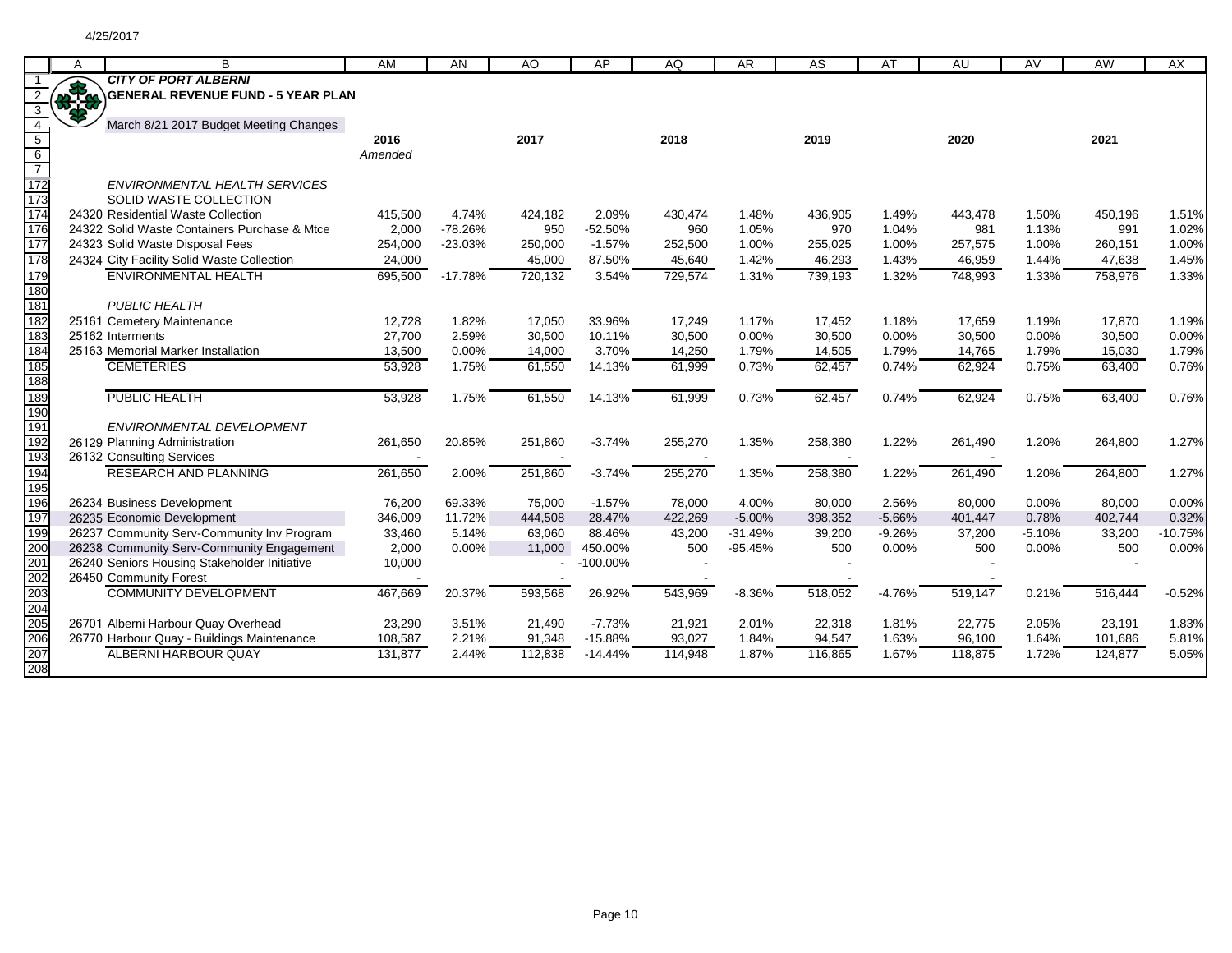4/25/2017

**CITY OF PORT ALBERNI**
**GENERAL REVENUE FUND - 5 YEAR PLAN**

March 8/21 2017 Budget Meeting Changes

| | | 2016 *Amended* | | 2017 | | 2018 | | 2019 | | 2020 | | 2021 | |
|---|---|---|---|---|---|---|---|---|---|---|---|---|---|
| | *ENVIRONMENTAL HEALTH SERVICES* | | | | | | | | | | | | |
| | SOLID WASTE COLLECTION | | | | | | | | | | | | |
| 24320 | Residential Waste Collection | 415,500 | 4.74% | 424,182 | 2.09% | 430,474 | 1.48% | 436,905 | 1.49% | 443,478 | 1.50% | 450,196 | 1.51% |
| 24322 | Solid Waste Containers Purchase & Mtce | 2,000 | -78.26% | 950 | -52.50% | 960 | 1.05% | 970 | 1.04% | 981 | 1.13% | 991 | 1.02% |
| 24323 | Solid Waste Disposal Fees | 254,000 | -23.03% | 250,000 | -1.57% | 252,500 | 1.00% | 255,025 | 1.00% | 257,575 | 1.00% | 260,151 | 1.00% |
| 24324 | City Facility Solid Waste Collection | 24,000 | | 45,000 | 87.50% | 45,640 | 1.42% | 46,293 | 1.43% | 46,959 | 1.44% | 47,638 | 1.45% |
| | ENVIRONMENTAL HEALTH | 695,500 | -17.78% | 720,132 | 3.54% | 729,574 | 1.31% | 739,193 | 1.32% | 748,993 | 1.33% | 758,976 | 1.33% |
| | *PUBLIC HEALTH* | | | | | | | | | | | | |
| 25161 | Cemetery Maintenance | 12,728 | 1.82% | 17,050 | 33.96% | 17,249 | 1.17% | 17,452 | 1.18% | 17,659 | 1.19% | 17,870 | 1.19% |
| 25162 | Interments | 27,700 | 2.59% | 30,500 | 10.11% | 30,500 | 0.00% | 30,500 | 0.00% | 30,500 | 0.00% | 30,500 | 0.00% |
| 25163 | Memorial Marker Installation | 13,500 | 0.00% | 14,000 | 3.70% | 14,250 | 1.79% | 14,505 | 1.79% | 14,765 | 1.79% | 15,030 | 1.79% |
| | CEMETERIES | 53,928 | 1.75% | 61,550 | 14.13% | 61,999 | 0.73% | 62,457 | 0.74% | 62,924 | 0.75% | 63,400 | 0.76% |
| | PUBLIC HEALTH | 53,928 | 1.75% | 61,550 | 14.13% | 61,999 | 0.73% | 62,457 | 0.74% | 62,924 | 0.75% | 63,400 | 0.76% |
| | *ENVIRONMENTAL DEVELOPMENT* | | | | | | | | | | | | |
| 26129 | Planning Administration | 261,650 | 20.85% | 251,860 | -3.74% | 255,270 | 1.35% | 258,380 | 1.22% | 261,490 | 1.20% | 264,800 | 1.27% |
| 26132 | Consulting Services | - | | - | | - | | - | | - | | | |
| | RESEARCH AND PLANNING | 261,650 | 2.00% | 251,860 | -3.74% | 255,270 | 1.35% | 258,380 | 1.22% | 261,490 | 1.20% | 264,800 | 1.27% |
| 26234 | Business Development | 76,200 | 69.33% | 75,000 | -1.57% | 78,000 | 4.00% | 80,000 | 2.56% | 80,000 | 0.00% | 80,000 | 0.00% |
| 26235 | Economic Development | 346,009 | 11.72% | 444,508 | 28.47% | 422,269 | -5.00% | 398,352 | -5.66% | 401,447 | 0.78% | 402,744 | 0.32% |
| 26237 | Community Serv-Community Inv Program | 33,460 | 5.14% | 63,060 | 88.46% | 43,200 | -31.49% | 39,200 | -9.26% | 37,200 | -5.10% | 33,200 | -10.75% |
| 26238 | Community Serv-Community Engagement | 2,000 | 0.00% | 11,000 | 450.00% | 500 | -95.45% | 500 | 0.00% | 500 | 0.00% | 500 | 0.00% |
| 26240 | Seniors Housing Stakeholder Initiative | 10,000 | | - | -100.00% | - | | - | | - | | - | |
| 26450 | Community Forest | - | | - | | - | | - | | - | | | |
| | COMMUNITY DEVELOPMENT | 467,669 | 20.37% | 593,568 | 26.92% | 543,969 | -8.36% | 518,052 | -4.76% | 519,147 | 0.21% | 516,444 | -0.52% |
| 26701 | Alberni Harbour Quay Overhead | 23,290 | 3.51% | 21,490 | -7.73% | 21,921 | 2.01% | 22,318 | 1.81% | 22,775 | 2.05% | 23,191 | 1.83% |
| 26770 | Harbour Quay - Buildings Maintenance | 108,587 | 2.21% | 91,348 | -15.88% | 93,027 | 1.84% | 94,547 | 1.63% | 96,100 | 1.64% | 101,686 | 5.81% |
| | ALBERNI HARBOUR QUAY | 131,877 | 2.44% | 112,838 | -14.44% | 114,948 | 1.87% | 116,865 | 1.67% | 118,875 | 1.72% | 124,877 | 5.05% |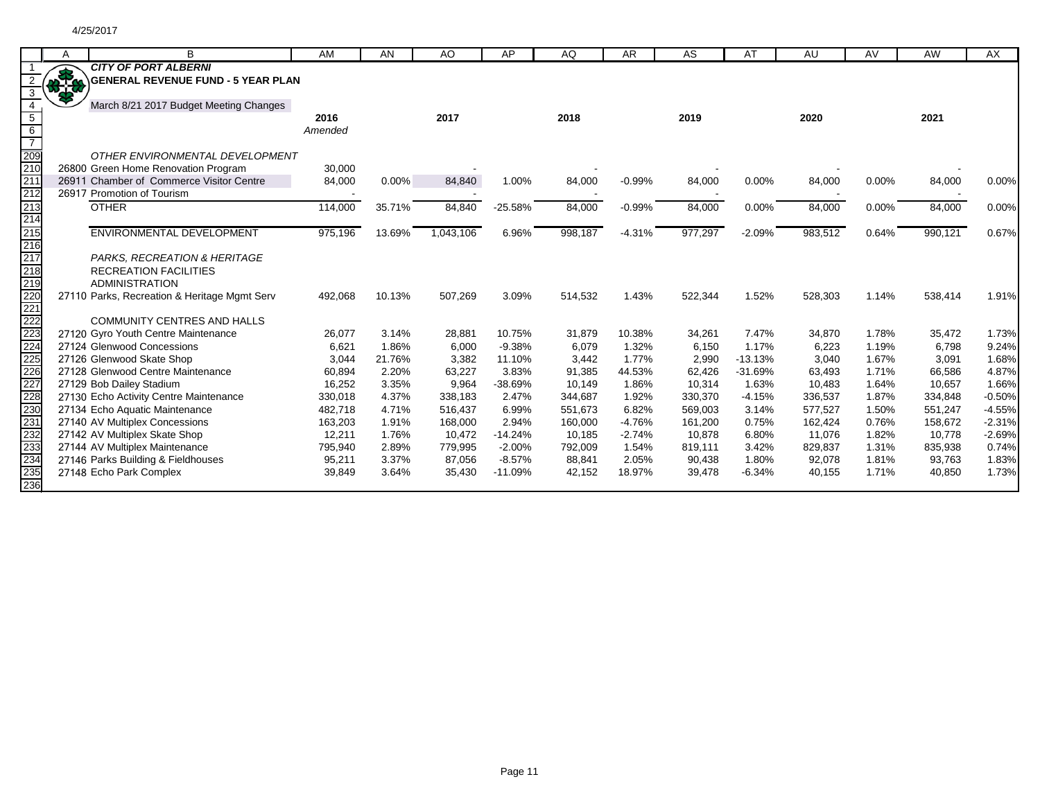4/25/2017

**CITY OF PORT ALBERNI**

**GENERAL REVENUE FUND - 5 YEAR PLAN**

March 8/21 2017 Budget Meeting Changes

| Row | A | B | AM | AN | AO | AP | AQ | AR | AS | AT | AU | AV | AW | AX |
|---|---|---|---|---|---|---|---|---|---|---|---|---|---|---|
| 5 | | | **2016** | | **2017** | | **2018** | | **2019** | | **2020** | | **2021** | |
| 6 | | | *Amended* | | | | | | | | | | | |
| 7 | | | | | | | | | | | | | | |
| 209 | | *OTHER ENVIRONMENTAL DEVELOPMENT* | | | | | | | | | | | | |
| 210 | 26800 | Green Home Renovation Program | 30,000 | | - | | - | | - | | - | | - | |
| 211 | 26911 | Chamber of Commerce Visitor Centre | 84,000 | 0.00% | 84,840 | 1.00% | 84,000 | -0.99% | 84,000 | 0.00% | 84,000 | 0.00% | 84,000 | 0.00% |
| 212 | 26917 | Promotion of Tourism | - | | - | | - | | - | | - | | - | |
| 213 | | OTHER | 114,000 | 35.71% | 84,840 | -25.58% | 84,000 | -0.99% | 84,000 | 0.00% | 84,000 | 0.00% | 84,000 | 0.00% |
| 214 | | | | | | | | | | | | | | |
| 215 | | ENVIRONMENTAL DEVELOPMENT | 975,196 | 13.69% | 1,043,106 | 6.96% | 998,187 | -4.31% | 977,297 | -2.09% | 983,512 | 0.64% | 990,121 | 0.67% |
| 216 | | | | | | | | | | | | | | |
| 217 | | *PARKS, RECREATION & HERITAGE* | | | | | | | | | | | | |
| 218 | | RECREATION FACILITIES | | | | | | | | | | | | |
| 219 | | ADMINISTRATION | | | | | | | | | | | | |
| 220 | 27110 | Parks, Recreation & Heritage Mgmt Serv | 492,068 | 10.13% | 507,269 | 3.09% | 514,532 | 1.43% | 522,344 | 1.52% | 528,303 | 1.14% | 538,414 | 1.91% |
| 221 | | | | | | | | | | | | | | |
| 222 | | COMMUNITY CENTRES AND HALLS | | | | | | | | | | | | |
| 223 | 27120 | Gyro Youth Centre Maintenance | 26,077 | 3.14% | 28,881 | 10.75% | 31,879 | 10.38% | 34,261 | 7.47% | 34,870 | 1.78% | 35,472 | 1.73% |
| 224 | 27124 | Glenwood Concessions | 6,621 | 1.86% | 6,000 | -9.38% | 6,079 | 1.32% | 6,150 | 1.17% | 6,223 | 1.19% | 6,798 | 9.24% |
| 225 | 27126 | Glenwood Skate Shop | 3,044 | 21.76% | 3,382 | 11.10% | 3,442 | 1.77% | 2,990 | -13.13% | 3,040 | 1.67% | 3,091 | 1.68% |
| 226 | 27128 | Glenwood Centre Maintenance | 60,894 | 2.20% | 63,227 | 3.83% | 91,385 | 44.53% | 62,426 | -31.69% | 63,493 | 1.71% | 66,586 | 4.87% |
| 227 | 27129 | Bob Dailey Stadium | 16,252 | 3.35% | 9,964 | -38.69% | 10,149 | 1.86% | 10,314 | 1.63% | 10,483 | 1.64% | 10,657 | 1.66% |
| 228 | 27130 | Echo Activity Centre Maintenance | 330,018 | 4.37% | 338,183 | 2.47% | 344,687 | 1.92% | 330,370 | -4.15% | 336,537 | 1.87% | 334,848 | -0.50% |
| 230 | 27134 | Echo Aquatic Maintenance | 482,718 | 4.71% | 516,437 | 6.99% | 551,673 | 6.82% | 569,003 | 3.14% | 577,527 | 1.50% | 551,247 | -4.55% |
| 231 | 27140 | AV Multiplex Concessions | 163,203 | 1.91% | 168,000 | 2.94% | 160,000 | -4.76% | 161,200 | 0.75% | 162,424 | 0.76% | 158,672 | -2.31% |
| 232 | 27142 | AV Multiplex Skate Shop | 12,211 | 1.76% | 10,472 | -14.24% | 10,185 | -2.74% | 10,878 | 6.80% | 11,076 | 1.82% | 10,778 | -2.69% |
| 233 | 27144 | AV Multiplex Maintenance | 795,940 | 2.89% | 779,995 | -2.00% | 792,009 | 1.54% | 819,111 | 3.42% | 829,837 | 1.31% | 835,938 | 0.74% |
| 234 | 27146 | Parks Building & Fieldhouses | 95,211 | 3.37% | 87,056 | -8.57% | 88,841 | 2.05% | 90,438 | 1.80% | 92,078 | 1.81% | 93,763 | 1.83% |
| 235 | 27148 | Echo Park Complex | 39,849 | 3.64% | 35,430 | -11.09% | 42,152 | 18.97% | 39,478 | -6.34% | 40,155 | 1.71% | 40,850 | 1.73% |
| 236 | | | | | | | | | | | | | | |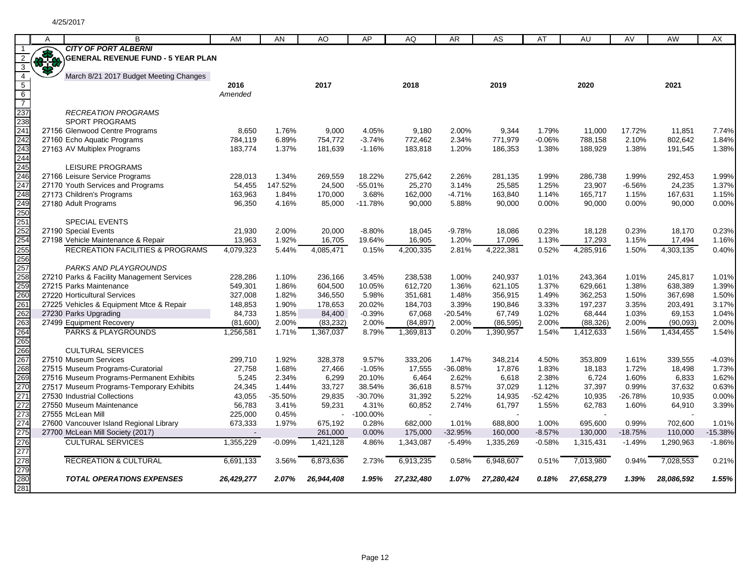4/25/2017

**CITY OF PORT ALBERNI**
**GENERAL REVENUE FUND - 5 YEAR PLAN**

March 8/21 2017 Budget Meeting Changes

| | 2016 Amended | | 2017 | | 2018 | | 2019 | | 2020 | | 2021 | |
|---|---|---|---|---|---|---|---|---|---|---|---|---|
| *RECREATION PROGRAMS* | | | | | | | | | | | | |
| SPORT PROGRAMS | | | | | | | | | | | | |
| 27156 Glenwood Centre Programs | 8,650 | 1.76% | 9,000 | 4.05% | 9,180 | 2.00% | 9,344 | 1.79% | 11,000 | 17.72% | 11,851 | 7.74% |
| 27160 Echo Aquatic Programs | 784,119 | 6.89% | 754,772 | -3.74% | 772,462 | 2.34% | 771,979 | -0.06% | 788,158 | 2.10% | 802,642 | 1.84% |
| 27163 AV Multiplex Programs | 183,774 | 1.37% | 181,639 | -1.16% | 183,818 | 1.20% | 186,353 | 1.38% | 188,929 | 1.38% | 191,545 | 1.38% |
| LEISURE PROGRAMS | | | | | | | | | | | | |
| 27166 Leisure Service Programs | 228,013 | 1.34% | 269,559 | 18.22% | 275,642 | 2.26% | 281,135 | 1.99% | 286,738 | 1.99% | 292,453 | 1.99% |
| 27170 Youth Services and Programs | 54,455 | 147.52% | 24,500 | -55.01% | 25,270 | 3.14% | 25,585 | 1.25% | 23,907 | -6.56% | 24,235 | 1.37% |
| 27173 Children's Programs | 163,963 | 1.84% | 170,000 | 3.68% | 162,000 | -4.71% | 163,840 | 1.14% | 165,717 | 1.15% | 167,631 | 1.15% |
| 27180 Adult Programs | 96,350 | 4.16% | 85,000 | -11.78% | 90,000 | 5.88% | 90,000 | 0.00% | 90,000 | 0.00% | 90,000 | 0.00% |
| SPECIAL EVENTS | | | | | | | | | | | | |
| 27190 Special Events | 21,930 | 2.00% | 20,000 | -8.80% | 18,045 | -9.78% | 18,086 | 0.23% | 18,128 | 0.23% | 18,170 | 0.23% |
| 27198 Vehicle Maintenance & Repair | 13,963 | 1.92% | 16,705 | 19.64% | 16,905 | 1.20% | 17,096 | 1.13% | 17,293 | 1.15% | 17,494 | 1.16% |
| RECREATION FACILITIES & PROGRAMS | 4,079,323 | 5.44% | 4,085,471 | 0.15% | 4,200,335 | 2.81% | 4,222,381 | 0.52% | 4,285,916 | 1.50% | 4,303,135 | 0.40% |
| *PARKS AND PLAYGROUNDS* | | | | | | | | | | | | |
| 27210 Parks & Facility Management Services | 228,286 | 1.10% | 236,166 | 3.45% | 238,538 | 1.00% | 240,937 | 1.01% | 243,364 | 1.01% | 245,817 | 1.01% |
| 27215 Parks Maintenance | 549,301 | 1.86% | 604,500 | 10.05% | 612,720 | 1.36% | 621,105 | 1.37% | 629,661 | 1.38% | 638,389 | 1.39% |
| 27220 Horticultural Services | 327,008 | 1.82% | 346,550 | 5.98% | 351,681 | 1.48% | 356,915 | 1.49% | 362,253 | 1.50% | 367,698 | 1.50% |
| 27225 Vehicles & Equipment Mtce & Repair | 148,853 | 1.90% | 178,653 | 20.02% | 184,703 | 3.39% | 190,846 | 3.33% | 197,237 | 3.35% | 203,491 | 3.17% |
| 27230 Parks Upgrading | 84,733 | 1.85% | 84,400 | -0.39% | 67,068 | -20.54% | 67,749 | 1.02% | 68,444 | 1.03% | 69,153 | 1.04% |
| 27499 Equipment Recovery | (81,600) | 2.00% | (83,232) | 2.00% | (84,897) | 2.00% | (86,595) | 2.00% | (88,326) | 2.00% | (90,093) | 2.00% |
| PARKS & PLAYGROUNDS | 1,256,581 | 1.71% | 1,367,037 | 8.79% | 1,369,813 | 0.20% | 1,390,957 | 1.54% | 1,412,633 | 1.56% | 1,434,455 | 1.54% |
| CULTURAL SERVICES | | | | | | | | | | | | |
| 27510 Museum Services | 299,710 | 1.92% | 328,378 | 9.57% | 333,206 | 1.47% | 348,214 | 4.50% | 353,809 | 1.61% | 339,555 | -4.03% |
| 27515 Museum Programs-Curatorial | 27,758 | 1.68% | 27,466 | -1.05% | 17,555 | -36.08% | 17,876 | 1.83% | 18,183 | 1.72% | 18,498 | 1.73% |
| 27516 Museum Programs-Permanent Exhibits | 5,245 | 2.34% | 6,299 | 20.10% | 6,464 | 2.62% | 6,618 | 2.38% | 6,724 | 1.60% | 6,833 | 1.62% |
| 27517 Museum Programs-Temporary Exhibits | 24,345 | 1.44% | 33,727 | 38.54% | 36,618 | 8.57% | 37,029 | 1.12% | 37,397 | 0.99% | 37,632 | 0.63% |
| 27530 Industrial Collections | 43,055 | -35.50% | 29,835 | -30.70% | 31,392 | 5.22% | 14,935 | -52.42% | 10,935 | -26.78% | 10,935 | 0.00% |
| 27550 Museum Maintenance | 56,783 | 3.41% | 59,231 | 4.31% | 60,852 | 2.74% | 61,797 | 1.55% | 62,783 | 1.60% | 64,910 | 3.39% |
| 27555 McLean Mill | 225,000 | 0.45% | - | -100.00% | - | | - | | - | | - | |
| 27600 Vancouver Island Regional Library | 673,333 | 1.97% | 675,192 | 0.28% | 682,000 | 1.01% | 688,800 | 1.00% | 695,600 | 0.99% | 702,600 | 1.01% |
| 27700 McLean Mill Society (2017) | - | | 261,000 | 0.00% | 175,000 | -32.95% | 160,000 | -8.57% | 130,000 | -18.75% | 110,000 | -15.38% |
| CULTURAL SERVICES | 1,355,229 | -0.09% | 1,421,128 | 4.86% | 1,343,087 | -5.49% | 1,335,269 | -0.58% | 1,315,431 | -1.49% | 1,290,963 | -1.86% |
| RECREATION & CULTURAL | 6,691,133 | 3.56% | 6,873,636 | 2.73% | 6,913,235 | 0.58% | 6,948,607 | 0.51% | 7,013,980 | 0.94% | 7,028,553 | 0.21% |
| ***TOTAL OPERATIONS EXPENSES*** | ***26,429,277*** | ***2.07%*** | ***26,944,408*** | ***1.95%*** | ***27,232,480*** | ***1.07%*** | ***27,280,424*** | ***0.18%*** | ***27,658,279*** | ***1.39%*** | ***28,086,592*** | ***1.55%*** |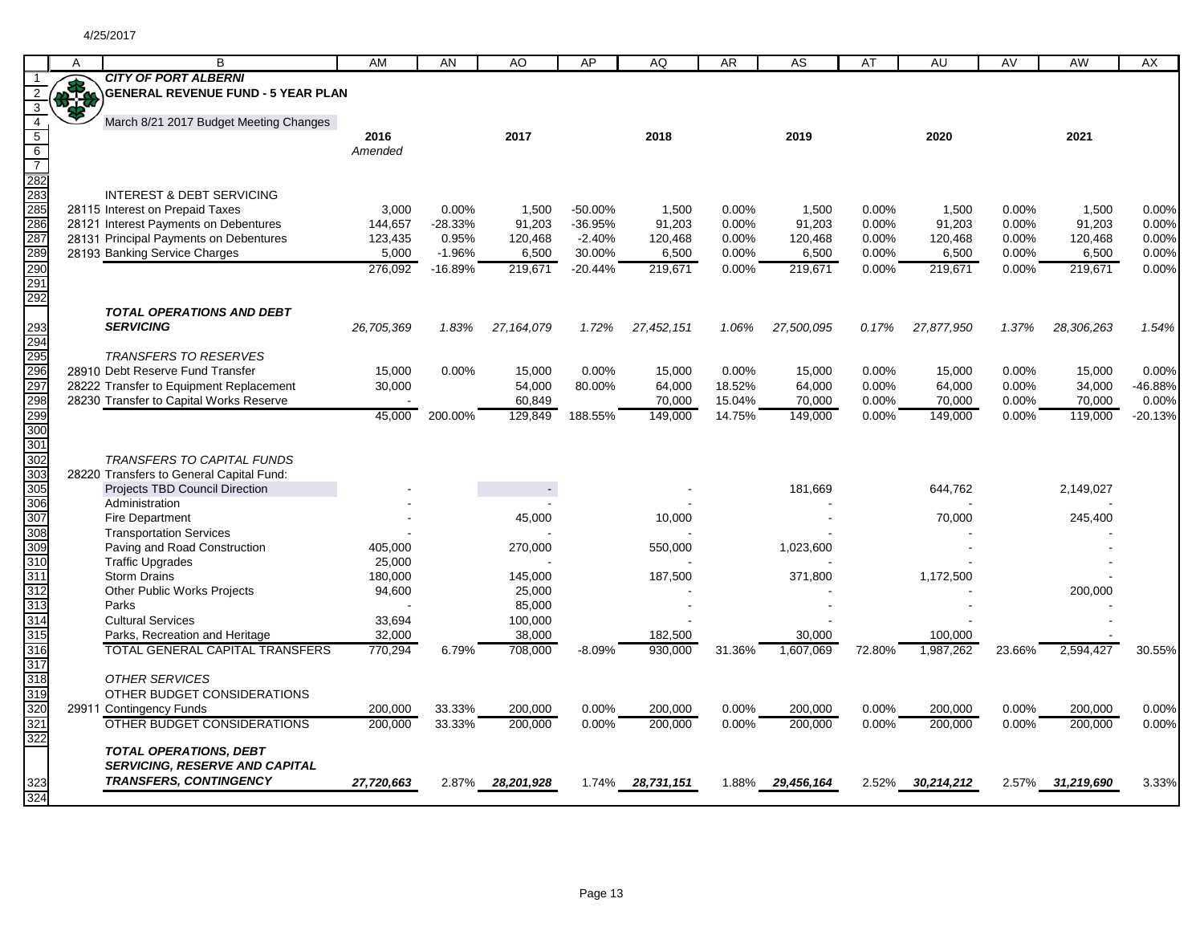# CITY OF PORT ALBERNI

## GENERAL REVENUE FUND - 5 YEAR PLAN

March 8/21 2017 Budget Meeting Changes

| | | 2016 *Amended* | | 2017 | | 2018 | | 2019 | | 2020 | | 2021 | |
|---|---|---|---|---|---|---|---|---|---|---|---|---|---|
| | INTEREST & DEBT SERVICING | | | | | | | | | | | | |
| 28115 | Interest on Prepaid Taxes | 3,000 | 0.00% | 1,500 | -50.00% | 1,500 | 0.00% | 1,500 | 0.00% | 1,500 | 0.00% | 1,500 | 0.00% |
| 28121 | Interest Payments on Debentures | 144,657 | -28.33% | 91,203 | -36.95% | 91,203 | 0.00% | 91,203 | 0.00% | 91,203 | 0.00% | 91,203 | 0.00% |
| 28131 | Principal Payments on Debentures | 123,435 | 0.95% | 120,468 | -2.40% | 120,468 | 0.00% | 120,468 | 0.00% | 120,468 | 0.00% | 120,468 | 0.00% |
| 28193 | Banking Service Charges | 5,000 | -1.96% | 6,500 | 30.00% | 6,500 | 0.00% | 6,500 | 0.00% | 6,500 | 0.00% | 6,500 | 0.00% |
| | | 276,092 | -16.89% | 219,671 | -20.44% | 219,671 | 0.00% | 219,671 | 0.00% | 219,671 | 0.00% | 219,671 | 0.00% |
| | ***TOTAL OPERATIONS AND DEBT SERVICING*** | *26,705,369* | *1.83%* | *27,164,079* | *1.72%* | *27,452,151* | *1.06%* | *27,500,095* | *0.17%* | *27,877,950* | *1.37%* | *28,306,263* | *1.54%* |
| | *TRANSFERS TO RESERVES* | | | | | | | | | | | | |
| 28910 | Debt Reserve Fund Transfer | 15,000 | 0.00% | 15,000 | 0.00% | 15,000 | 0.00% | 15,000 | 0.00% | 15,000 | 0.00% | 15,000 | 0.00% |
| 28222 | Transfer to Equipment Replacement | 30,000 | | 54,000 | 80.00% | 64,000 | 18.52% | 64,000 | 0.00% | 64,000 | 0.00% | 34,000 | -46.88% |
| 28230 | Transfer to Capital Works Reserve | - | | 60,849 | | 70,000 | 15.04% | 70,000 | 0.00% | 70,000 | 0.00% | 70,000 | 0.00% |
| | | 45,000 | 200.00% | 129,849 | 188.55% | 149,000 | 14.75% | 149,000 | 0.00% | 149,000 | 0.00% | 119,000 | -20.13% |
| | *TRANSFERS TO CAPITAL FUNDS* | | | | | | | | | | | | |
| 28220 | Transfers to General Capital Fund: | | | | | | | | | | | | |
| | Projects TBD Council Direction | - | | - | | - | | 181,669 | | 644,762 | | 2,149,027 | |
| | Administration | - | | - | | - | | - | | - | | - | |
| | Fire Department | - | | 45,000 | | 10,000 | | - | | 70,000 | | 245,400 | |
| | Transportation Services | - | | - | | - | | - | | - | | - | |
| | Paving and Road Construction | 405,000 | | 270,000 | | 550,000 | | 1,023,600 | | - | | - | |
| | Traffic Upgrades | 25,000 | | - | | - | | - | | - | | - | |
| | Storm Drains | 180,000 | | 145,000 | | 187,500 | | 371,800 | | 1,172,500 | | - | |
| | Other Public Works Projects | 94,600 | | 25,000 | | - | | - | | - | | 200,000 | |
| | Parks | - | | 85,000 | | - | | - | | - | | - | |
| | Cultural Services | 33,694 | | 100,000 | | - | | - | | - | | - | |
| | Parks, Recreation and Heritage | 32,000 | | 38,000 | | 182,500 | | 30,000 | | 100,000 | | - | |
| | TOTAL GENERAL CAPITAL TRANSFERS | 770,294 | 6.79% | 708,000 | -8.09% | 930,000 | 31.36% | 1,607,069 | 72.80% | 1,987,262 | 23.66% | 2,594,427 | 30.55% |
| | *OTHER SERVICES* | | | | | | | | | | | | |
| | OTHER BUDGET CONSIDERATIONS | | | | | | | | | | | | |
| 29911 | Contingency Funds | 200,000 | 33.33% | 200,000 | 0.00% | 200,000 | 0.00% | 200,000 | 0.00% | 200,000 | 0.00% | 200,000 | 0.00% |
| | OTHER BUDGET CONSIDERATIONS | 200,000 | 33.33% | 200,000 | 0.00% | 200,000 | 0.00% | 200,000 | 0.00% | 200,000 | 0.00% | 200,000 | 0.00% |
| | ***TOTAL OPERATIONS, DEBT SERVICING, RESERVE AND CAPITAL TRANSFERS, CONTINGENCY*** | ***27,720,663*** | 2.87% | ***28,201,928*** | 1.74% | ***28,731,151*** | 1.88% | ***29,456,164*** | 2.52% | ***30,214,212*** | 2.57% | ***31,219,690*** | 3.33% |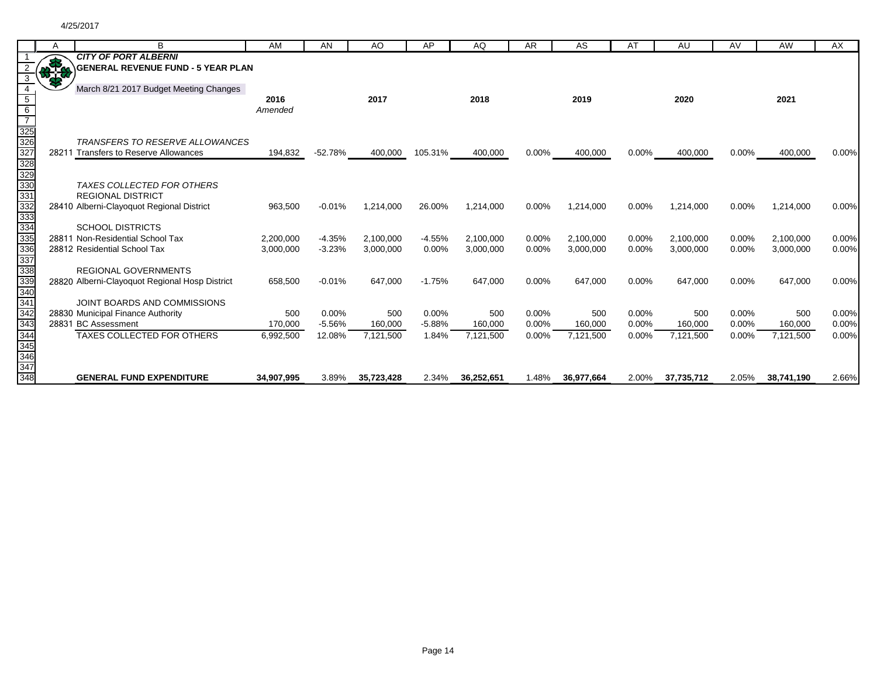4/25/2017

**CITY OF PORT ALBERNI**
**GENERAL REVENUE FUND - 5 YEAR PLAN**

March 8/21 2017 Budget Meeting Changes

| | | 2016 Amended | | 2017 | | 2018 | | 2019 | | 2020 | | 2021 | |
|---|---|---|---|---|---|---|---|---|---|---|---|---|---|
| | *TRANSFERS TO RESERVE ALLOWANCES* | | | | | | | | | | | | |
| 28211 | Transfers to Reserve Allowances | 194,832 | -52.78% | 400,000 | 105.31% | 400,000 | 0.00% | 400,000 | 0.00% | 400,000 | 0.00% | 400,000 | 0.00% |
| | | | | | | | | | | | | | |
| | *TAXES COLLECTED FOR OTHERS* | | | | | | | | | | | | |
| | REGIONAL DISTRICT | | | | | | | | | | | | |
| 28410 | Alberni-Clayoquot Regional District | 963,500 | -0.01% | 1,214,000 | 26.00% | 1,214,000 | 0.00% | 1,214,000 | 0.00% | 1,214,000 | 0.00% | 1,214,000 | 0.00% |
| | SCHOOL DISTRICTS | | | | | | | | | | | | |
| 28811 | Non-Residential School Tax | 2,200,000 | -4.35% | 2,100,000 | -4.55% | 2,100,000 | 0.00% | 2,100,000 | 0.00% | 2,100,000 | 0.00% | 2,100,000 | 0.00% |
| 28812 | Residential School Tax | 3,000,000 | -3.23% | 3,000,000 | 0.00% | 3,000,000 | 0.00% | 3,000,000 | 0.00% | 3,000,000 | 0.00% | 3,000,000 | 0.00% |
| | REGIONAL GOVERNMENTS | | | | | | | | | | | | |
| 28820 | Alberni-Clayoquot Regional Hosp District | 658,500 | -0.01% | 647,000 | -1.75% | 647,000 | 0.00% | 647,000 | 0.00% | 647,000 | 0.00% | 647,000 | 0.00% |
| | JOINT BOARDS AND COMMISSIONS | | | | | | | | | | | | |
| 28830 | Municipal Finance Authority | 500 | 0.00% | 500 | 0.00% | 500 | 0.00% | 500 | 0.00% | 500 | 0.00% | 500 | 0.00% |
| 28831 | BC Assessment | 170,000 | -5.56% | 160,000 | -5.88% | 160,000 | 0.00% | 160,000 | 0.00% | 160,000 | 0.00% | 160,000 | 0.00% |
| | TAXES COLLECTED FOR OTHERS | 6,992,500 | 12.08% | 7,121,500 | 1.84% | 7,121,500 | 0.00% | 7,121,500 | 0.00% | 7,121,500 | 0.00% | 7,121,500 | 0.00% |
| | | | | | | | | | | | | | |
| | **GENERAL FUND EXPENDITURE** | **34,907,995** | 3.89% | **35,723,428** | 2.34% | **36,252,651** | 1.48% | **36,977,664** | 2.00% | **37,735,712** | 2.05% | **38,741,190** | 2.66% |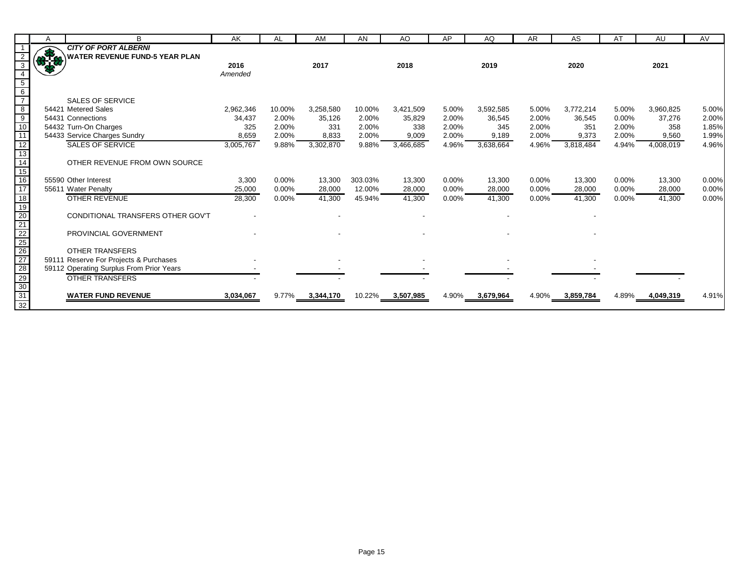**CITY OF PORT ALBERNI**

**WATER REVENUE FUND-5 YEAR PLAN**

| | | 2016 *Amended* | | 2017 | | 2018 | | 2019 | | 2020 | | 2021 | |
|---|---|---|---|---|---|---|---|---|---|---|---|---|---|
| | SALES OF SERVICE | | | | | | | | | | | | |
| 54421 | Metered Sales | 2,962,346 | 10.00% | 3,258,580 | 10.00% | 3,421,509 | 5.00% | 3,592,585 | 5.00% | 3,772,214 | 5.00% | 3,960,825 | 5.00% |
| 54431 | Connections | 34,437 | 2.00% | 35,126 | 2.00% | 35,829 | 2.00% | 36,545 | 2.00% | 36,545 | 0.00% | 37,276 | 2.00% |
| 54432 | Turn-On Charges | 325 | 2.00% | 331 | 2.00% | 338 | 2.00% | 345 | 2.00% | 351 | 2.00% | 358 | 1.85% |
| 54433 | Service Charges Sundry | 8,659 | 2.00% | 8,833 | 2.00% | 9,009 | 2.00% | 9,189 | 2.00% | 9,373 | 2.00% | 9,560 | 1.99% |
| | SALES OF SERVICE | 3,005,767 | 9.88% | 3,302,870 | 9.88% | 3,466,685 | 4.96% | 3,638,664 | 4.96% | 3,818,484 | 4.94% | 4,008,019 | 4.96% |
| | OTHER REVENUE FROM OWN SOURCE | | | | | | | | | | | | |
| 55590 | Other Interest | 3,300 | 0.00% | 13,300 | 303.03% | 13,300 | 0.00% | 13,300 | 0.00% | 13,300 | 0.00% | 13,300 | 0.00% |
| 55611 | Water Penalty | 25,000 | 0.00% | 28,000 | 12.00% | 28,000 | 0.00% | 28,000 | 0.00% | 28,000 | 0.00% | 28,000 | 0.00% |
| | OTHER REVENUE | 28,300 | 0.00% | 41,300 | 45.94% | 41,300 | 0.00% | 41,300 | 0.00% | 41,300 | 0.00% | 41,300 | 0.00% |
| | CONDITIONAL TRANSFERS OTHER GOV'T | - | | - | | - | | - | | - | | | |
| | PROVINCIAL GOVERNMENT | - | | - | | - | | - | | - | | | |
| | OTHER TRANSFERS | | | | | | | | | | | | |
| 59111 | Reserve For Projects & Purchases | - | | - | | - | | - | | - | | | |
| 59112 | Operating Surplus From Prior Years | - | | - | | - | | - | | - | | | |
| | OTHER TRANSFERS | - | | - | | - | | - | | - | | - | |
| | **WATER FUND REVENUE** | **3,034,067** | 9.77% | **3,344,170** | 10.22% | **3,507,985** | 4.90% | **3,679,964** | 4.90% | **3,859,784** | 4.89% | **4,049,319** | 4.91% |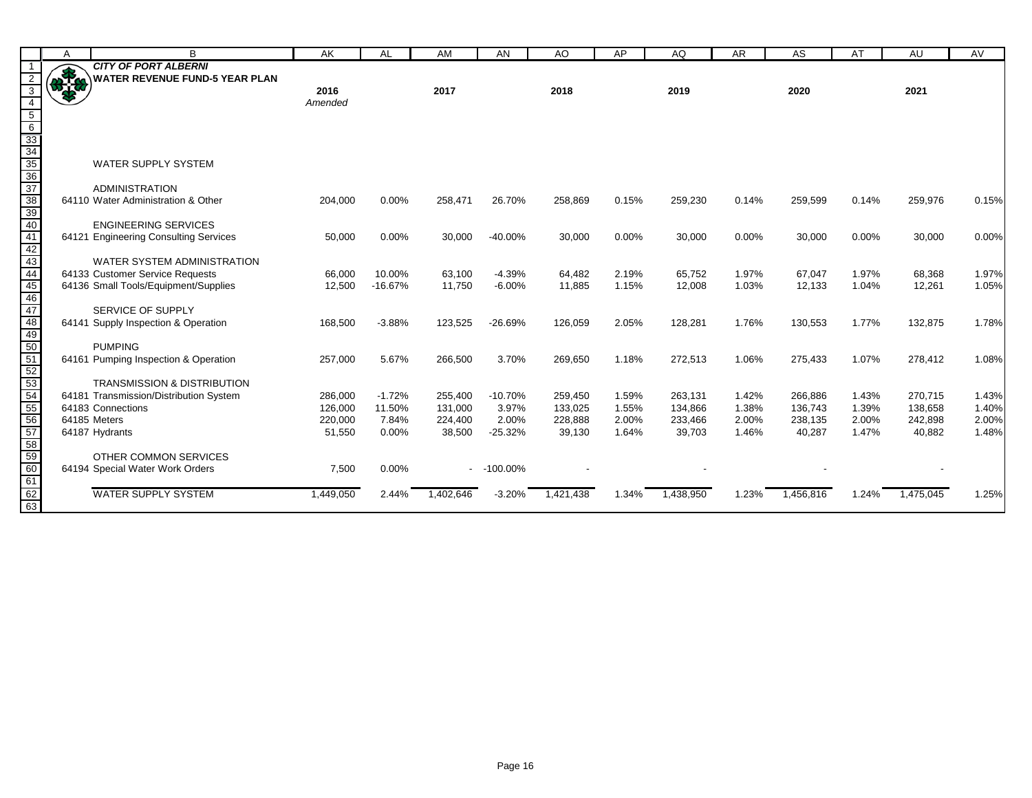# CITY OF PORT ALBERNI

## WATER REVENUE FUND-5 YEAR PLAN

| | 2016 Amended | | 2017 | | 2018 | | 2019 | | 2020 | | 2021 | |
|---|---|---|---|---|---|---|---|---|---|---|---|---|
| WATER SUPPLY SYSTEM | | | | | | | | | | | | |
| ADMINISTRATION | | | | | | | | | | | | |
| 64110 Water Administration & Other | 204,000 | 0.00% | 258,471 | 26.70% | 258,869 | 0.15% | 259,230 | 0.14% | 259,599 | 0.14% | 259,976 | 0.15% |
| ENGINEERING SERVICES | | | | | | | | | | | | |
| 64121 Engineering Consulting Services | 50,000 | 0.00% | 30,000 | -40.00% | 30,000 | 0.00% | 30,000 | 0.00% | 30,000 | 0.00% | 30,000 | 0.00% |
| WATER SYSTEM ADMINISTRATION | | | | | | | | | | | | |
| 64133 Customer Service Requests | 66,000 | 10.00% | 63,100 | -4.39% | 64,482 | 2.19% | 65,752 | 1.97% | 67,047 | 1.97% | 68,368 | 1.97% |
| 64136 Small Tools/Equipment/Supplies | 12,500 | -16.67% | 11,750 | -6.00% | 11,885 | 1.15% | 12,008 | 1.03% | 12,133 | 1.04% | 12,261 | 1.05% |
| SERVICE OF SUPPLY | | | | | | | | | | | | |
| 64141 Supply Inspection & Operation | 168,500 | -3.88% | 123,525 | -26.69% | 126,059 | 2.05% | 128,281 | 1.76% | 130,553 | 1.77% | 132,875 | 1.78% |
| PUMPING | | | | | | | | | | | | |
| 64161 Pumping Inspection & Operation | 257,000 | 5.67% | 266,500 | 3.70% | 269,650 | 1.18% | 272,513 | 1.06% | 275,433 | 1.07% | 278,412 | 1.08% |
| TRANSMISSION & DISTRIBUTION | | | | | | | | | | | | |
| 64181 Transmission/Distribution System | 286,000 | -1.72% | 255,400 | -10.70% | 259,450 | 1.59% | 263,131 | 1.42% | 266,886 | 1.43% | 270,715 | 1.43% |
| 64183 Connections | 126,000 | 11.50% | 131,000 | 3.97% | 133,025 | 1.55% | 134,866 | 1.38% | 136,743 | 1.39% | 138,658 | 1.40% |
| 64185 Meters | 220,000 | 7.84% | 224,400 | 2.00% | 228,888 | 2.00% | 233,466 | 2.00% | 238,135 | 2.00% | 242,898 | 2.00% |
| 64187 Hydrants | 51,550 | 0.00% | 38,500 | -25.32% | 39,130 | 1.64% | 39,703 | 1.46% | 40,287 | 1.47% | 40,882 | 1.48% |
| OTHER COMMON SERVICES | | | | | | | | | | | | |
| 64194 Special Water Work Orders | 7,500 | 0.00% | - | -100.00% | - | | - | | - | | - | |
| WATER SUPPLY SYSTEM | 1,449,050 | 2.44% | 1,402,646 | -3.20% | 1,421,438 | 1.34% | 1,438,950 | 1.23% | 1,456,816 | 1.24% | 1,475,045 | 1.25% |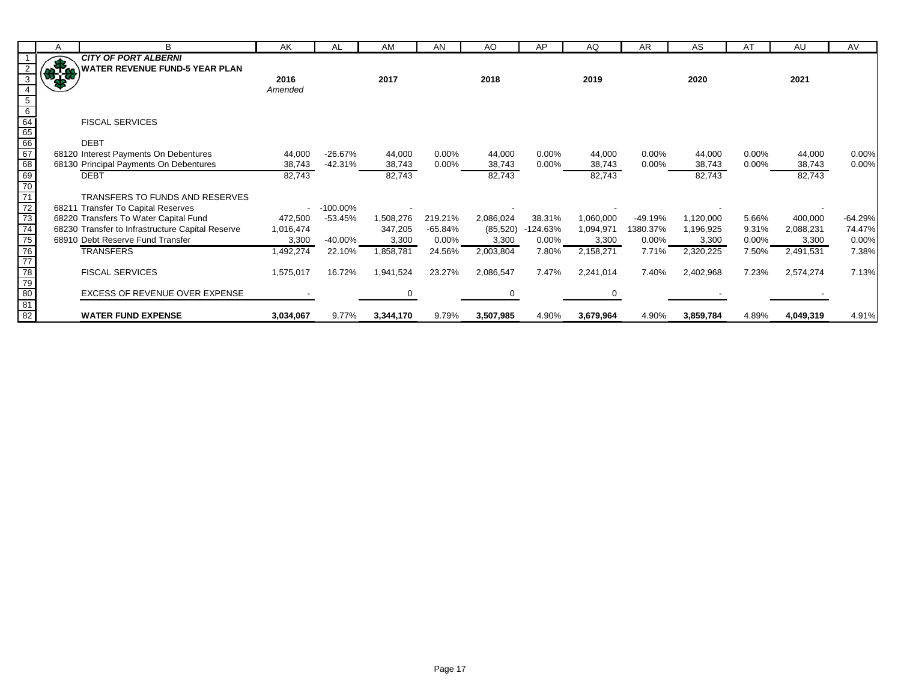## CITY OF PORT ALBERNI

### WATER REVENUE FUND-5 YEAR PLAN

| | 2016 Amended | | 2017 | | 2018 | | 2019 | | 2020 | | 2021 | |
|---|---|---|---|---|---|---|---|---|---|---|---|---|
| FISCAL SERVICES | | | | | | | | | | | | |
| DEBT | | | | | | | | | | | | |
| 68120 Interest Payments On Debentures | 44,000 | -26.67% | 44,000 | 0.00% | 44,000 | 0.00% | 44,000 | 0.00% | 44,000 | 0.00% | 44,000 | 0.00% |
| 68130 Principal Payments On Debentures | 38,743 | -42.31% | 38,743 | 0.00% | 38,743 | 0.00% | 38,743 | 0.00% | 38,743 | 0.00% | 38,743 | 0.00% |
| DEBT | 82,743 | | 82,743 | | 82,743 | | 82,743 | | 82,743 | | 82,743 | |
| TRANSFERS TO FUNDS AND RESERVES | | | | | | | | | | | | |
| 68211 Transfer To Capital Reserves | - | -100.00% | - | | - | | - | | - | | - | |
| 68220 Transfers To Water Capital Fund | 472,500 | -53.45% | 1,508,276 | 219.21% | 2,086,024 | 38.31% | 1,060,000 | -49.19% | 1,120,000 | 5.66% | 400,000 | -64.29% |
| 68230 Transfer to Infrastructure Capital Reserve | 1,016,474 | | 347,205 | -65.84% | (85,520) | -124.63% | 1,094,971 | 1380.37% | 1,196,925 | 9.31% | 2,088,231 | 74.47% |
| 68910 Debt Reserve Fund Transfer | 3,300 | -40.00% | 3,300 | 0.00% | 3,300 | 0.00% | 3,300 | 0.00% | 3,300 | 0.00% | 3,300 | 0.00% |
| TRANSFERS | 1,492,274 | 22.10% | 1,858,781 | 24.56% | 2,003,804 | 7.80% | 2,158,271 | 7.71% | 2,320,225 | 7.50% | 2,491,531 | 7.38% |
| FISCAL SERVICES | 1,575,017 | 16.72% | 1,941,524 | 23.27% | 2,086,547 | 7.47% | 2,241,014 | 7.40% | 2,402,968 | 7.23% | 2,574,274 | 7.13% |
| EXCESS OF REVENUE OVER EXPENSE | - | | 0 | | 0 | | 0 | | - | | - | |
| **WATER FUND EXPENSE** | **3,034,067** | 9.77% | **3,344,170** | 9.79% | **3,507,985** | 4.90% | **3,679,964** | 4.90% | **3,859,784** | 4.89% | **4,049,319** | 4.91% |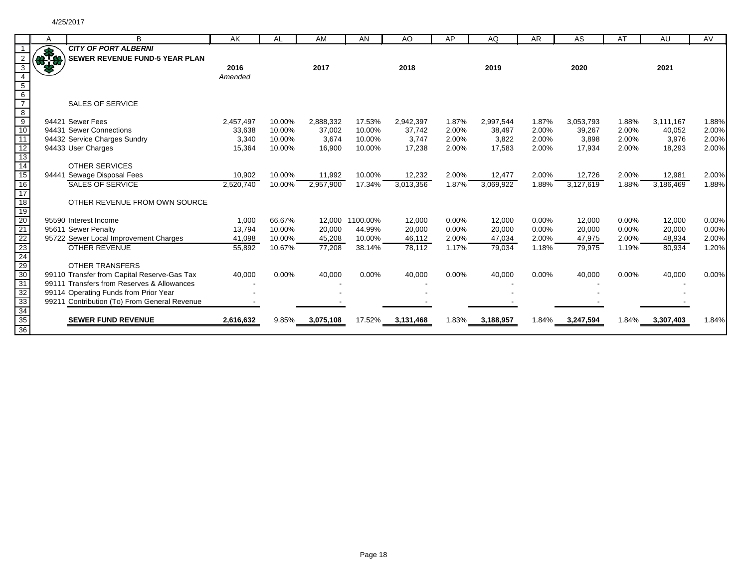**CITY OF PORT ALBERNI**
**SEWER REVENUE FUND-5 YEAR PLAN**

| | 2016 Amended | | 2017 | | 2018 | | 2019 | | 2020 | | 2021 | |
|---|---|---|---|---|---|---|---|---|---|---|---|---|
| **SALES OF SERVICE** | | | | | | | | | | | | |
| 94421 Sewer Fees | 2,457,497 | 10.00% | 2,888,332 | 17.53% | 2,942,397 | 1.87% | 2,997,544 | 1.87% | 3,053,793 | 1.88% | 3,111,167 | 1.88% |
| 94431 Sewer Connections | 33,638 | 10.00% | 37,002 | 10.00% | 37,742 | 2.00% | 38,497 | 2.00% | 39,267 | 2.00% | 40,052 | 2.00% |
| 94432 Service Charges Sundry | 3,340 | 10.00% | 3,674 | 10.00% | 3,747 | 2.00% | 3,822 | 2.00% | 3,898 | 2.00% | 3,976 | 2.00% |
| 94433 User Charges | 15,364 | 10.00% | 16,900 | 10.00% | 17,238 | 2.00% | 17,583 | 2.00% | 17,934 | 2.00% | 18,293 | 2.00% |
| **OTHER SERVICES** | | | | | | | | | | | | |
| 94441 Sewage Disposal Fees | 10,902 | 10.00% | 11,992 | 10.00% | 12,232 | 2.00% | 12,477 | 2.00% | 12,726 | 2.00% | 12,981 | 2.00% |
| SALES OF SERVICE | 2,520,740 | 10.00% | 2,957,900 | 17.34% | 3,013,356 | 1.87% | 3,069,922 | 1.88% | 3,127,619 | 1.88% | 3,186,469 | 1.88% |
| **OTHER REVENUE FROM OWN SOURCE** | | | | | | | | | | | | |
| 95590 Interest Income | 1,000 | 66.67% | 12,000 | 1100.00% | 12,000 | 0.00% | 12,000 | 0.00% | 12,000 | 0.00% | 12,000 | 0.00% |
| 95611 Sewer Penalty | 13,794 | 10.00% | 20,000 | 44.99% | 20,000 | 0.00% | 20,000 | 0.00% | 20,000 | 0.00% | 20,000 | 0.00% |
| 95722 Sewer Local Improvement Charges | 41,098 | 10.00% | 45,208 | 10.00% | 46,112 | 2.00% | 47,034 | 2.00% | 47,975 | 2.00% | 48,934 | 2.00% |
| OTHER REVENUE | 55,892 | 10.67% | 77,208 | 38.14% | 78,112 | 1.17% | 79,034 | 1.18% | 79,975 | 1.19% | 80,934 | 1.20% |
| **OTHER TRANSFERS** | | | | | | | | | | | | |
| 99110 Transfer from Capital Reserve-Gas Tax | 40,000 | 0.00% | 40,000 | 0.00% | 40,000 | 0.00% | 40,000 | 0.00% | 40,000 | 0.00% | 40,000 | 0.00% |
| 99111 Transfers from Reserves & Allowances | - | | - | | - | | - | | - | | - | |
| 99114 Operating Funds from Prior Year | - | | - | | - | | - | | - | | - | |
| 99211 Contribution (To) From General Revenue | - | | - | | - | | - | | - | | - | |
| **SEWER FUND REVENUE** | **2,616,632** | 9.85% | **3,075,108** | 17.52% | **3,131,468** | 1.83% | **3,188,957** | 1.84% | **3,247,594** | 1.84% | **3,307,403** | 1.84% |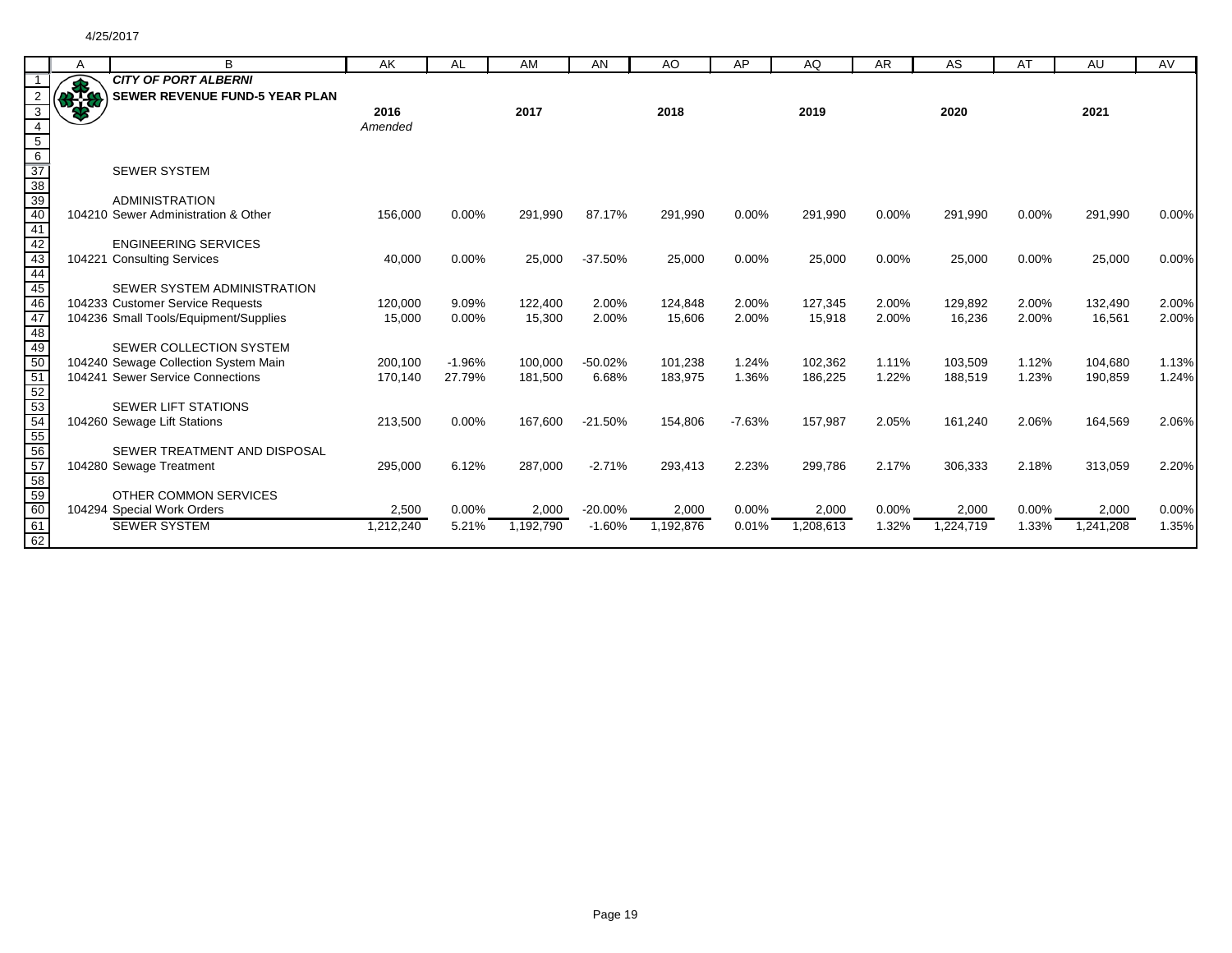4/25/2017

**CITY OF PORT ALBERNI**
**SEWER REVENUE FUND-5 YEAR PLAN**

| | | 2016 Amended | | 2017 | | 2018 | | 2019 | | 2020 | | 2021 | |
|---|---|---|---|---|---|---|---|---|---|---|---|---|---|
| | SEWER SYSTEM | | | | | | | | | | | | |
| | ADMINISTRATION | | | | | | | | | | | | |
| 104210 | Sewer Administration & Other | 156,000 | 0.00% | 291,990 | 87.17% | 291,990 | 0.00% | 291,990 | 0.00% | 291,990 | 0.00% | 291,990 | 0.00% |
| | ENGINEERING SERVICES | | | | | | | | | | | | |
| 104221 | Consulting Services | 40,000 | 0.00% | 25,000 | -37.50% | 25,000 | 0.00% | 25,000 | 0.00% | 25,000 | 0.00% | 25,000 | 0.00% |
| | SEWER SYSTEM ADMINISTRATION | | | | | | | | | | | | |
| 104233 | Customer Service Requests | 120,000 | 9.09% | 122,400 | 2.00% | 124,848 | 2.00% | 127,345 | 2.00% | 129,892 | 2.00% | 132,490 | 2.00% |
| 104236 | Small Tools/Equipment/Supplies | 15,000 | 0.00% | 15,300 | 2.00% | 15,606 | 2.00% | 15,918 | 2.00% | 16,236 | 2.00% | 16,561 | 2.00% |
| | SEWER COLLECTION SYSTEM | | | | | | | | | | | | |
| 104240 | Sewage Collection System Main | 200,100 | -1.96% | 100,000 | -50.02% | 101,238 | 1.24% | 102,362 | 1.11% | 103,509 | 1.12% | 104,680 | 1.13% |
| 104241 | Sewer Service Connections | 170,140 | 27.79% | 181,500 | 6.68% | 183,975 | 1.36% | 186,225 | 1.22% | 188,519 | 1.23% | 190,859 | 1.24% |
| | SEWER LIFT STATIONS | | | | | | | | | | | | |
| 104260 | Sewage Lift Stations | 213,500 | 0.00% | 167,600 | -21.50% | 154,806 | -7.63% | 157,987 | 2.05% | 161,240 | 2.06% | 164,569 | 2.06% |
| | SEWER TREATMENT AND DISPOSAL | | | | | | | | | | | | |
| 104280 | Sewage Treatment | 295,000 | 6.12% | 287,000 | -2.71% | 293,413 | 2.23% | 299,786 | 2.17% | 306,333 | 2.18% | 313,059 | 2.20% |
| | OTHER COMMON SERVICES | | | | | | | | | | | | |
| 104294 | Special Work Orders | 2,500 | 0.00% | 2,000 | -20.00% | 2,000 | 0.00% | 2,000 | 0.00% | 2,000 | 0.00% | 2,000 | 0.00% |
| | SEWER SYSTEM | 1,212,240 | 5.21% | 1,192,790 | -1.60% | 1,192,876 | 0.01% | 1,208,613 | 1.32% | 1,224,719 | 1.33% | 1,241,208 | 1.35% |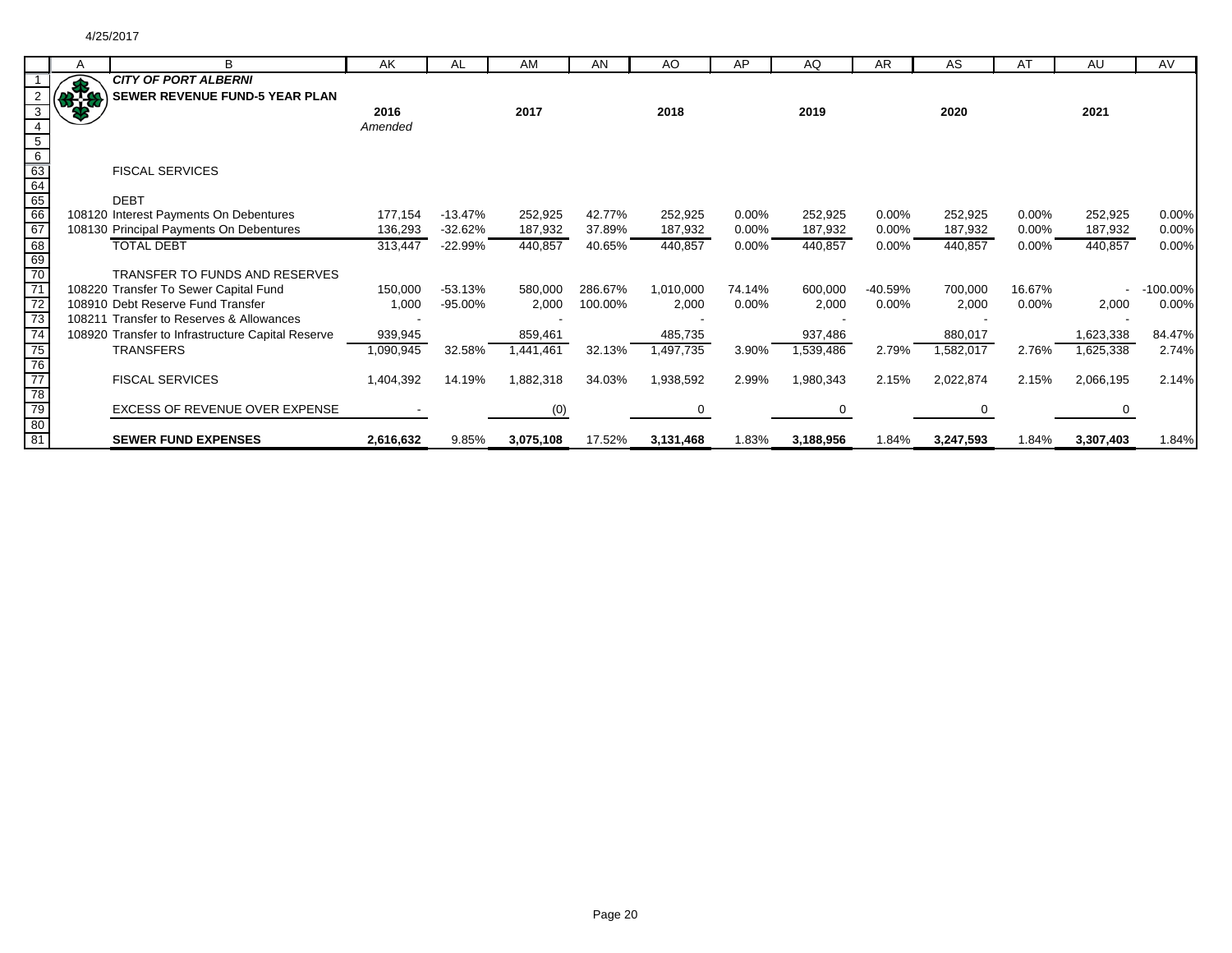**CITY OF PORT ALBERNI**
**SEWER REVENUE FUND-5 YEAR PLAN**

| | 2016 Amended | | 2017 | | 2018 | | 2019 | | 2020 | | 2021 | |
|---|---|---|---|---|---|---|---|---|---|---|---|---|
| **FISCAL SERVICES** | | | | | | | | | | | | |
| **DEBT** | | | | | | | | | | | | |
| 108120 Interest Payments On Debentures | 177,154 | -13.47% | 252,925 | 42.77% | 252,925 | 0.00% | 252,925 | 0.00% | 252,925 | 0.00% | 252,925 | 0.00% |
| 108130 Principal Payments On Debentures | 136,293 | -32.62% | 187,932 | 37.89% | 187,932 | 0.00% | 187,932 | 0.00% | 187,932 | 0.00% | 187,932 | 0.00% |
| TOTAL DEBT | 313,447 | -22.99% | 440,857 | 40.65% | 440,857 | 0.00% | 440,857 | 0.00% | 440,857 | 0.00% | 440,857 | 0.00% |
| **TRANSFER TO FUNDS AND RESERVES** | | | | | | | | | | | | |
| 108220 Transfer To Sewer Capital Fund | 150,000 | -53.13% | 580,000 | 286.67% | 1,010,000 | 74.14% | 600,000 | -40.59% | 700,000 | 16.67% | - | -100.00% |
| 108910 Debt Reserve Fund Transfer | 1,000 | -95.00% | 2,000 | 100.00% | 2,000 | 0.00% | 2,000 | 0.00% | 2,000 | 0.00% | 2,000 | 0.00% |
| 108211 Transfer to Reserves & Allowances | - | | - | | - | | - | | - | | - | |
| 108920 Transfer to Infrastructure Capital Reserve | 939,945 | | 859,461 | | 485,735 | | 937,486 | | 880,017 | | 1,623,338 | 84.47% |
| TRANSFERS | 1,090,945 | 32.58% | 1,441,461 | 32.13% | 1,497,735 | 3.90% | 1,539,486 | 2.79% | 1,582,017 | 2.76% | 1,625,338 | 2.74% |
| FISCAL SERVICES | 1,404,392 | 14.19% | 1,882,318 | 34.03% | 1,938,592 | 2.99% | 1,980,343 | 2.15% | 2,022,874 | 2.15% | 2,066,195 | 2.14% |
| EXCESS OF REVENUE OVER EXPENSE | - | | (0) | | 0 | | 0 | | 0 | | 0 | |
| **SEWER FUND EXPENSES** | **2,616,632** | 9.85% | **3,075,108** | 17.52% | **3,131,468** | 1.83% | **3,188,956** | 1.84% | **3,247,593** | 1.84% | **3,307,403** | 1.84% |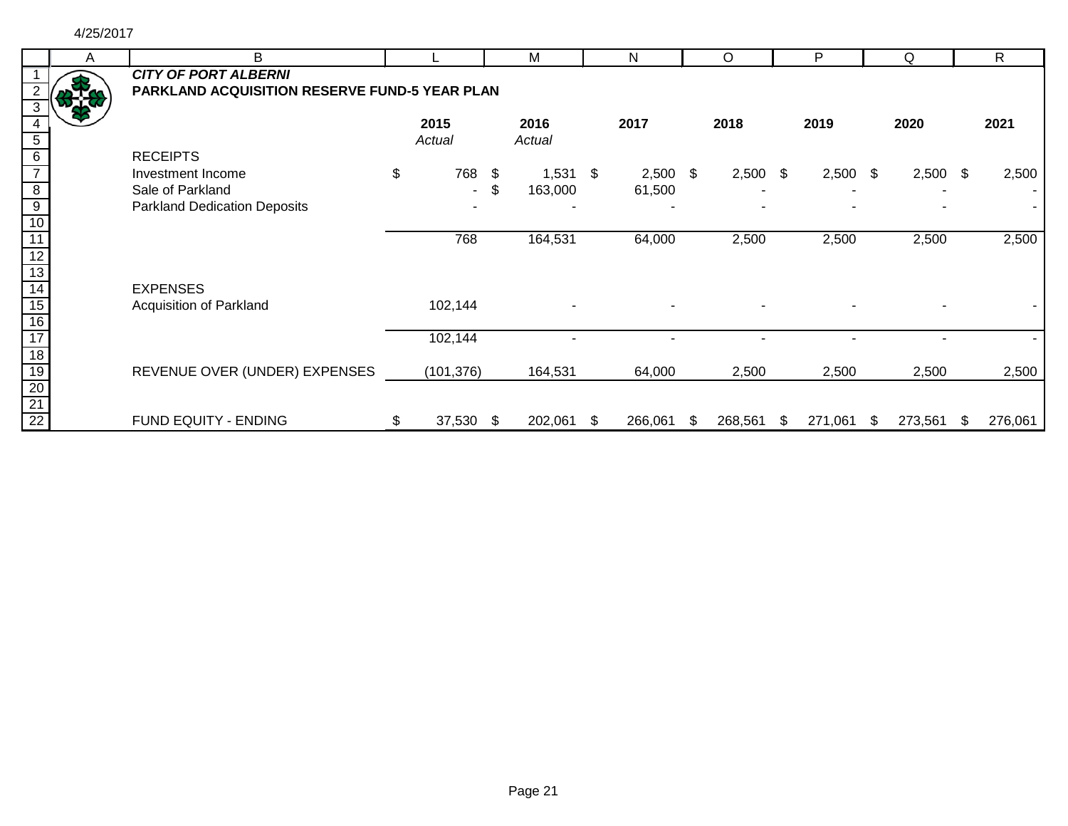4/25/2017

***CITY OF PORT ALBERNI***

**PARKLAND ACQUISITION RESERVE FUND-5 YEAR PLAN**

| | 2015 *Actual* | 2016 *Actual* | 2017 | 2018 | 2019 | 2020 | 2021 |
|---|---|---|---|---|---|---|---|
| RECEIPTS | | | | | | | |
| Investment Income | $ 768 | $ 1,531 | $ 2,500 | $ 2,500 | $ 2,500 | $ 2,500 | $ 2,500 |
| Sale of Parkland | - | $ 163,000 | 61,500 | - | - | - | - |
| Parkland Dedication Deposits | - | - | - | - | - | - | - |
| | 768 | 164,531 | 64,000 | 2,500 | 2,500 | 2,500 | 2,500 |
| EXPENSES | | | | | | | |
| Acquisition of Parkland | 102,144 | - | - | - | - | - | - |
| | 102,144 | - | - | - | - | - | - |
| REVENUE OVER (UNDER) EXPENSES | (101,376) | 164,531 | 64,000 | 2,500 | 2,500 | 2,500 | 2,500 |
| FUND EQUITY - ENDING | $ 37,530 | $ 202,061 | $ 266,061 | $ 268,561 | $ 271,061 | $ 273,561 | $ 276,061 |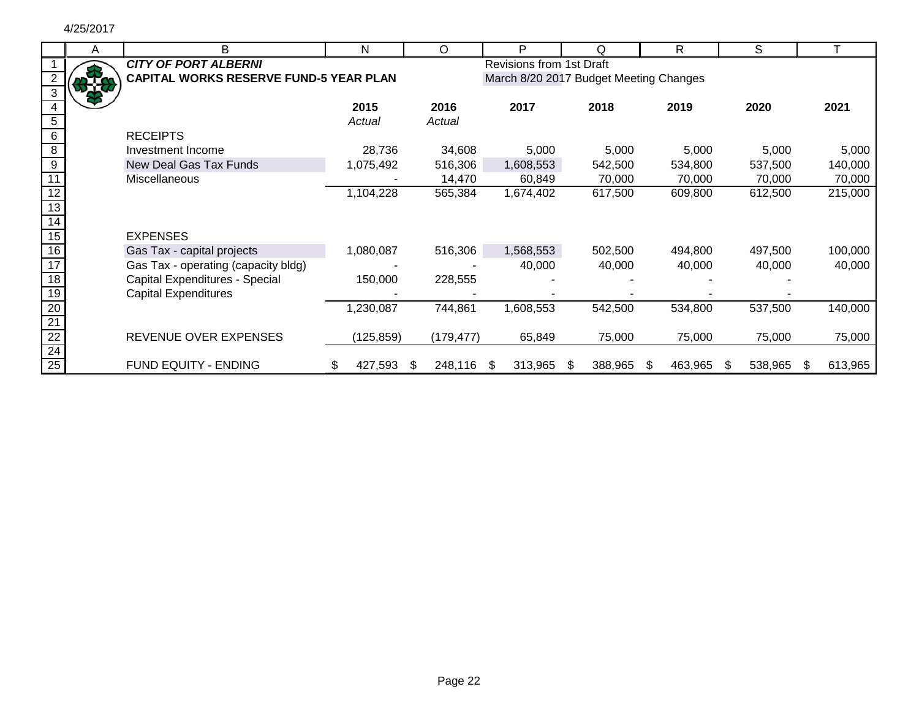4/25/2017

**CITY OF PORT ALBERNI**

**CAPITAL WORKS RESERVE FUND-5 YEAR PLAN**

Revisions from 1st Draft
March 8/20 2017 Budget Meeting Changes

| | 2015 *Actual* | 2016 *Actual* | 2017 | 2018 | 2019 | 2020 | 2021 |
|---|---|---|---|---|---|---|---|
| RECEIPTS | | | | | | | |
| Investment Income | 28,736 | 34,608 | 5,000 | 5,000 | 5,000 | 5,000 | 5,000 |
| New Deal Gas Tax Funds | 1,075,492 | 516,306 | 1,608,553 | 542,500 | 534,800 | 537,500 | 140,000 |
| Miscellaneous | - | 14,470 | 60,849 | 70,000 | 70,000 | 70,000 | 70,000 |
| | 1,104,228 | 565,384 | 1,674,402 | 617,500 | 609,800 | 612,500 | 215,000 |
| | | | | | | | |
| EXPENSES | | | | | | | |
| Gas Tax - capital projects | 1,080,087 | 516,306 | 1,568,553 | 502,500 | 494,800 | 497,500 | 100,000 |
| Gas Tax - operating (capacity bldg) | - | - | 40,000 | 40,000 | 40,000 | 40,000 | 40,000 |
| Capital Expenditures - Special | 150,000 | 228,555 | - | - | - | - | |
| Capital Expenditures | - | - | - | - | - | - | |
| | 1,230,087 | 744,861 | 1,608,553 | 542,500 | 534,800 | 537,500 | 140,000 |
| | | | | | | | |
| REVENUE OVER EXPENSES | (125,859) | (179,477) | 65,849 | 75,000 | 75,000 | 75,000 | 75,000 |
| | | | | | | | |
| FUND EQUITY - ENDING | $ 427,593 | $ 248,116 | $ 313,965 | $ 388,965 | $ 463,965 | $ 538,965 | $ 613,965 |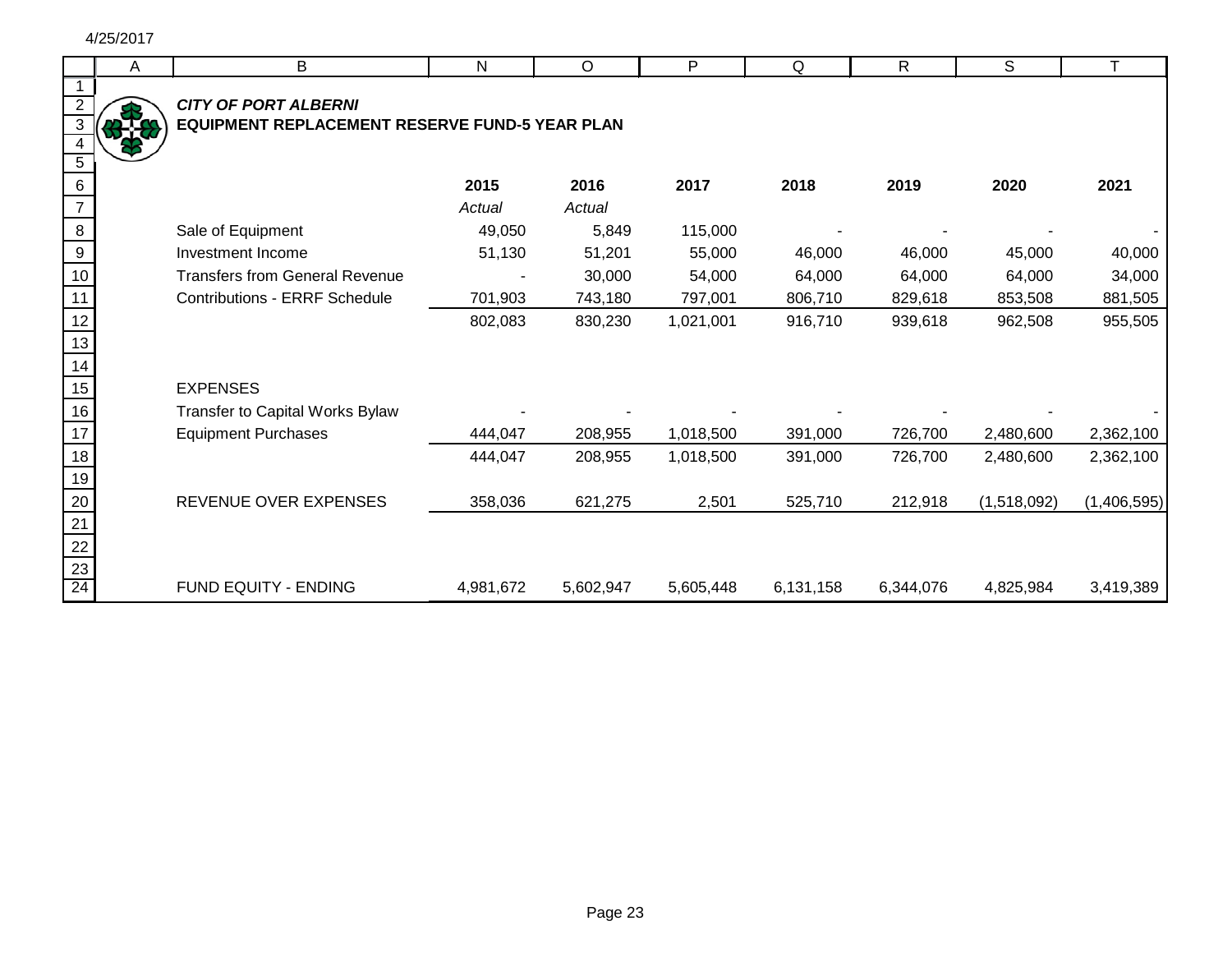## *CITY OF PORT ALBERNI*

## EQUIPMENT REPLACEMENT RESERVE FUND-5 YEAR PLAN

| | 2015 | 2016 | 2017 | 2018 | 2019 | 2020 | 2021 |
|---|---|---|---|---|---|---|---|
| | *Actual* | *Actual* | | | | | |
| Sale of Equipment | 49,050 | 5,849 | 115,000 | - | - | - | - |
| Investment Income | 51,130 | 51,201 | 55,000 | 46,000 | 46,000 | 45,000 | 40,000 |
| Transfers from General Revenue | - | 30,000 | 54,000 | 64,000 | 64,000 | 64,000 | 34,000 |
| Contributions - ERRF Schedule | 701,903 | 743,180 | 797,001 | 806,710 | 829,618 | 853,508 | 881,505 |
| | 802,083 | 830,230 | 1,021,001 | 916,710 | 939,618 | 962,508 | 955,505 |
| | | | | | | | |
| EXPENSES | | | | | | | |
| Transfer to Capital Works Bylaw | - | - | - | - | - | - | - |
| Equipment Purchases | 444,047 | 208,955 | 1,018,500 | 391,000 | 726,700 | 2,480,600 | 2,362,100 |
| | 444,047 | 208,955 | 1,018,500 | 391,000 | 726,700 | 2,480,600 | 2,362,100 |
| | | | | | | | |
| REVENUE OVER EXPENSES | 358,036 | 621,275 | 2,501 | 525,710 | 212,918 | (1,518,092) | (1,406,595) |
| | | | | | | | |
| FUND EQUITY - ENDING | 4,981,672 | 5,602,947 | 5,605,448 | 6,131,158 | 6,344,076 | 4,825,984 | 3,419,389 |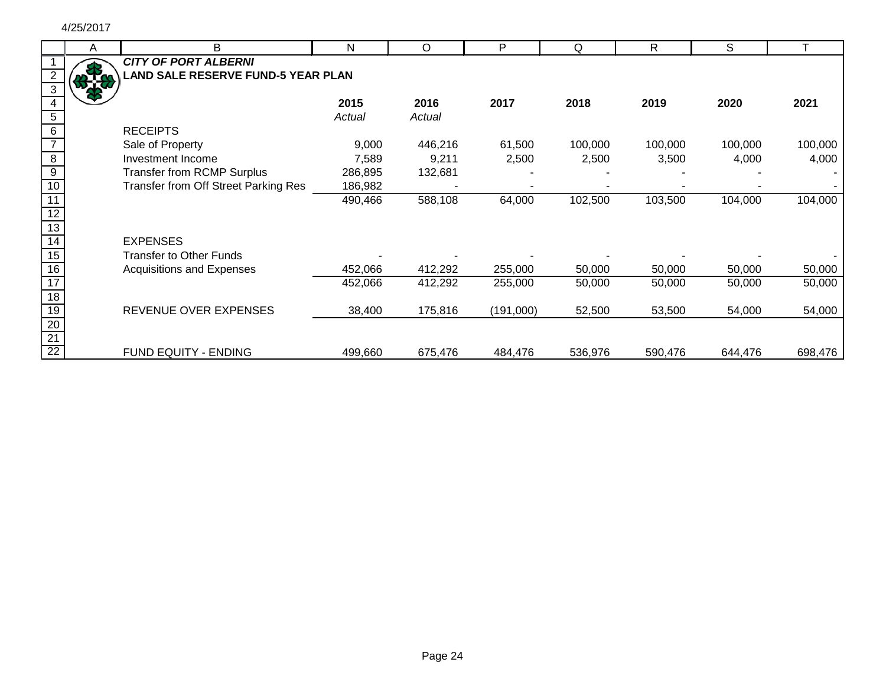4/25/2017

***CITY OF PORT ALBERNI***

**LAND SALE RESERVE FUND-5 YEAR PLAN**

| | **2015** | **2016** | **2017** | **2018** | **2019** | **2020** | **2021** |
|---|---|---|---|---|---|---|---|
| | *Actual* | *Actual* | | | | | |
| RECEIPTS | | | | | | | |
| Sale of Property | 9,000 | 446,216 | 61,500 | 100,000 | 100,000 | 100,000 | 100,000 |
| Investment Income | 7,589 | 9,211 | 2,500 | 2,500 | 3,500 | 4,000 | 4,000 |
| Transfer from RCMP Surplus | 286,895 | 132,681 | - | - | - | - | - |
| Transfer from Off Street Parking Res | 186,982 | - | - | - | - | - | - |
| | 490,466 | 588,108 | 64,000 | 102,500 | 103,500 | 104,000 | 104,000 |
| | | | | | | | |
| EXPENSES | | | | | | | |
| Transfer to Other Funds | - | - | - | - | - | - | - |
| Acquisitions and Expenses | 452,066 | 412,292 | 255,000 | 50,000 | 50,000 | 50,000 | 50,000 |
| | 452,066 | 412,292 | 255,000 | 50,000 | 50,000 | 50,000 | 50,000 |
| | | | | | | | |
| REVENUE OVER EXPENSES | 38,400 | 175,816 | (191,000) | 52,500 | 53,500 | 54,000 | 54,000 |
| | | | | | | | |
| FUND EQUITY - ENDING | 499,660 | 675,476 | 484,476 | 536,976 | 590,476 | 644,476 | 698,476 |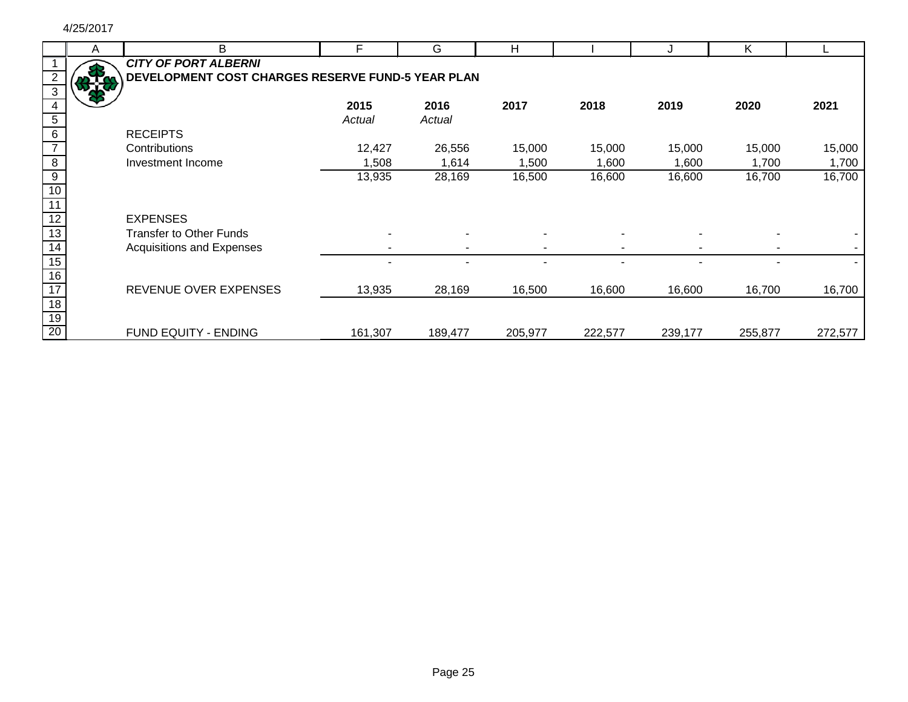4/25/2017

***CITY OF PORT ALBERNI***

**DEVELOPMENT COST CHARGES RESERVE FUND-5 YEAR PLAN**

| | **2015** | **2016** | **2017** | **2018** | **2019** | **2020** | **2021** |
|---|---|---|---|---|---|---|---|
| | *Actual* | *Actual* | | | | | |
| RECEIPTS | | | | | | | |
| Contributions | 12,427 | 26,556 | 15,000 | 15,000 | 15,000 | 15,000 | 15,000 |
| Investment Income | 1,508 | 1,614 | 1,500 | 1,600 | 1,600 | 1,700 | 1,700 |
| | 13,935 | 28,169 | 16,500 | 16,600 | 16,600 | 16,700 | 16,700 |
| | | | | | | | |
| EXPENSES | | | | | | | |
| Transfer to Other Funds | - | - | - | - | - | - | - |
| Acquisitions and Expenses | - | - | - | - | - | - | - |
| | - | - | - | - | - | - | - |
| | | | | | | | |
| REVENUE OVER EXPENSES | 13,935 | 28,169 | 16,500 | 16,600 | 16,600 | 16,700 | 16,700 |
| | | | | | | | |
| FUND EQUITY - ENDING | 161,307 | 189,477 | 205,977 | 222,577 | 239,177 | 255,877 | 272,577 |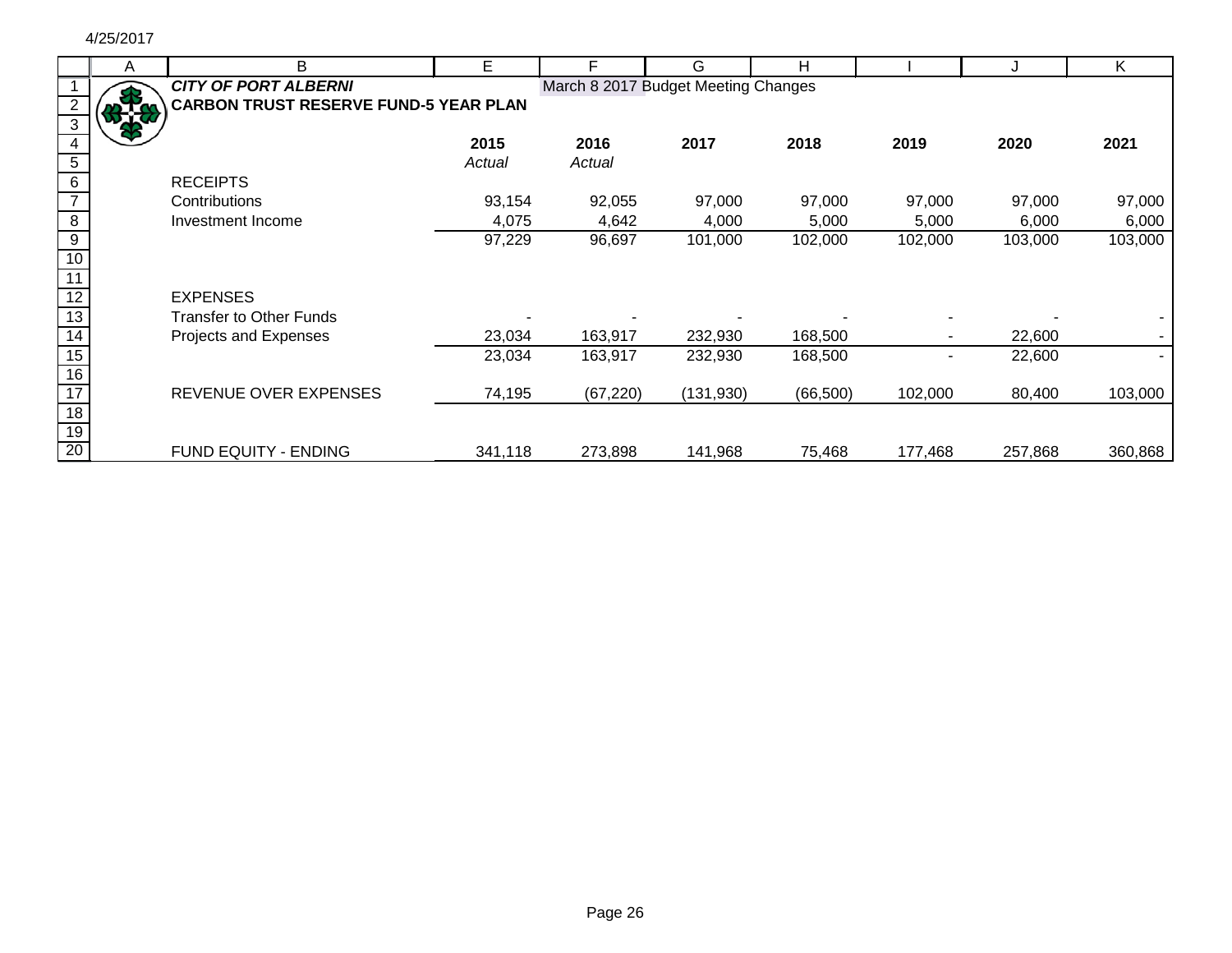4/25/2017

**_CITY OF PORT ALBERNI_**

**CARBON TRUST RESERVE FUND-5 YEAR PLAN**

March 8 2017 Budget Meeting Changes

| | 2015 | 2016 | 2017 | 2018 | 2019 | 2020 | 2021 |
|---|---|---|---|---|---|---|---|
| | *Actual* | *Actual* | | | | | |
| RECEIPTS | | | | | | | |
| Contributions | 93,154 | 92,055 | 97,000 | 97,000 | 97,000 | 97,000 | 97,000 |
| Investment Income | 4,075 | 4,642 | 4,000 | 5,000 | 5,000 | 6,000 | 6,000 |
| | 97,229 | 96,697 | 101,000 | 102,000 | 102,000 | 103,000 | 103,000 |
| | | | | | | | |
| EXPENSES | | | | | | | |
| Transfer to Other Funds | - | - | - | - | - | - | - |
| Projects and Expenses | 23,034 | 163,917 | 232,930 | 168,500 | - | 22,600 | - |
| | 23,034 | 163,917 | 232,930 | 168,500 | - | 22,600 | - |
| | | | | | | | |
| REVENUE OVER EXPENSES | 74,195 | (67,220) | (131,930) | (66,500) | 102,000 | 80,400 | 103,000 |
| | | | | | | | |
| FUND EQUITY - ENDING | 341,118 | 273,898 | 141,968 | 75,468 | 177,468 | 257,868 | 360,868 |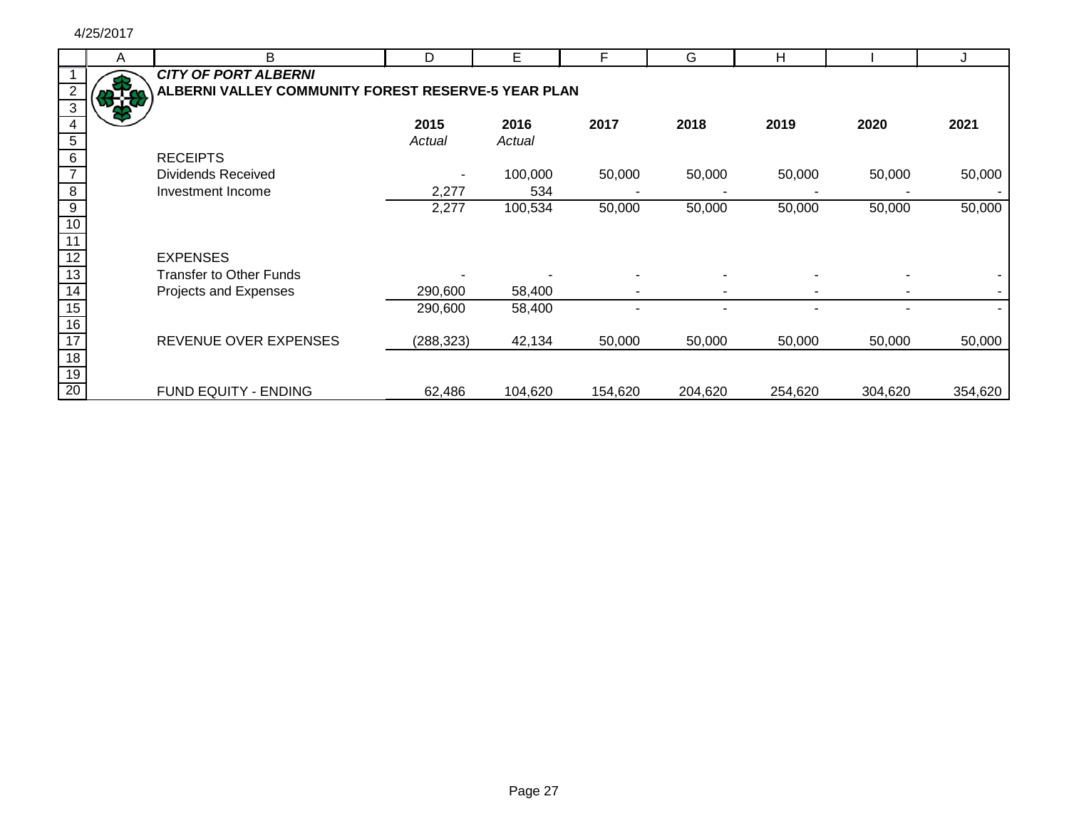4/25/2017

***CITY OF PORT ALBERNI***

**ALBERNI VALLEY COMMUNITY FOREST RESERVE-5 YEAR PLAN**

| | **2015** | **2016** | **2017** | **2018** | **2019** | **2020** | **2021** |
|---|---|---|---|---|---|---|---|
| | *Actual* | *Actual* | | | | | |
| RECEIPTS | | | | | | | |
| Dividends Received | - | 100,000 | 50,000 | 50,000 | 50,000 | 50,000 | 50,000 |
| Investment Income | 2,277 | 534 | - | - | - | - | - |
| | 2,277 | 100,534 | 50,000 | 50,000 | 50,000 | 50,000 | 50,000 |
| | | | | | | | |
| EXPENSES | | | | | | | |
| Transfer to Other Funds | - | - | - | - | - | - | - |
| Projects and Expenses | 290,600 | 58,400 | - | - | - | - | - |
| | 290,600 | 58,400 | - | - | - | - | - |
| | | | | | | | |
| REVENUE OVER EXPENSES | (288,323) | 42,134 | 50,000 | 50,000 | 50,000 | 50,000 | 50,000 |
| | | | | | | | |
| FUND EQUITY - ENDING | 62,486 | 104,620 | 154,620 | 204,620 | 254,620 | 304,620 | 354,620 |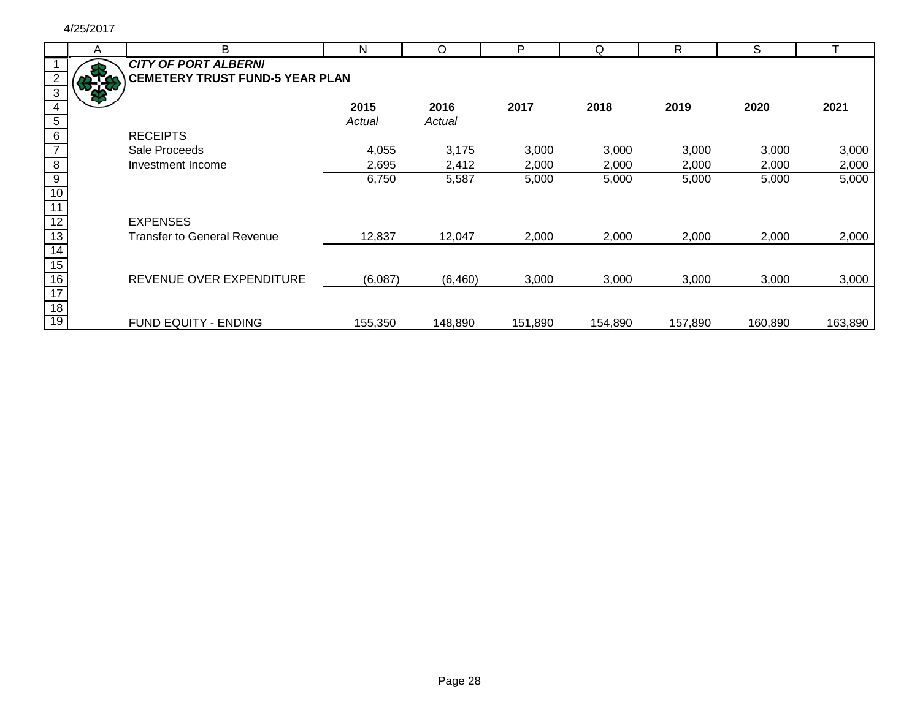4/25/2017

***CITY OF PORT ALBERNI***

**CEMETERY TRUST FUND-5 YEAR PLAN**

| | 2015 | 2016 | 2017 | 2018 | 2019 | 2020 | 2021 |
|---|---|---|---|---|---|---|---|
| | *Actual* | *Actual* | | | | | |
| RECEIPTS | | | | | | | |
| Sale Proceeds | 4,055 | 3,175 | 3,000 | 3,000 | 3,000 | 3,000 | 3,000 |
| Investment Income | 2,695 | 2,412 | 2,000 | 2,000 | 2,000 | 2,000 | 2,000 |
| | 6,750 | 5,587 | 5,000 | 5,000 | 5,000 | 5,000 | 5,000 |
| | | | | | | | |
| EXPENSES | | | | | | | |
| Transfer to General Revenue | 12,837 | 12,047 | 2,000 | 2,000 | 2,000 | 2,000 | 2,000 |
| | | | | | | | |
| REVENUE OVER EXPENDITURE | (6,087) | (6,460) | 3,000 | 3,000 | 3,000 | 3,000 | 3,000 |
| | | | | | | | |
| FUND EQUITY - ENDING | 155,350 | 148,890 | 151,890 | 154,890 | 157,890 | 160,890 | 163,890 |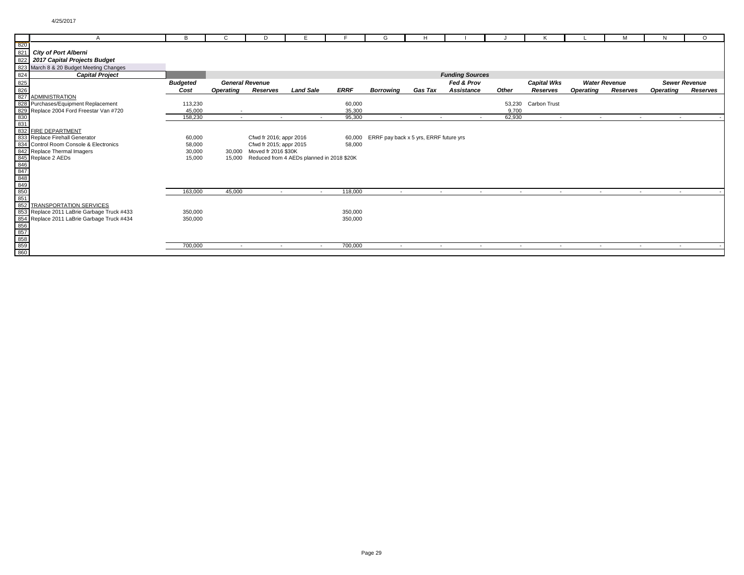4/25/2017

*City of Port Alberni*
*2017 Capital Projects Budget*
March 8 & 20 Budget Meeting Changes

| Capital Project | Budgeted | General Revenue | | | | | | Funding Sources | | | Water Revenue | | Sewer Revenue | |
|---|---|---|---|---|---|---|---|---|---|---|---|---|---|---|
| | *Cost* | *Operating* | *Reserves* | *Land Sale* | *ERRF* | *Borrowing* | *Gas Tax* | *Fed & Prov Assistance* | *Other* | *Capital Wks Reserves* | *Operating* | *Reserves* | *Operating* | *Reserves* |
| ADMINISTRATION | | | | | | | | | | | | | | |
| Purchases/Equipment Replacement | 113,230 | | | | 60,000 | | | | 53,230 | Carbon Trust | | | | |
| Replace 2004 Ford Freestar Van #720 | 45,000 | - | | | 35,300 | | | | 9,700 | | | | | |
| | 158,230 | - | - | - | 95,300 | - | - | - | 62,930 | - | - | - | - | - |
| FIRE DEPARTMENT | | | | | | | | | | | | | | |
| Replace Firehall Generator | 60,000 | | Cfwd fr 2016; appr 2016 | | 60,000 | ERRF pay back x 5 yrs, ERRF future yrs | | | | | | | | |
| Control Room Console & Electronics | 58,000 | | Cfwd fr 2015; appr 2015 | | 58,000 | | | | | | | | | |
| Replace Thermal Imagers | 30,000 | 30,000 | Moved fr 2016 $30K | | | | | | | | | | | |
| Replace 2 AEDs | 15,000 | 15,000 | Reduced from 4 AEDs planned in 2018 $20K | | | | | | | | | | | |
| | 163,000 | 45,000 | - | - | 118,000 | - | - | - | - | - | - | - | - | - |
| TRANSPORTATION SERVICES | | | | | | | | | | | | | | |
| Replace 2011 LaBrie Garbage Truck #433 | 350,000 | | | | 350,000 | | | | | | | | | |
| Replace 2011 LaBrie Garbage Truck #434 | 350,000 | | | | 350,000 | | | | | | | | | |
| | 700,000 | - | - | - | 700,000 | - | - | - | - | - | - | - | - | - |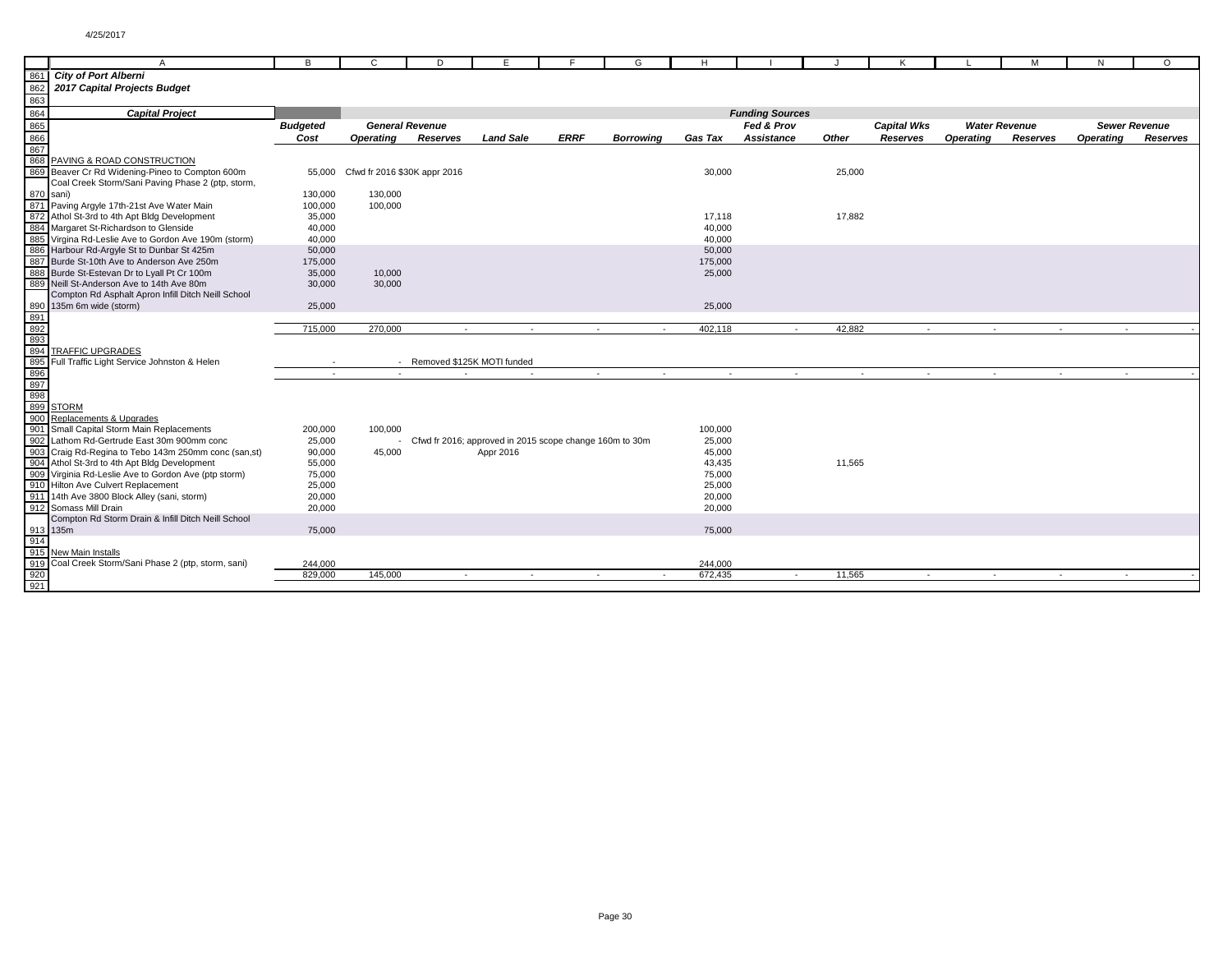4/25/2017

| | A | B | C | D | E | F | G | H | I | J | K | L | M | N | O |
|---|---|---|---|---|---|---|---|---|---|---|---|---|---|---|---|
| 861 | ***City of Port Alberni*** | | | | | | | | | | | | | | |
| 862 | ***2017 Capital Projects Budget*** | | | | | | | | | | | | | | |
| 863 | | | | | | | | | | | | | | | |
| 864 | ***Capital Project*** | | | | | | | | ***Funding Sources*** | | | | | | |
| 865 | | ***Budgeted*** | ***General Revenue*** | | | | | | ***Fed & Prov*** | | ***Capital Wks*** | ***Water Revenue*** | | ***Sewer Revenue*** | |
| 866 | | ***Cost*** | ***Operating*** | ***Reserves*** | ***Land Sale*** | ***ERRF*** | ***Borrowing*** | ***Gas Tax*** | ***Assistance*** | ***Other*** | ***Reserves*** | ***Operating*** | ***Reserves*** | ***Operating*** | ***Reserves*** |
| 867 | | | | | | | | | | | | | | | |
| 868 | PAVING & ROAD CONSTRUCTION | | | | | | | | | | | | | | |
| 869 | Beaver Cr Rd Widening-Pineo to Compton 600m | 55,000 | Cfwd fr 2016 $30K appr 2016 | | | | | 30,000 | | 25,000 | | | | | |
| 870 | Coal Creek Storm/Sani Paving Phase 2 (ptp, storm, sani) | 130,000 | 130,000 | | | | | | | | | | | | |
| 871 | Paving Argyle 17th-21st Ave Water Main | 100,000 | 100,000 | | | | | | | | | | | | |
| 872 | Athol St-3rd to 4th Apt Bldg Development | 35,000 | | | | | | 17,118 | | 17,882 | | | | | |
| 884 | Margaret St-Richardson to Glenside | 40,000 | | | | | | 40,000 | | | | | | | |
| 885 | Virgina Rd-Leslie Ave to Gordon Ave 190m (storm) | 40,000 | | | | | | 40,000 | | | | | | | |
| 886 | Harbour Rd-Argyle St to Dunbar St 425m | 50,000 | | | | | | 50,000 | | | | | | | |
| 887 | Burde St-10th Ave to Anderson Ave 250m | 175,000 | | | | | | 175,000 | | | | | | | |
| 888 | Burde St-Estevan Dr to Lyall Pt Cr 100m | 35,000 | 10,000 | | | | | 25,000 | | | | | | | |
| 889 | Neill St-Anderson Ave to 14th Ave 80m | 30,000 | 30,000 | | | | | | | | | | | | |
| 890 | Compton Rd Asphalt Apron Infill Ditch Neill School 135m 6m wide (storm) | 25,000 | | | | | | 25,000 | | | | | | | |
| 891 | | | | | | | | | | | | | | | |
| 892 | | 715,000 | 270,000 | - | - | - | - | 402,118 | - | 42,882 | - | - | - | - | - |
| 893 | | | | | | | | | | | | | | | |
| 894 | TRAFFIC UPGRADES | | | | | | | | | | | | | | |
| 895 | Full Traffic Light Service Johnston & Helen | - | - | Removed $125K MOTI funded | | | | | | | | | | | |
| 896 | | - | - | - | - | - | - | - | - | - | - | - | - | - | - |
| 897 | | | | | | | | | | | | | | | |
| 898 | | | | | | | | | | | | | | | |
| 899 | STORM | | | | | | | | | | | | | | |
| 900 | Replacements & Upgrades | | | | | | | | | | | | | | |
| 901 | Small Capital Storm Main Replacements | 200,000 | 100,000 | | | | | 100,000 | | | | | | | |
| 902 | Lathom Rd-Gertrude East 30m 900mm conc | 25,000 | - | Cfwd fr 2016; approved in 2015 scope change 160m to 30m | | | | 25,000 | | | | | | | |
| 903 | Craig Rd-Regina to Tebo 143m 250mm conc (san,st) | 90,000 | 45,000 | | Appr 2016 | | | 45,000 | | | | | | | |
| 904 | Athol St-3rd to 4th Apt Bldg Development | 55,000 | | | | | | 43,435 | | 11,565 | | | | | |
| 909 | Virginia Rd-Leslie Ave to Gordon Ave (ptp storm) | 75,000 | | | | | | 75,000 | | | | | | | |
| 910 | Hilton Ave Culvert Replacement | 25,000 | | | | | | 25,000 | | | | | | | |
| 911 | 14th Ave 3800 Block Alley (sani, storm) | 20,000 | | | | | | 20,000 | | | | | | | |
| 912 | Somass Mill Drain | 20,000 | | | | | | 20,000 | | | | | | | |
| 913 | Compton Rd Storm Drain & Infill Ditch Neill School 135m | 75,000 | | | | | | 75,000 | | | | | | | |
| 914 | | | | | | | | | | | | | | | |
| 915 | New Main Installs | | | | | | | | | | | | | | |
| 919 | Coal Creek Storm/Sani Phase 2 (ptp, storm, sani) | 244,000 | | | | | | 244,000 | | | | | | | |
| 920 | | 829,000 | 145,000 | - | - | - | - | 672,435 | - | 11,565 | - | - | - | - | - |
| 921 | | | | | | | | | | | | | | | |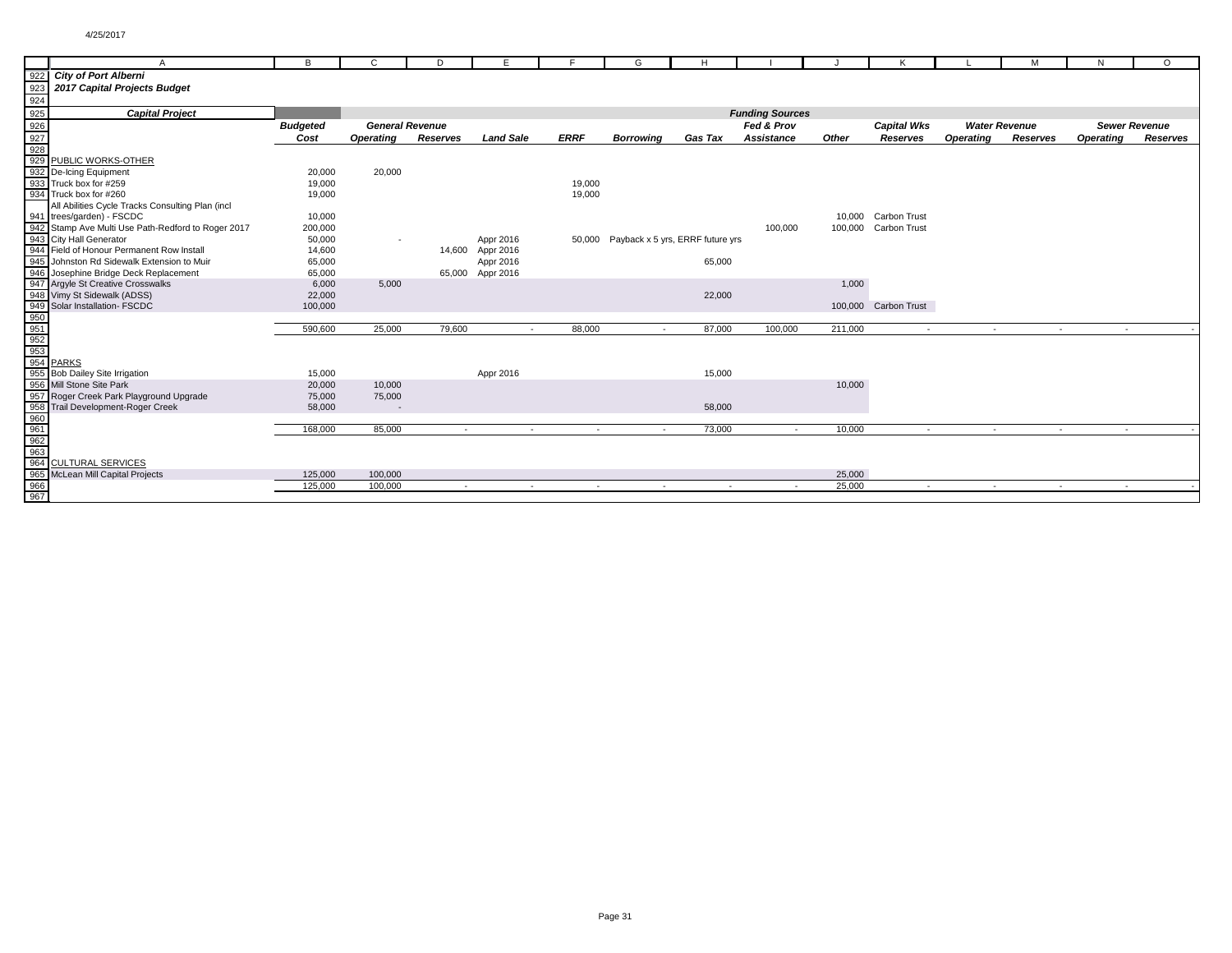4/25/2017

| | A | B | C | D | E | F | G | H | I | J | K | L | M | N | O |
|---|---|---|---|---|---|---|---|---|---|---|---|---|---|---|---|
| 922 | ***City of Port Alberni*** | | | | | | | | | | | | | | |
| 923 | ***2017 Capital Projects Budget*** | | | | | | | | | | | | | | |
| 924 | | | | | | | | | | | | | | | |
| 925 | ***Capital Project*** | | | | | | | | ***Funding Sources*** | | | | | | |
| 926 | | ***Budgeted*** | ***General Revenue*** | | | | | | ***Fed & Prov*** | | ***Capital Wks*** | ***Water Revenue*** | | ***Sewer Revenue*** | |
| 927 | | ***Cost*** | ***Operating*** | ***Reserves*** | ***Land Sale*** | ***ERRF*** | ***Borrowing*** | ***Gas Tax*** | ***Assistance*** | ***Other*** | ***Reserves*** | ***Operating*** | ***Reserves*** | ***Operating*** | ***Reserves*** |
| 928 | | | | | | | | | | | | | | | |
| 929 | PUBLIC WORKS-OTHER | | | | | | | | | | | | | | |
| 932 | De-Icing Equipment | 20,000 | 20,000 | | | | | | | | | | | | |
| 933 | Truck box for #259 | 19,000 | | | | 19,000 | | | | | | | | | |
| 934 | Truck box for #260 | 19,000 | | | | 19,000 | | | | | | | | | |
| 941 | All Abilities Cycle Tracks Consulting Plan (incl trees/garden) - FSCDC | 10,000 | | | | | | | | 10,000 | Carbon Trust | | | | |
| 942 | Stamp Ave Multi Use Path-Redford to Roger 2017 | 200,000 | | | | | | | 100,000 | 100,000 | Carbon Trust | | | | |
| 943 | City Hall Generator | 50,000 | - | | Appr 2016 | 50,000 | Payback x 5 yrs, ERRF future yrs | | | | | | | | |
| 944 | Field of Honour Permanent Row Install | 14,600 | | 14,600 | Appr 2016 | | | | | | | | | | |
| 945 | Johnston Rd Sidewalk Extension to Muir | 65,000 | | | Appr 2016 | | | 65,000 | | | | | | | |
| 946 | Josephine Bridge Deck Replacement | 65,000 | | 65,000 | Appr 2016 | | | | | | | | | | |
| 947 | Argyle St Creative Crosswalks | 6,000 | 5,000 | | | | | | | 1,000 | | | | | |
| 948 | Vimy St Sidewalk (ADSS) | 22,000 | | | | | | 22,000 | | | | | | | |
| 949 | Solar Installation- FSCDC | 100,000 | | | | | | | | 100,000 | Carbon Trust | | | | |
| 950 | | | | | | | | | | | | | | | |
| 951 | | 590,600 | 25,000 | 79,600 | - | 88,000 | - | 87,000 | 100,000 | 211,000 | - | - | - | - | - |
| 952 | | | | | | | | | | | | | | | |
| 953 | | | | | | | | | | | | | | | |
| 954 | PARKS | | | | | | | | | | | | | | |
| 955 | Bob Dailey Site Irrigation | 15,000 | | | Appr 2016 | | | 15,000 | | | | | | | |
| 956 | Mill Stone Site Park | 20,000 | 10,000 | | | | | | | 10,000 | | | | | |
| 957 | Roger Creek Park Playground Upgrade | 75,000 | 75,000 | | | | | | | | | | | | |
| 958 | Trail Development-Roger Creek | 58,000 | - | | | | | 58,000 | | | | | | | |
| 960 | | | | | | | | | | | | | | | |
| 961 | | 168,000 | 85,000 | - | - | - | - | 73,000 | - | 10,000 | - | - | - | - | - |
| 962 | | | | | | | | | | | | | | | |
| 963 | | | | | | | | | | | | | | | |
| 964 | CULTURAL SERVICES | | | | | | | | | | | | | | |
| 965 | McLean Mill Capital Projects | 125,000 | 100,000 | | | | | | | 25,000 | | | | | |
| 966 | | 125,000 | 100,000 | - | - | - | - | - | - | 25,000 | - | - | - | - | - |
| 967 | | | | | | | | | | | | | | | |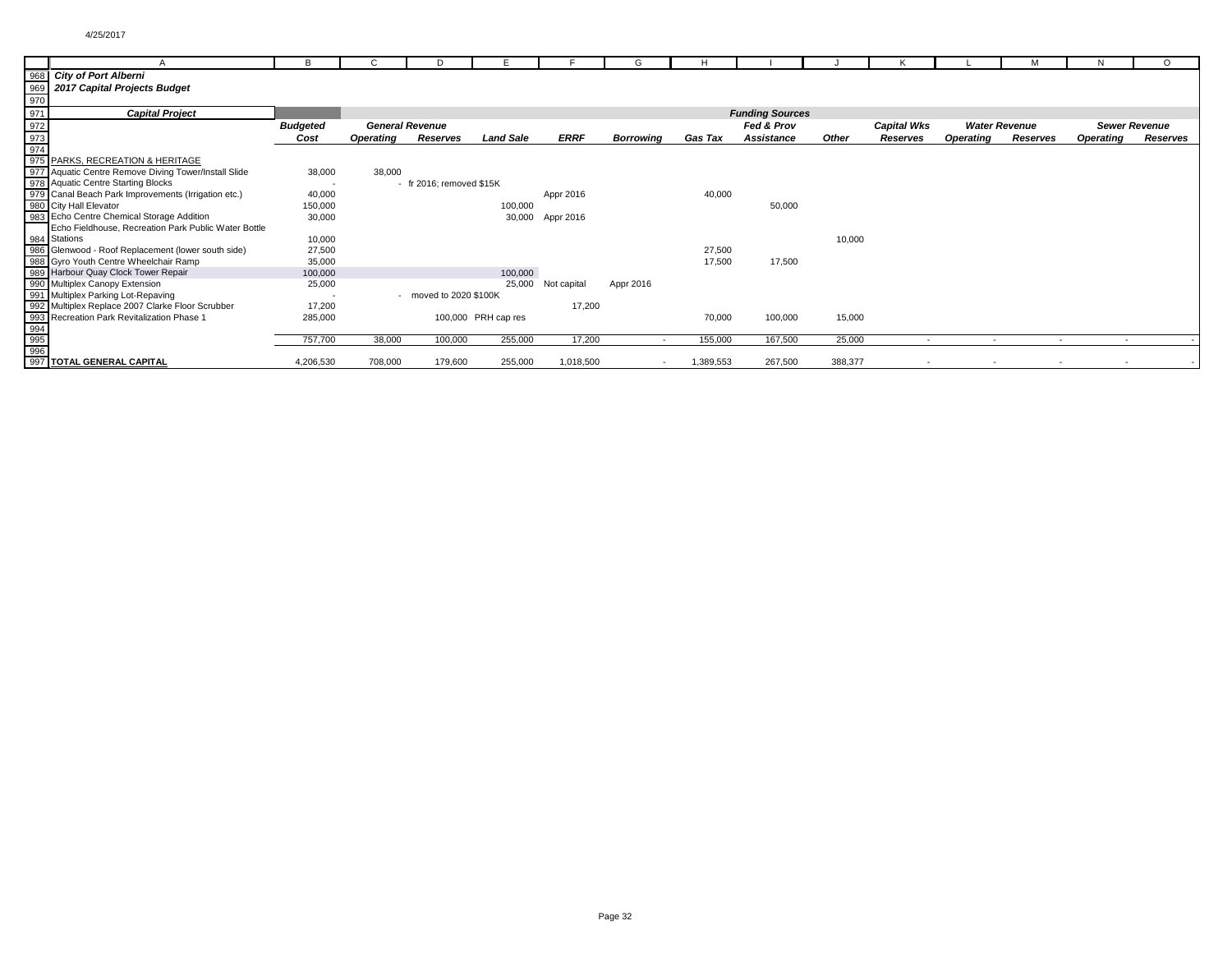**City of Port Alberni**

**2017 Capital Projects Budget**

| Capital Project | Budgeted Cost | General Revenue Operating | General Revenue Reserves | Land Sale | ERRF | Borrowing | Gas Tax | Fed & Prov Assistance | Other | Capital Wks Reserves | Water Revenue Operating | Water Revenue Reserves | Sewer Revenue Operating | Sewer Revenue Reserves |
|---|---|---|---|---|---|---|---|---|---|---|---|---|---|---|
| PARKS, RECREATION & HERITAGE | | | | | | | | | | | | | | |
| Aquatic Centre Remove Diving Tower/Install Slide | 38,000 | 38,000 | | | | | | | | | | | | |
| Aquatic Centre Starting Blocks | - | | - fr 2016; removed $15K | | | | | | | | | | | |
| Canal Beach Park Improvements (Irrigation etc.) | 40,000 | | | | Appr 2016 | | 40,000 | | | | | | | |
| City Hall Elevator | 150,000 | | | 100,000 | | | | 50,000 | | | | | | |
| Echo Centre Chemical Storage Addition | 30,000 | | | 30,000 | Appr 2016 | | | | | | | | | |
| Echo Fieldhouse, Recreation Park Public Water Bottle Stations | 10,000 | | | | | | | | 10,000 | | | | | |
| Glenwood - Roof Replacement (lower south side) | 27,500 | | | | | | 27,500 | | | | | | | |
| Gyro Youth Centre Wheelchair Ramp | 35,000 | | | | | | 17,500 | 17,500 | | | | | | |
| Harbour Quay Clock Tower Repair | 100,000 | | | 100,000 | | | | | | | | | | |
| Multiplex Canopy Extension | 25,000 | | | 25,000 | Not capital | Appr 2016 | | | | | | | | |
| Multiplex Parking Lot-Repaving | - | | - moved to 2020 $100K | | | | | | | | | | | |
| Multiplex Replace 2007 Clarke Floor Scrubber | 17,200 | | | | 17,200 | | | | | | | | | |
| Recreation Park Revitalization Phase 1 | 285,000 | | 100,000 | PRH cap res | | | 70,000 | 100,000 | 15,000 | | | | | |
| | 757,700 | 38,000 | 100,000 | 255,000 | 17,200 | - | 155,000 | 167,500 | 25,000 | - | - | - | - | - |
| **TOTAL GENERAL CAPITAL** | 4,206,530 | 708,000 | 179,600 | 255,000 | 1,018,500 | - | 1,389,553 | 267,500 | 388,377 | - | - | - | - | - |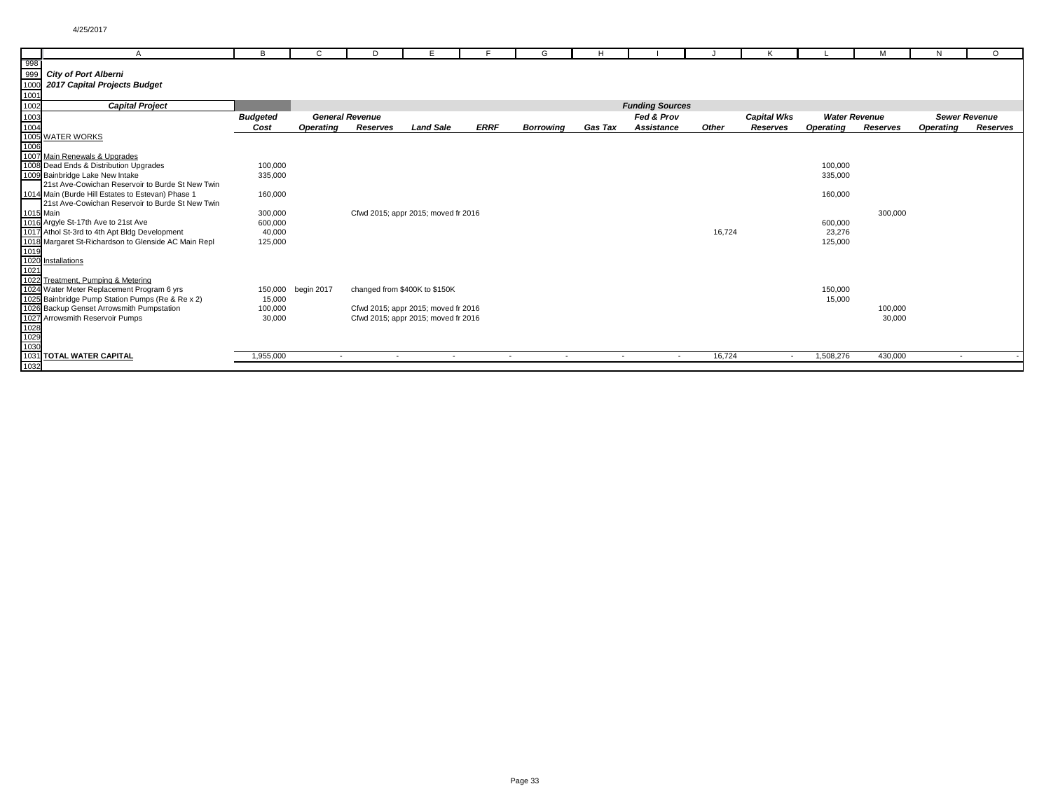**City of Port Alberni**

**2017 Capital Projects Budget**

| Capital Project | Budgeted Cost | General Revenue Operating | General Revenue Reserves | Land Sale | ERRF | Borrowing | Gas Tax | Fed & Prov Assistance | Other | Capital Wks Reserves | Water Revenue Operating | Water Revenue Reserves | Sewer Revenue Operating | Sewer Revenue Reserves |
|---|---|---|---|---|---|---|---|---|---|---|---|---|---|---|
| WATER WORKS | | | | | | | | | | | | | | |
| Main Renewals & Upgrades | | | | | | | | | | | | | | |
| Dead Ends & Distribution Upgrades | 100,000 | | | | | | | | | | 100,000 | | | |
| Bainbridge Lake New Intake | 335,000 | | | | | | | | | | 335,000 | | | |
| 21st Ave-Cowichan Reservoir to Burde St New Twin Main (Burde Hill Estates to Estevan) Phase 1 | 160,000 | | | | | | | | | | 160,000 | | | |
| 21st Ave-Cowichan Reservoir to Burde St New Twin Main | 300,000 | | Cfwd 2015; appr 2015; moved fr 2016 | | | | | | | | | 300,000 | | |
| Argyle St-17th Ave to 21st Ave | 600,000 | | | | | | | | | | 600,000 | | | |
| Athol St-3rd to 4th Apt Bldg Development | 40,000 | | | | | | | | 16,724 | | 23,276 | | | |
| Margaret St-Richardson to Glenside AC Main Repl | 125,000 | | | | | | | | | | 125,000 | | | |
| Installations | | | | | | | | | | | | | | |
| Treatment, Pumping & Metering | | | | | | | | | | | | | | |
| Water Meter Replacement Program 6 yrs | 150,000 | begin 2017 | changed from $400K to $150K | | | | | | | | 150,000 | | | |
| Bainbridge Pump Station Pumps (Re & Re x 2) | 15,000 | | | | | | | | | | 15,000 | | | |
| Backup Genset Arrowsmith Pumpstation | 100,000 | | Cfwd 2015; appr 2015; moved fr 2016 | | | | | | | | | 100,000 | | |
| Arrowsmith Reservoir Pumps | 30,000 | | Cfwd 2015; appr 2015; moved fr 2016 | | | | | | | | | 30,000 | | |
| **TOTAL WATER CAPITAL** | 1,955,000 | - | - | - | - | - | - | - | 16,724 | - | 1,508,276 | 430,000 | - | - |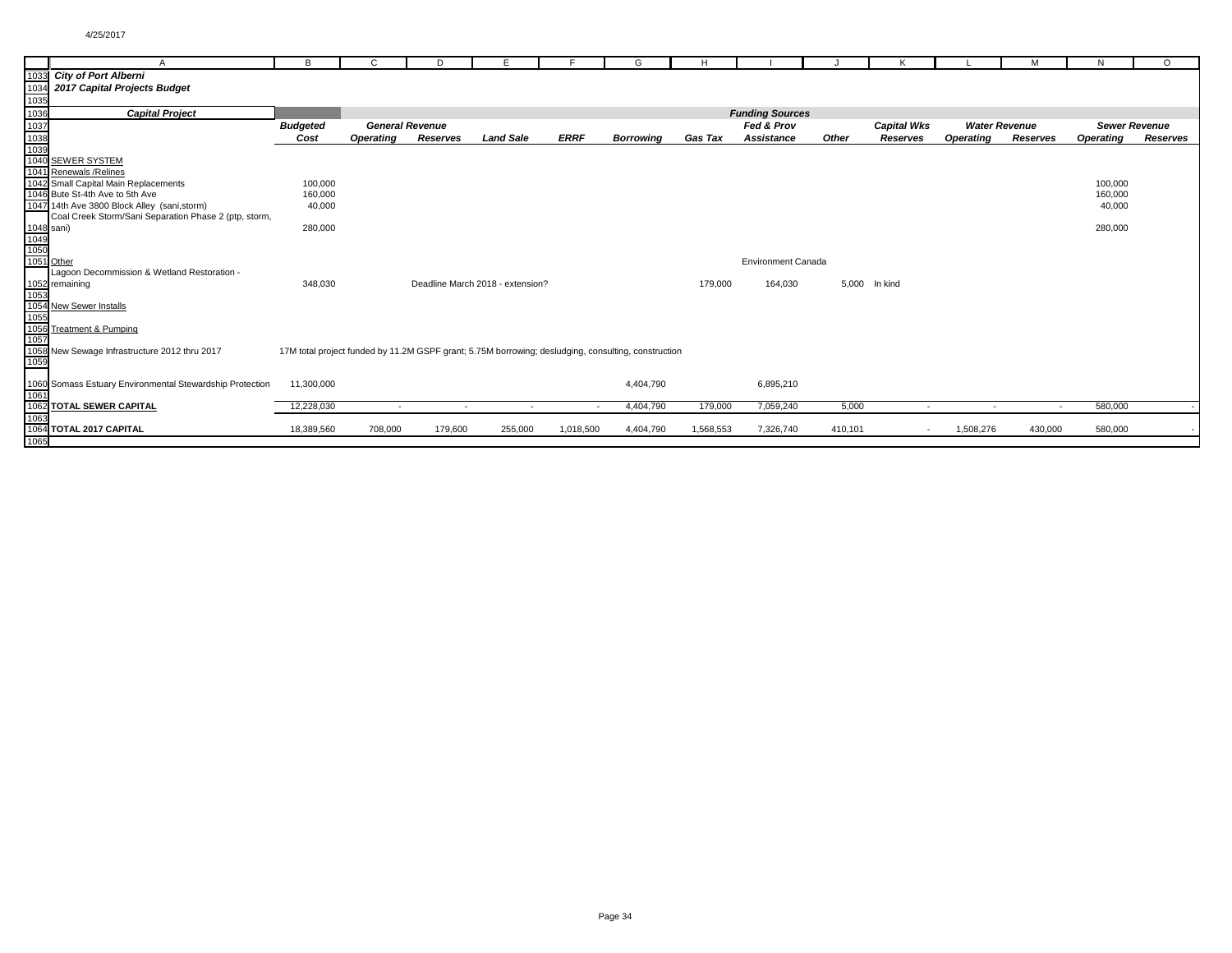# City of Port Alberni

## 2017 Capital Projects Budget

| Capital Project | Budgeted Cost | General Revenue Operating | General Revenue Reserves | Land Sale | ERRF | Borrowing | Gas Tax | Fed & Prov Assistance | Other | Capital Wks Reserves | Water Revenue Operating | Water Revenue Reserves | Sewer Revenue Operating | Sewer Revenue Reserves |
|---|---|---|---|---|---|---|---|---|---|---|---|---|---|---|
| SEWER SYSTEM | | | | | | | | | | | | | | |
| Renewals /Relines | | | | | | | | | | | | | | |
| Small Capital Main Replacements | 100,000 | | | | | | | | | | | | 100,000 | |
| Bute St-4th Ave to 5th Ave | 160,000 | | | | | | | | | | | | 160,000 | |
| 14th Ave 3800 Block Alley (sani,storm) | 40,000 | | | | | | | | | | | | 40,000 | |
| Coal Creek Storm/Sani Separation Phase 2 (ptp, storm, sani) | 280,000 | | | | | | | | | | | | 280,000 | |
| Other | | | | | | | | Environment Canada | | | | | | |
| Lagoon Decommission & Wetland Restoration - remaining | 348,030 | | Deadline March 2018 - extension? | | | | 179,000 | 164,030 | 5,000 | In kind | | | | |
| New Sewer Installs | | | | | | | | | | | | | | |
| Treatment & Pumping | | | | | | | | | | | | | | |
| New Sewage Infrastructure 2012 thru 2017 | 17M total project funded by 11.2M GSPF grant; 5.75M borrowing; desludging, consulting, construction | | | | | | | | | | | | | |
| Somass Estuary Environmental Stewardship Protection | 11,300,000 | | | | | 4,404,790 | | 6,895,210 | | | | | | |
| **TOTAL SEWER CAPITAL** | 12,228,030 | - | - | - | - | 4,404,790 | 179,000 | 7,059,240 | 5,000 | - | - | - | 580,000 | - |
| **TOTAL 2017 CAPITAL** | 18,389,560 | 708,000 | 179,600 | 255,000 | 1,018,500 | 4,404,790 | 1,568,553 | 7,326,740 | 410,101 | - | 1,508,276 | 430,000 | 580,000 | - |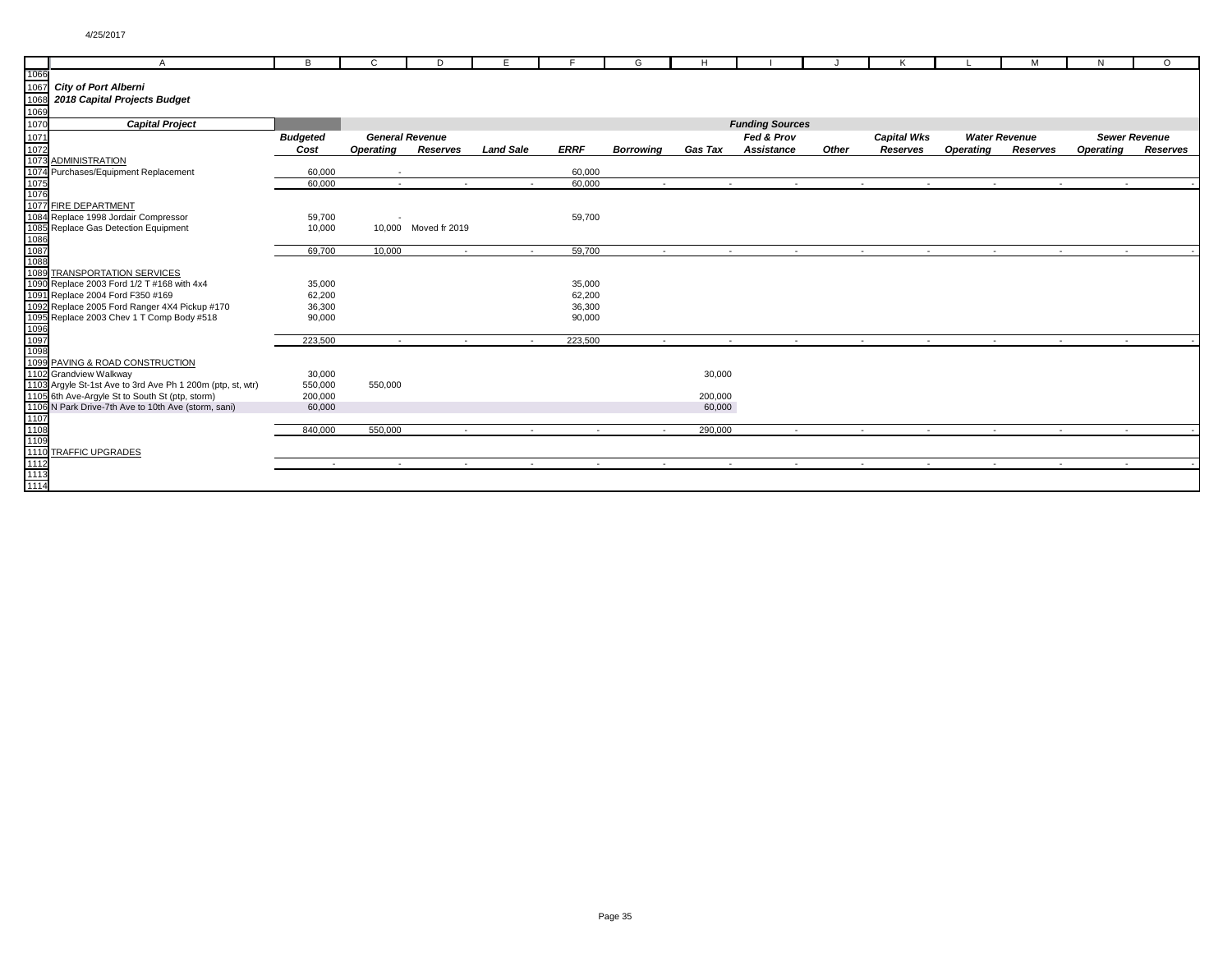4/25/2017

**City of Port Alberni**

**2018 Capital Projects Budget**

| Capital Project | Budgeted Cost | General Revenue Operating | General Revenue Reserves | Land Sale | ERRF | Borrowing | Gas Tax | Fed & Prov Assistance | Other | Capital Wks Reserves | Water Revenue Operating | Water Revenue Reserves | Sewer Revenue Operating | Sewer Revenue Reserves |
|---|---|---|---|---|---|---|---|---|---|---|---|---|---|---|
| ADMINISTRATION | | | | | | | | | | | | | | |
| Purchases/Equipment Replacement | 60,000 | - | | | 60,000 | | | | | | | | | |
| | 60,000 | - | - | - | 60,000 | - | - | - | - | - | - | - | - | - |
| FIRE DEPARTMENT | | | | | | | | | | | | | | |
| Replace 1998 Jordair Compressor | 59,700 | - | | | 59,700 | | | | | | | | | |
| Replace Gas Detection Equipment | 10,000 | 10,000 | Moved fr 2019 | | | | | | | | | | | |
| | 69,700 | 10,000 | - | - | 59,700 | - | - | - | - | - | - | - | - | - |
| TRANSPORTATION SERVICES | | | | | | | | | | | | | | |
| Replace 2003 Ford 1/2 T #168 with 4x4 | 35,000 | | | | 35,000 | | | | | | | | | |
| Replace 2004 Ford F350 #169 | 62,200 | | | | 62,200 | | | | | | | | | |
| Replace 2005 Ford Ranger 4X4 Pickup #170 | 36,300 | | | | 36,300 | | | | | | | | | |
| Replace 2003 Chev 1 T Comp Body #518 | 90,000 | | | | 90,000 | | | | | | | | | |
| | 223,500 | - | - | - | 223,500 | - | - | - | - | - | - | - | - | - |
| PAVING & ROAD CONSTRUCTION | | | | | | | | | | | | | | |
| Grandview Walkway | 30,000 | | | | | | 30,000 | | | | | | | |
| Argyle St-1st Ave to 3rd Ave Ph 1 200m (ptp, st, wtr) | 550,000 | 550,000 | | | | | | | | | | | | |
| 6th Ave-Argyle St to South St (ptp, storm) | 200,000 | | | | | | 200,000 | | | | | | | |
| N Park Drive-7th Ave to 10th Ave (storm, sani) | 60,000 | | | | | | 60,000 | | | | | | | |
| | 840,000 | 550,000 | - | - | - | - | 290,000 | - | - | - | - | - | - | - |
| TRAFFIC UPGRADES | | | | | | | | | | | | | | |
| | - | - | - | - | - | - | - | - | - | - | - | - | - | - |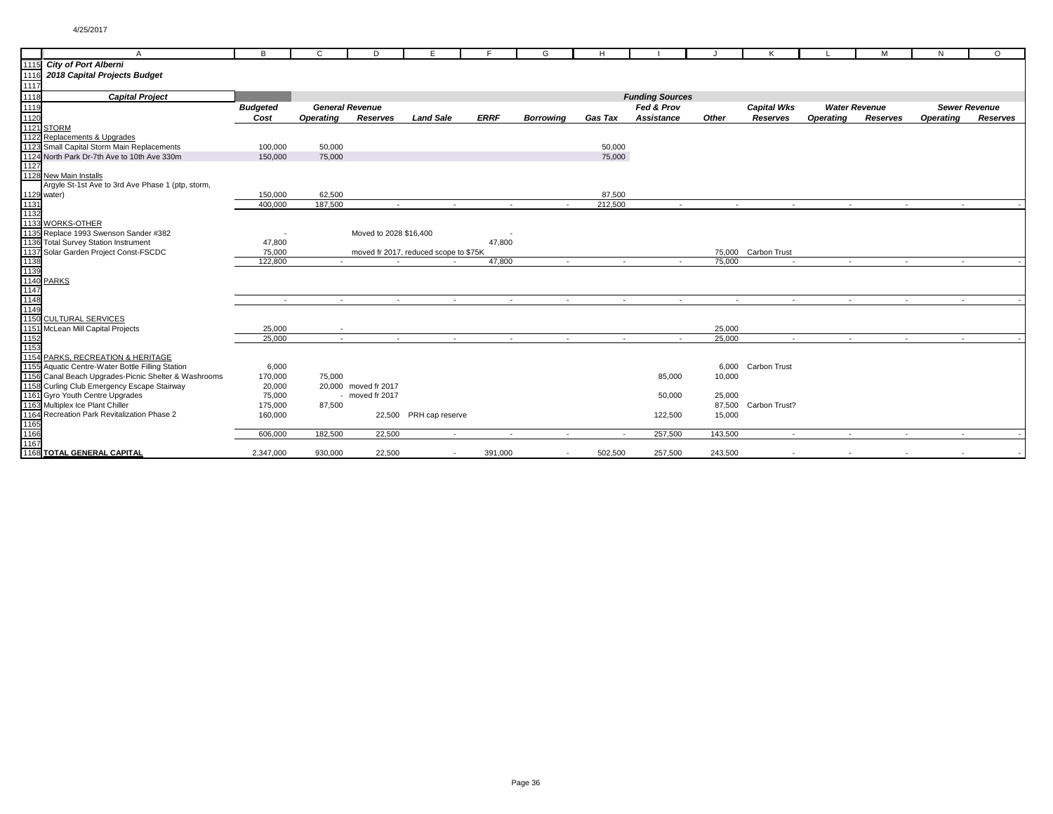| | A | B | C | D | E | F | G | H | I | J | K | L | M | N | O |
|---|---|---|---|---|---|---|---|---|---|---|---|---|---|---|---|
| 1115 | ***City of Port Alberni*** | | | | | | | | | | | | | | |
| 1116 | ***2018 Capital Projects Budget*** | | | | | | | | | | | | | | |
| 1117 | | | | | | | | | | | | | | | |
| 1118 | ***Capital Project*** | | | | | | | | ***Funding Sources*** | | | | | | |
| 1119 | | ***Budgeted*** | ***General Revenue*** | | | | | | ***Fed & Prov*** | | ***Capital Wks*** | ***Water Revenue*** | | ***Sewer Revenue*** | |
| 1120 | | ***Cost*** | ***Operating*** | ***Reserves*** | ***Land Sale*** | ***ERRF*** | ***Borrowing*** | ***Gas Tax*** | ***Assistance*** | ***Other*** | ***Reserves*** | ***Operating*** | ***Reserves*** | ***Operating*** | ***Reserves*** |
| 1121 | STORM | | | | | | | | | | | | | | |
| 1122 | Replacements & Upgrades | | | | | | | | | | | | | | |
| 1123 | Small Capital Storm Main Replacements | 100,000 | 50,000 | | | | | 50,000 | | | | | | | |
| 1124 | North Park Dr-7th Ave to 10th Ave 330m | 150,000 | 75,000 | | | | | 75,000 | | | | | | | |
| 1127 | | | | | | | | | | | | | | | |
| 1128 | New Main Installs | | | | | | | | | | | | | | |
| 1129 | Argyle St-1st Ave to 3rd Ave Phase 1 (ptp, storm, water) | 150,000 | 62,500 | | | | | 87,500 | | | | | | | |
| 1131 | | 400,000 | 187,500 | - | - | - | - | 212,500 | - | - | - | - | - | - | - |
| 1132 | | | | | | | | | | | | | | | |
| 1133 | WORKS-OTHER | | | | | | | | | | | | | | |
| 1135 | Replace 1993 Swenson Sander #382 | - | | Moved to 2028 $16,400 | | - | | | | | | | | | |
| 1136 | Total Survey Station Instrument | 47,800 | | | | 47,800 | | | | | | | | | |
| 1137 | Solar Garden Project Const-FSCDC | 75,000 | | moved fr 2017, reduced scope to $75K | | | | | | 75,000 | Carbon Trust | | | | |
| 1138 | | 122,800 | - | - | - | 47,800 | - | - | - | 75,000 | - | - | - | - | - |
| 1139 | | | | | | | | | | | | | | | |
| 1140 | PARKS | | | | | | | | | | | | | | |
| 1147 | | | | | | | | | | | | | | | |
| 1148 | | - | - | - | - | - | - | - | - | - | - | - | - | - | - |
| 1149 | | | | | | | | | | | | | | | |
| 1150 | CULTURAL SERVICES | | | | | | | | | | | | | | |
| 1151 | McLean Mill Capital Projects | 25,000 | - | | | | | | | 25,000 | | | | | |
| 1152 | | 25,000 | - | - | - | - | - | - | - | 25,000 | - | - | - | - | - |
| 1153 | | | | | | | | | | | | | | | |
| 1154 | PARKS, RECREATION & HERITAGE | | | | | | | | | | | | | | |
| 1155 | Aquatic Centre-Water Bottle Filling Station | 6,000 | | | | | | | | 6,000 | Carbon Trust | | | | |
| 1156 | Canal Beach Upgrades-Picnic Shelter & Washrooms | 170,000 | 75,000 | | | | | | 85,000 | 10,000 | | | | | |
| 1158 | Curling Club Emergency Escape Stairway | 20,000 | | 20,000 moved fr 2017 | | | | | | | | | | | |
| 1161 | Gyro Youth Centre Upgrades | 75,000 | | - moved fr 2017 | | | | | 50,000 | 25,000 | | | | | |
| 1163 | Multiplex Ice Plant Chiller | 175,000 | 87,500 | | | | | | | 87,500 | Carbon Trust? | | | | |
| 1164 | Recreation Park Revitalization Phase 2 | 160,000 | | 22,500 | PRH cap reserve | | | | 122,500 | 15,000 | | | | | |
| 1165 | | | | | | | | | | | | | | | |
| 1166 | | 606,000 | 182,500 | 22,500 | - | - | - | - | 257,500 | 143,500 | - | - | - | - | - |
| 1167 | | | | | | | | | | | | | | | |
| 1168 | **TOTAL GENERAL CAPITAL** | 2,347,000 | 930,000 | 22,500 | - | 391,000 | - | 502,500 | 257,500 | 243,500 | - | - | - | - | - |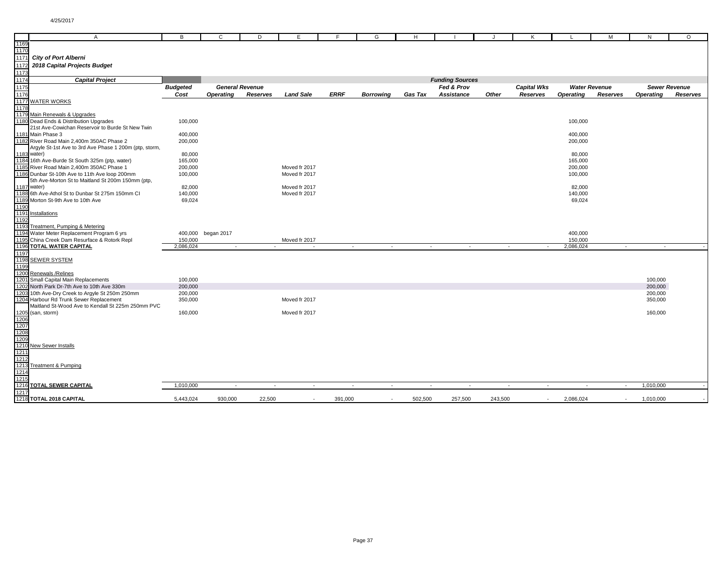4/25/2017

## City of Port Alberni

## 2018 Capital Projects Budget

| Capital Project | Budgeted Cost | General Revenue Operating | General Revenue Reserves | Land Sale | ERRF | Borrowing | Gas Tax | Fed & Prov Assistance | Other | Capital Wks Reserves | Water Revenue Operating | Water Revenue Reserves | Sewer Revenue Operating | Sewer Revenue Reserves |
|---|---|---|---|---|---|---|---|---|---|---|---|---|---|---|
| WATER WORKS | | | | | | | | | | | | | | |
| Main Renewals & Upgrades | | | | | | | | | | | | | | |
| Dead Ends & Distribution Upgrades | 100,000 | | | | | | | | | | 100,000 | | | |
| 21st Ave-Cowichan Reservoir to Burde St New Twin Main Phase 3 | 400,000 | | | | | | | | | | 400,000 | | | |
| River Road Main 2,400m 350AC Phase 2 | 200,000 | | | | | | | | | | 200,000 | | | |
| Argyle St-1st Ave to 3rd Ave Phase 1 200m (ptp, storm, water) | 80,000 | | | | | | | | | | 80,000 | | | |
| 16th Ave-Burde St South 325m (ptp, water) | 165,000 | | | | | | | | | | 165,000 | | | |
| River Road Main 2,400m 350AC Phase 1 | 200,000 | | | Moved fr 2017 | | | | | | | 200,000 | | | |
| Dunbar St-10th Ave to 11th Ave loop 200mm | 100,000 | | | Moved fr 2017 | | | | | | | 100,000 | | | |
| 5th Ave-Morton St to Maitland St 200m 150mm (ptp, water) | 82,000 | | | Moved fr 2017 | | | | | | | 82,000 | | | |
| 6th Ave-Athol St to Dunbar St 275m 150mm CI | 140,000 | | | Moved fr 2017 | | | | | | | 140,000 | | | |
| Morton St-9th Ave to 10th Ave | 69,024 | | | | | | | | | | 69,024 | | | |
| Installations | | | | | | | | | | | | | | |
| Treatment, Pumping & Metering | | | | | | | | | | | | | | |
| Water Meter Replacement Program 6 yrs | 400,000 | began 2017 | | | | | | | | | 400,000 | | | |
| China Creek Dam Resurface & Rotork Repl | 150,000 | | | Moved fr 2017 | | | | | | | 150,000 | | | |
| **TOTAL WATER CAPITAL** | 2,086,024 | - | - | - | - | - | - | - | - | - | 2,086,024 | - | - | - |
| SEWER SYSTEM | | | | | | | | | | | | | | |
| Renewals /Relines | | | | | | | | | | | | | | |
| Small Capital Main Replacements | 100,000 | | | | | | | | | | | | 100,000 | |
| North Park Dr-7th Ave to 10th Ave 330m | 200,000 | | | | | | | | | | | | 200,000 | |
| 10th Ave-Dry Creek to Argyle St 250m 250mm | 200,000 | | | | | | | | | | | | 200,000 | |
| Harbour Rd Trunk Sewer Replacement | 350,000 | | | Moved fr 2017 | | | | | | | | | 350,000 | |
| Maitland St-Wood Ave to Kendall St 225m 250mm PVC (san, storm) | 160,000 | | | Moved fr 2017 | | | | | | | | | 160,000 | |
| New Sewer Installs | | | | | | | | | | | | | | |
| Treatment & Pumping | | | | | | | | | | | | | | |
| **TOTAL SEWER CAPITAL** | 1,010,000 | - | - | - | - | - | - | - | - | - | - | - | 1,010,000 | - |
| **TOTAL 2018 CAPITAL** | 5,443,024 | 930,000 | 22,500 | - | 391,000 | - | 502,500 | 257,500 | 243,500 | - | 2,086,024 | - | 1,010,000 | - |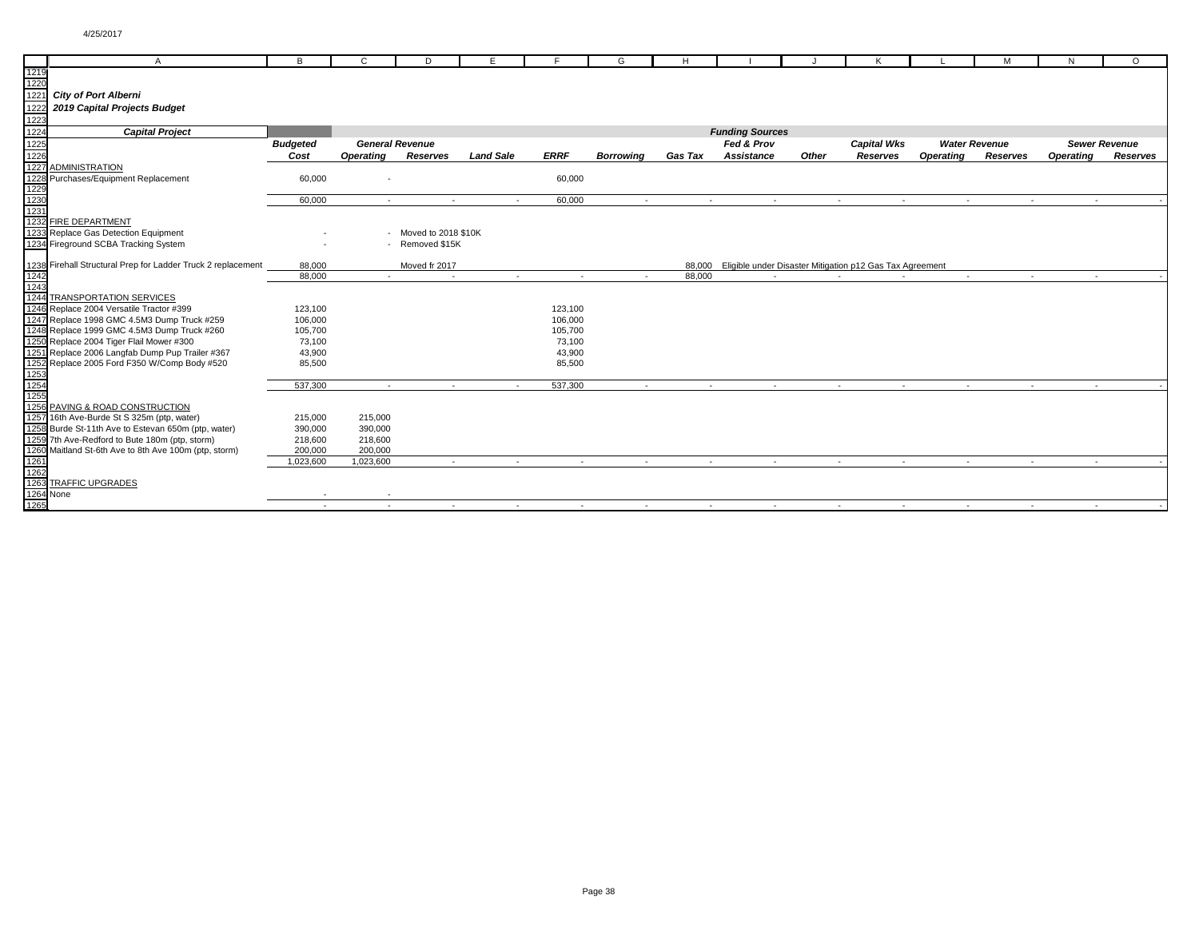4/25/2017

**City of Port Alberni**

**2019 Capital Projects Budget**

| Capital Project | Budgeted Cost | General Revenue Operating | General Revenue Reserves | Land Sale | ERRF | Borrowing | Gas Tax | Fed & Prov Assistance | Other | Capital Wks Reserves | Water Revenue Operating | Water Revenue Reserves | Sewer Revenue Operating | Sewer Revenue Reserves |
|---|---|---|---|---|---|---|---|---|---|---|---|---|---|---|
| ADMINISTRATION | | | | | | | | | | | | | | |
| Purchases/Equipment Replacement | 60,000 | - | | | 60,000 | | | | | | | | | |
| | 60,000 | - | - | - | 60,000 | - | - | - | - | - | - | - | - | - |
| FIRE DEPARTMENT | | | | | | | | | | | | | | |
| Replace Gas Detection Equipment | - | - | Moved to 2018 $10K | | | | | | | | | | | |
| Fireground SCBA Tracking System | - | - | Removed $15K | | | | | | | | | | | |
| Firehall Structural Prep for Ladder Truck 2 replacement | 88,000 | | Moved fr 2017 | | | | 88,000 | Eligible under Disaster Mitigation p12 Gas Tax Agreement | | | | | | |
| | 88,000 | - | - | - | - | - | 88,000 | - | - | - | - | - | - | - |
| TRANSPORTATION SERVICES | | | | | | | | | | | | | | |
| Replace 2004 Versatile Tractor #399 | 123,100 | | | | 123,100 | | | | | | | | | |
| Replace 1998 GMC 4.5M3 Dump Truck #259 | 106,000 | | | | 106,000 | | | | | | | | | |
| Replace 1999 GMC 4.5M3 Dump Truck #260 | 105,700 | | | | 105,700 | | | | | | | | | |
| Replace 2004 Tiger Flail Mower #300 | 73,100 | | | | 73,100 | | | | | | | | | |
| Replace 2006 Langfab Dump Pup Trailer #367 | 43,900 | | | | 43,900 | | | | | | | | | |
| Replace 2005 Ford F350 W/Comp Body #520 | 85,500 | | | | 85,500 | | | | | | | | | |
| | 537,300 | - | - | - | 537,300 | - | - | - | - | - | - | - | - | - |
| PAVING & ROAD CONSTRUCTION | | | | | | | | | | | | | | |
| 16th Ave-Burde St S 325m (ptp, water) | 215,000 | 215,000 | | | | | | | | | | | | |
| Burde St-11th Ave to Estevan 650m (ptp, water) | 390,000 | 390,000 | | | | | | | | | | | | |
| 7th Ave-Redford to Bute 180m (ptp, storm) | 218,600 | 218,600 | | | | | | | | | | | | |
| Maitland St-6th Ave to 8th Ave 100m (ptp, storm) | 200,000 | 200,000 | | | | | | | | | | | | |
| | 1,023,600 | 1,023,600 | - | - | - | - | - | - | - | - | - | - | - | - |
| TRAFFIC UPGRADES | | | | | | | | | | | | | | |
| None | - | - | | | | | | | | | | | | |
| | - | - | - | - | - | - | - | - | - | - | - | - | - | - |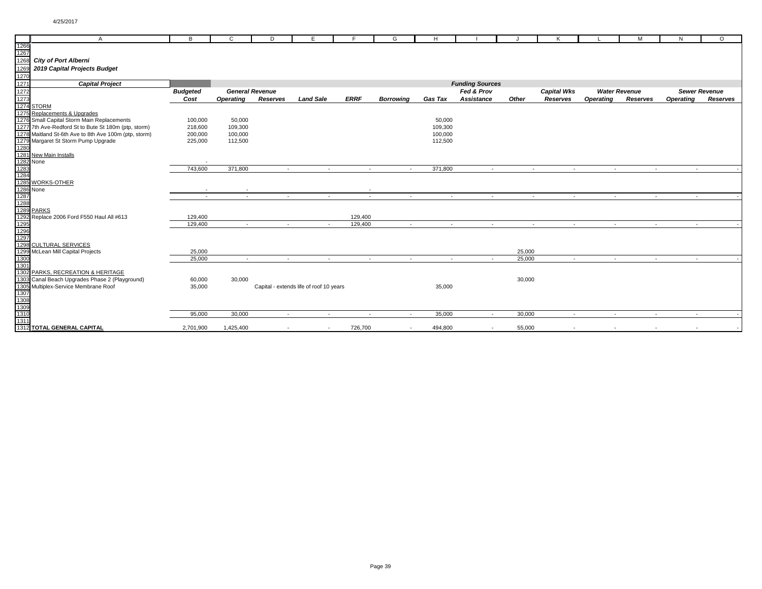4/25/2017

**City of Port Alberni**

**2019 Capital Projects Budget**

| *Capital Project* | *Budgeted Cost* | *General Revenue* *Operating* | *General Revenue* *Reserves* | *Land Sale* | *ERRF* | *Borrowing* | *Gas Tax* | *Fed & Prov Assistance* | *Other* | *Capital Wks Reserves* | *Water Revenue* *Operating* | *Water Revenue* *Reserves* | *Sewer Revenue* *Operating* | *Sewer Revenue* *Reserves* |
|---|---|---|---|---|---|---|---|---|---|---|---|---|---|---|
| STORM | | | | | | | | | | | | | | |
| Replacements & Upgrades | | | | | | | | | | | | | | |
| Small Capital Storm Main Replacements | 100,000 | 50,000 | | | | | 50,000 | | | | | | | |
| 7th Ave-Redford St to Bute St 180m (ptp, storm) | 218,600 | 109,300 | | | | | 109,300 | | | | | | | |
| Maitland St-6th Ave to 8th Ave 100m (ptp, storm) | 200,000 | 100,000 | | | | | 100,000 | | | | | | | |
| Margaret St Storm Pump Upgrade | 225,000 | 112,500 | | | | | 112,500 | | | | | | | |
| New Main Installs | | | | | | | | | | | | | | |
| None | - | | | | | | | | | | | | | |
| | 743,600 | 371,800 | - | - | - | - | 371,800 | - | - | - | - | - | - | - |
| WORKS-OTHER | | | | | | | | | | | | | | |
| None | - | - | | | - | | | | | | | | | |
| | - | - | - | - | - | - | - | - | - | - | - | - | - | - |
| PARKS | | | | | | | | | | | | | | |
| Replace 2006 Ford F550 Haul All #613 | 129,400 | | | | 129,400 | | | | | | | | | |
| | 129,400 | - | - | - | 129,400 | - | - | - | - | - | - | - | - | - |
| CULTURAL SERVICES | | | | | | | | | | | | | | |
| McLean Mill Capital Projects | 25,000 | | | | | | | | 25,000 | | | | | |
| | 25,000 | - | - | - | - | - | - | - | 25,000 | - | - | - | - | - |
| PARKS, RECREATION & HERITAGE | | | | | | | | | | | | | | |
| Canal Beach Upgrades Phase 2 (Playground) | 60,000 | 30,000 | | | | | | | 30,000 | | | | | |
| Multiplex-Service Membrane Roof | 35,000 | | Capital - extends life of roof 10 years | | | | 35,000 | | | | | | | |
| | 95,000 | 30,000 | - | - | - | - | 35,000 | - | 30,000 | - | - | - | - | - |
| **TOTAL GENERAL CAPITAL** | 2,701,900 | 1,425,400 | - | - | 726,700 | - | 494,800 | - | 55,000 | - | - | - | - | - |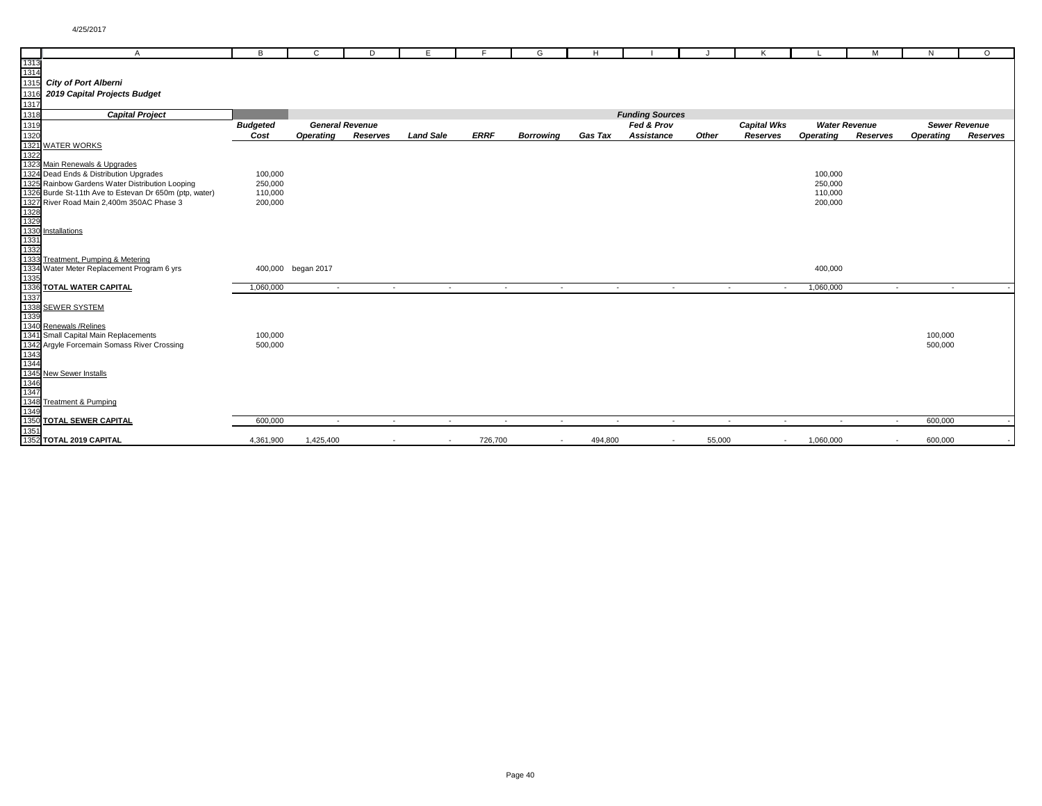## City of Port Alberni

### 2019 Capital Projects Budget

| Capital Project | Budgeted Cost | General Revenue Operating | General Revenue Reserves | Land Sale | ERRF | Borrowing | Gas Tax | Fed & Prov Assistance | Other | Capital Wks Reserves | Water Revenue Operating | Water Revenue Reserves | Sewer Revenue Operating | Sewer Revenue Reserves |
|---|---|---|---|---|---|---|---|---|---|---|---|---|---|---|
| WATER WORKS | | | | | | | | | | | | | | |
| Main Renewals & Upgrades | | | | | | | | | | | | | | |
| Dead Ends & Distribution Upgrades | 100,000 | | | | | | | | | | 100,000 | | | |
| Rainbow Gardens Water Distribution Looping | 250,000 | | | | | | | | | | 250,000 | | | |
| Burde St-11th Ave to Estevan Dr 650m (ptp, water) | 110,000 | | | | | | | | | | 110,000 | | | |
| River Road Main 2,400m 350AC Phase 3 | 200,000 | | | | | | | | | | 200,000 | | | |
| Installations | | | | | | | | | | | | | | |
| Treatment, Pumping & Metering | | | | | | | | | | | | | | |
| Water Meter Replacement Program 6 yrs | 400,000 | began 2017 | | | | | | | | | 400,000 | | | |
| **TOTAL WATER CAPITAL** | 1,060,000 | - | - | - | - | - | - | - | - | - | 1,060,000 | - | - | - |
| SEWER SYSTEM | | | | | | | | | | | | | | |
| Renewals /Relines | | | | | | | | | | | | | | |
| Small Capital Main Replacements | 100,000 | | | | | | | | | | | | 100,000 | |
| Argyle Forcemain Somass River Crossing | 500,000 | | | | | | | | | | | | 500,000 | |
| New Sewer Installs | | | | | | | | | | | | | | |
| Treatment & Pumping | | | | | | | | | | | | | | |
| **TOTAL SEWER CAPITAL** | 600,000 | - | - | - | - | - | - | - | - | - | - | - | 600,000 | - |
| **TOTAL 2019 CAPITAL** | 4,361,900 | 1,425,400 | - | - | 726,700 | - | 494,800 | - | 55,000 | - | 1,060,000 | - | 600,000 | - |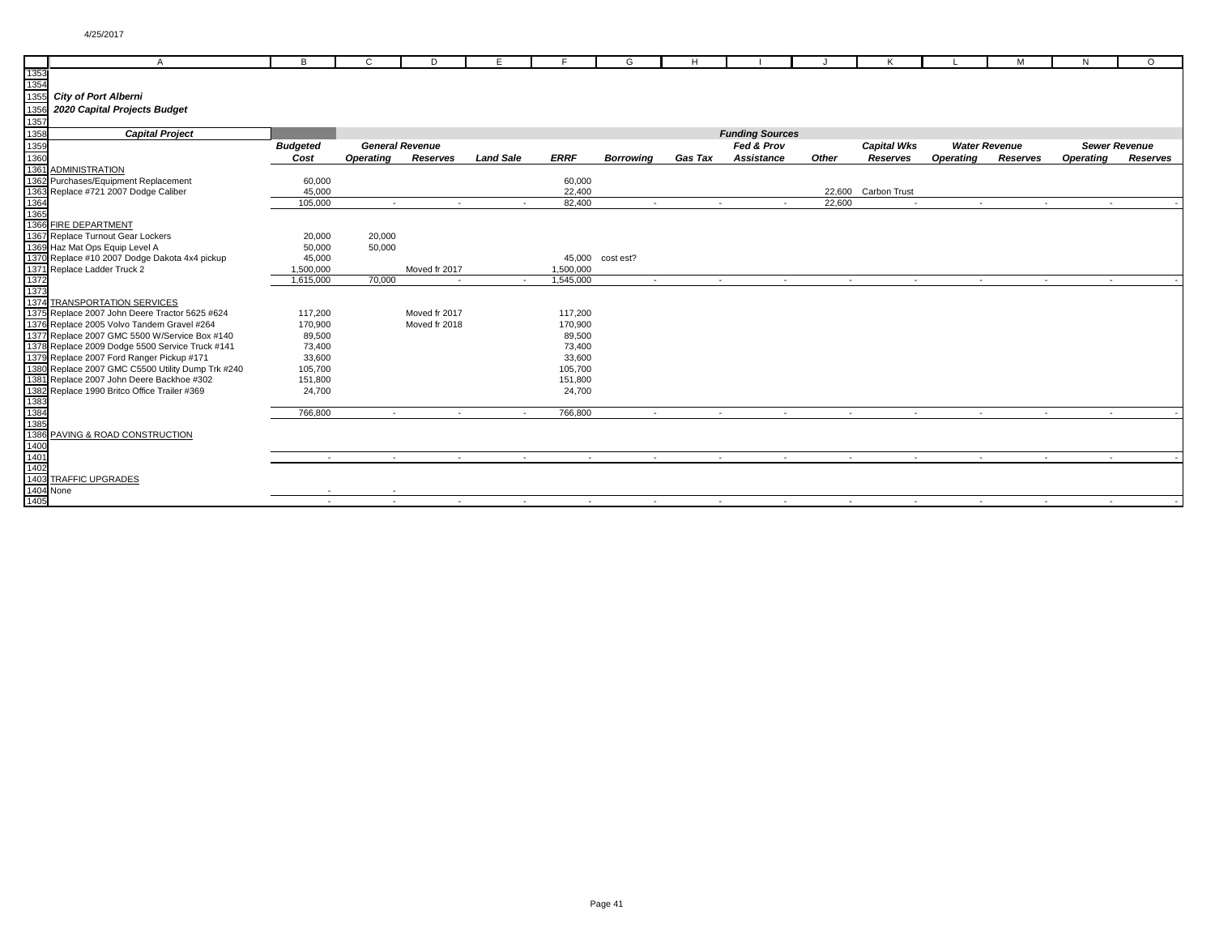**City of Port Alberni**

**2020 Capital Projects Budget**

| Capital Project | Budgeted Cost | General Revenue Operating | General Revenue Reserves | Land Sale | ERRF | Borrowing | Gas Tax | Fed & Prov Assistance | Other | Capital Wks Reserves | Water Revenue Operating | Water Revenue Reserves | Sewer Revenue Operating | Sewer Revenue Reserves |
|---|---|---|---|---|---|---|---|---|---|---|---|---|---|---|
| ADMINISTRATION | | | | | | | | | | | | | | |
| Purchases/Equipment Replacement | 60,000 | | | | 60,000 | | | | | | | | | |
| Replace #721 2007 Dodge Caliber | 45,000 | | | | 22,400 | | | | 22,600 | Carbon Trust | | | | |
| | 105,000 | - | - | - | 82,400 | - | - | - | 22,600 | - | - | - | - | - |
| FIRE DEPARTMENT | | | | | | | | | | | | | | |
| Replace Turnout Gear Lockers | 20,000 | 20,000 | | | | | | | | | | | | |
| Haz Mat Ops Equip Level A | 50,000 | 50,000 | | | | | | | | | | | | |
| Replace #10 2007 Dodge Dakota 4x4 pickup | 45,000 | | | | 45,000 | cost est? | | | | | | | | |
| Replace Ladder Truck 2 | 1,500,000 | | Moved fr 2017 | | 1,500,000 | | | | | | | | | |
| | 1,615,000 | 70,000 | - | - | 1,545,000 | - | - | - | - | - | - | - | - | - |
| TRANSPORTATION SERVICES | | | | | | | | | | | | | | |
| Replace 2007 John Deere Tractor 5625 #624 | 117,200 | | Moved fr 2017 | | 117,200 | | | | | | | | | |
| Replace 2005 Volvo Tandem Gravel #264 | 170,900 | | Moved fr 2018 | | 170,900 | | | | | | | | | |
| Replace 2007 GMC 5500 W/Service Box #140 | 89,500 | | | | 89,500 | | | | | | | | | |
| Replace 2009 Dodge 5500 Service Truck #141 | 73,400 | | | | 73,400 | | | | | | | | | |
| Replace 2007 Ford Ranger Pickup #171 | 33,600 | | | | 33,600 | | | | | | | | | |
| Replace 2007 GMC C5500 Utility Dump Trk #240 | 105,700 | | | | 105,700 | | | | | | | | | |
| Replace 2007 John Deere Backhoe #302 | 151,800 | | | | 151,800 | | | | | | | | | |
| Replace 1990 Britco Office Trailer #369 | 24,700 | | | | 24,700 | | | | | | | | | |
| | 766,800 | - | - | - | 766,800 | - | - | - | - | - | - | - | - | - |
| PAVING & ROAD CONSTRUCTION | | | | | | | | | | | | | | |
| | - | - | - | - | - | - | - | - | - | - | - | - | - | - |
| TRAFFIC UPGRADES | | | | | | | | | | | | | | |
| None | - | - | | | | | | | | | | | | |
| | - | - | - | - | - | - | - | - | - | - | - | - | - | - |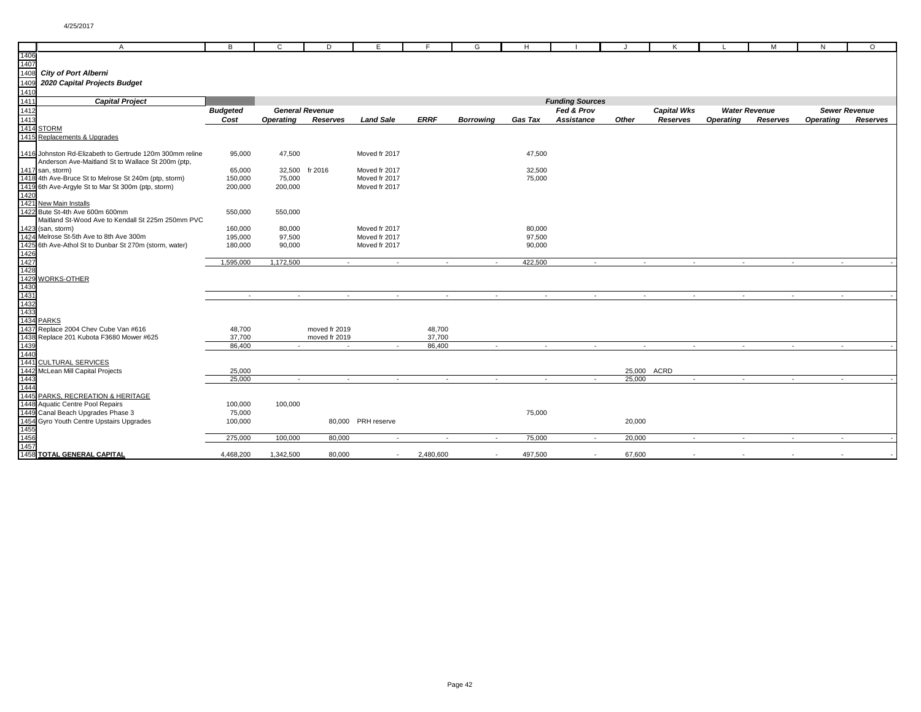**City of Port Alberni**

**2020 Capital Projects Budget**

| Capital Project | Budgeted Cost | General Revenue Operating | General Revenue Reserves | Land Sale | ERRF | Borrowing | Gas Tax | Fed & Prov Assistance | Other | Capital Wks Reserves | Water Revenue Operating | Water Revenue Reserves | Sewer Revenue Operating | Sewer Revenue Reserves |
|---|---|---|---|---|---|---|---|---|---|---|---|---|---|---|
| STORM | | | | | | | | | | | | | | |
| Replacements & Upgrades | | | | | | | | | | | | | | |
| Johnston Rd-Elizabeth to Gertrude 120m 300mm reline | 95,000 | 47,500 | | Moved fr 2017 | | | 47,500 | | | | | | | |
| Anderson Ave-Maitland St to Wallace St 200m (ptp, san, storm) | 65,000 | 32,500 | fr 2016 | Moved fr 2017 | | | 32,500 | | | | | | | |
| 4th Ave-Bruce St to Melrose St 240m (ptp, storm) | 150,000 | 75,000 | | Moved fr 2017 | | | 75,000 | | | | | | | |
| 6th Ave-Argyle St to Mar St 300m (ptp, storm) | 200,000 | 200,000 | | Moved fr 2017 | | | | | | | | | | |
| New Main Installs | | | | | | | | | | | | | | |
| Bute St-4th Ave 600m 600mm | 550,000 | 550,000 | | | | | | | | | | | | |
| Maitland St-Wood Ave to Kendall St 225m 250mm PVC (san, storm) | 160,000 | 80,000 | | Moved fr 2017 | | | 80,000 | | | | | | | |
| Melrose St-5th Ave to 8th Ave 300m | 195,000 | 97,500 | | Moved fr 2017 | | | 97,500 | | | | | | | |
| 6th Ave-Athol St to Dunbar St 270m (storm, water) | 180,000 | 90,000 | | Moved fr 2017 | | | 90,000 | | | | | | | |
| | 1,595,000 | 1,172,500 | - | - | - | - | 422,500 | - | - | - | - | - | - | - |
| WORKS-OTHER | | | | | | | | | | | | | | |
| | - | - | - | - | - | - | - | - | - | - | - | - | - | - |
| PARKS | | | | | | | | | | | | | | |
| Replace 2004 Chev Cube Van #616 | 48,700 | | moved fr 2019 | | 48,700 | | | | | | | | | |
| Replace 201 Kubota F3680 Mower #625 | 37,700 | | moved fr 2019 | | 37,700 | | | | | | | | | |
| | 86,400 | - | - | - | 86,400 | - | - | - | - | - | - | - | - | - |
| CULTURAL SERVICES | | | | | | | | | | | | | | |
| McLean Mill Capital Projects | 25,000 | | | | | | | | 25,000 | ACRD | | | | |
| | 25,000 | - | - | - | - | - | - | - | 25,000 | - | - | - | - | - |
| PARKS, RECREATION & HERITAGE | | | | | | | | | | | | | | |
| Aquatic Centre Pool Repairs | 100,000 | 100,000 | | | | | | | | | | | | |
| Canal Beach Upgrades Phase 3 | 75,000 | | | | | | 75,000 | | | | | | | |
| Gyro Youth Centre Upstairs Upgrades | 100,000 | | 80,000 | PRH reserve | | | | | 20,000 | | | | | |
| | 275,000 | 100,000 | 80,000 | - | - | - | 75,000 | - | 20,000 | - | - | - | - | - |
| **TOTAL GENERAL CAPITAL** | 4,468,200 | 1,342,500 | 80,000 | - | 2,480,600 | - | 497,500 | - | 67,600 | - | - | - | - | - |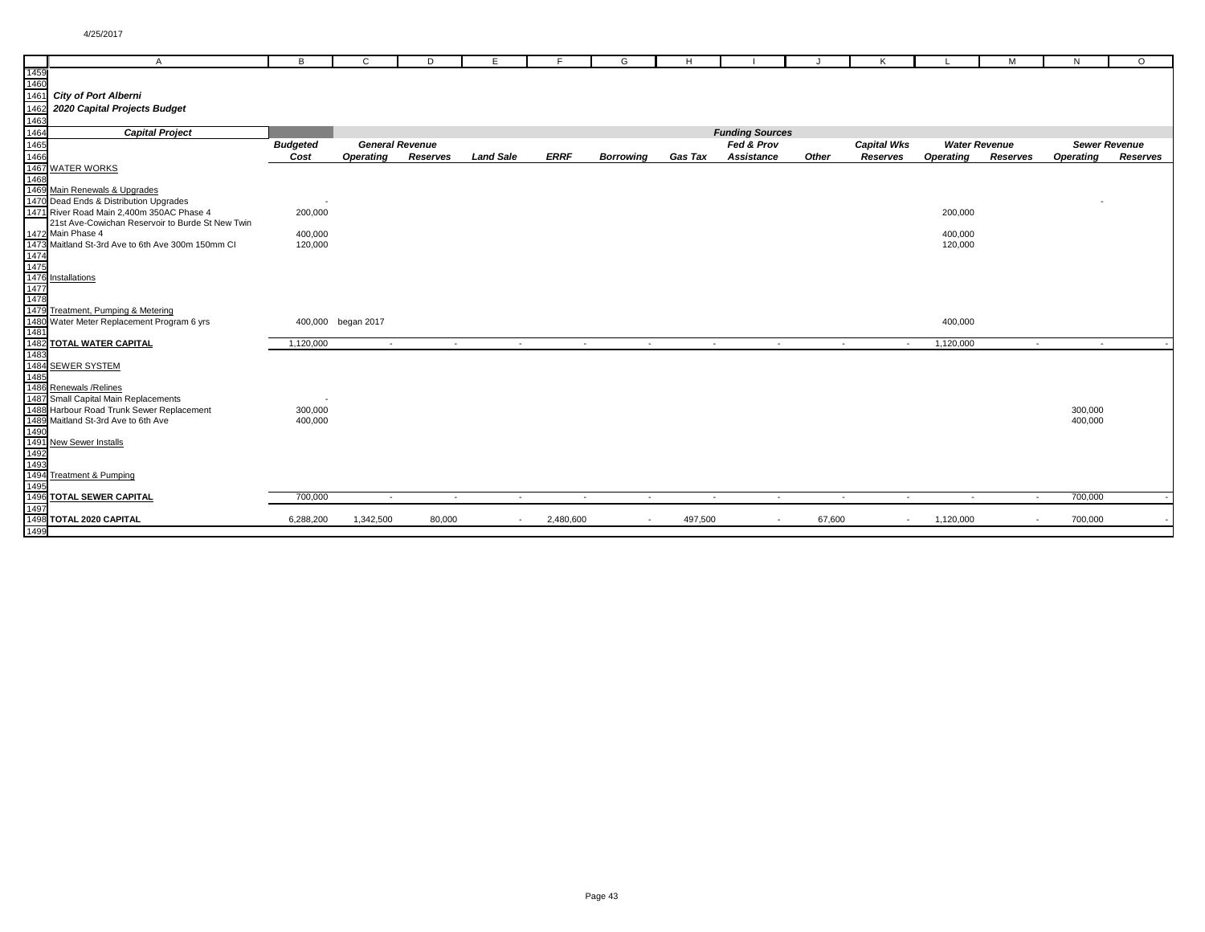**City of Port Alberni**

**2020 Capital Projects Budget**

| Capital Project | Budgeted Cost | General Revenue Operating | General Revenue Reserves | Land Sale | ERRF | Borrowing | Gas Tax | Fed & Prov Assistance | Other | Capital Wks Reserves | Water Revenue Operating | Water Revenue Reserves | Sewer Revenue Operating | Sewer Revenue Reserves |
|---|---|---|---|---|---|---|---|---|---|---|---|---|---|---|
| WATER WORKS | | | | | | | | | | | | | | |
| Main Renewals & Upgrades | | | | | | | | | | | | | | |
| Dead Ends & Distribution Upgrades | - | | | | | | | | | | | | - | |
| River Road Main 2,400m 350AC Phase 4 | 200,000 | | | | | | | | | | 200,000 | | | |
| 21st Ave-Cowichan Reservoir to Burde St New Twin Main Phase 4 | 400,000 | | | | | | | | | | 400,000 | | | |
| Maitland St-3rd Ave to 6th Ave 300m 150mm CI | 120,000 | | | | | | | | | | 120,000 | | | |
| Installations | | | | | | | | | | | | | | |
| Treatment, Pumping & Metering | | | | | | | | | | | | | | |
| Water Meter Replacement Program 6 yrs | 400,000 | began 2017 | | | | | | | | | 400,000 | | | |
| **TOTAL WATER CAPITAL** | 1,120,000 | - | - | - | - | - | - | - | - | - | 1,120,000 | - | - | - |
| SEWER SYSTEM | | | | | | | | | | | | | | |
| Renewals /Relines | | | | | | | | | | | | | | |
| Small Capital Main Replacements | - | | | | | | | | | | | | | |
| Harbour Road Trunk Sewer Replacement | 300,000 | | | | | | | | | | | | 300,000 | |
| Maitland St-3rd Ave to 6th Ave | 400,000 | | | | | | | | | | | | 400,000 | |
| New Sewer Installs | | | | | | | | | | | | | | |
| Treatment & Pumping | | | | | | | | | | | | | | |
| **TOTAL SEWER CAPITAL** | 700,000 | - | - | - | - | - | - | - | - | - | - | - | 700,000 | - |
| **TOTAL 2020 CAPITAL** | 6,288,200 | 1,342,500 | 80,000 | - | 2,480,600 | - | 497,500 | - | 67,600 | - | 1,120,000 | - | 700,000 | - |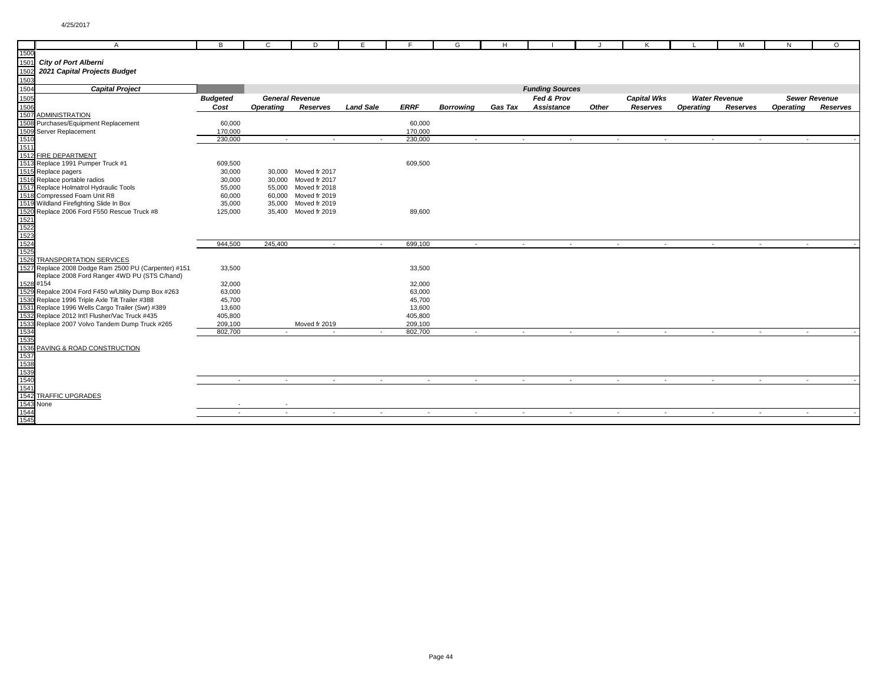**City of Port Alberni**
**2021 Capital Projects Budget**

| Capital Project | Budgeted Cost | General Revenue Operating | General Revenue Reserves | Land Sale | ERRF | Borrowing | Gas Tax | Fed & Prov Assistance | Other | Capital Wks Reserves | Water Revenue Operating | Water Revenue Reserves | Sewer Revenue Operating | Sewer Revenue Reserves |
|---|---|---|---|---|---|---|---|---|---|---|---|---|---|---|
| ADMINISTRATION | | | | | | | | | | | | | | |
| Purchases/Equipment Replacement | 60,000 | | | | 60,000 | | | | | | | | | |
| Server Replacement | 170,000 | | | | 170,000 | | | | | | | | | |
| | 230,000 | - | - | - | 230,000 | - | - | - | - | - | - | - | - | - |
| FIRE DEPARTMENT | | | | | | | | | | | | | | |
| Replace 1991 Pumper Truck #1 | 609,500 | | | | 609,500 | | | | | | | | | |
| Replace pagers | 30,000 | 30,000 | Moved fr 2017 | | | | | | | | | | | |
| Replace portable radios | 30,000 | 30,000 | Moved fr 2017 | | | | | | | | | | | |
| Replace Holmatrol Hydraulic Tools | 55,000 | 55,000 | Moved fr 2018 | | | | | | | | | | | |
| Compressed Foam Unit R8 | 60,000 | 60,000 | Moved fr 2019 | | | | | | | | | | | |
| Wildland Firefighting Slide In Box | 35,000 | 35,000 | Moved fr 2019 | | | | | | | | | | | |
| Replace 2006 Ford F550 Rescue Truck #8 | 125,000 | 35,400 | Moved fr 2019 | | 89,600 | | | | | | | | | |
| | 944,500 | 245,400 | - | - | 699,100 | - | - | - | - | - | - | - | - | - |
| TRANSPORTATION SERVICES | | | | | | | | | | | | | | |
| Replace 2008 Dodge Ram 2500 PU (Carpenter) #151 | 33,500 | | | | 33,500 | | | | | | | | | |
| Replace 2008 Ford Ranger 4WD PU (STS C/hand) #154 | 32,000 | | | | 32,000 | | | | | | | | | |
| Repalce 2004 Ford F450 w/Utility Dump Box #263 | 63,000 | | | | 63,000 | | | | | | | | | |
| Replace 1996 Triple Axle Tilt Trailer #388 | 45,700 | | | | 45,700 | | | | | | | | | |
| Replace 1996 Wells Cargo Trailer (Swr) #389 | 13,600 | | | | 13,600 | | | | | | | | | |
| Replace 2012 Int'l Flusher/Vac Truck #435 | 405,800 | | | | 405,800 | | | | | | | | | |
| Replace 2007 Volvo Tandem Dump Truck #265 | 209,100 | | Moved fr 2019 | | 209,100 | | | | | | | | | |
| | 802,700 | - | - | - | 802,700 | - | - | - | - | - | - | - | - | - |
| PAVING & ROAD CONSTRUCTION | | | | | | | | | | | | | | |
| | - | - | - | - | - | - | - | - | - | - | - | - | - | - |
| TRAFFIC UPGRADES | | | | | | | | | | | | | | |
| None | - | - | | | | | | | | | | | | |
| | - | - | - | - | - | - | - | - | - | - | - | - | - | - |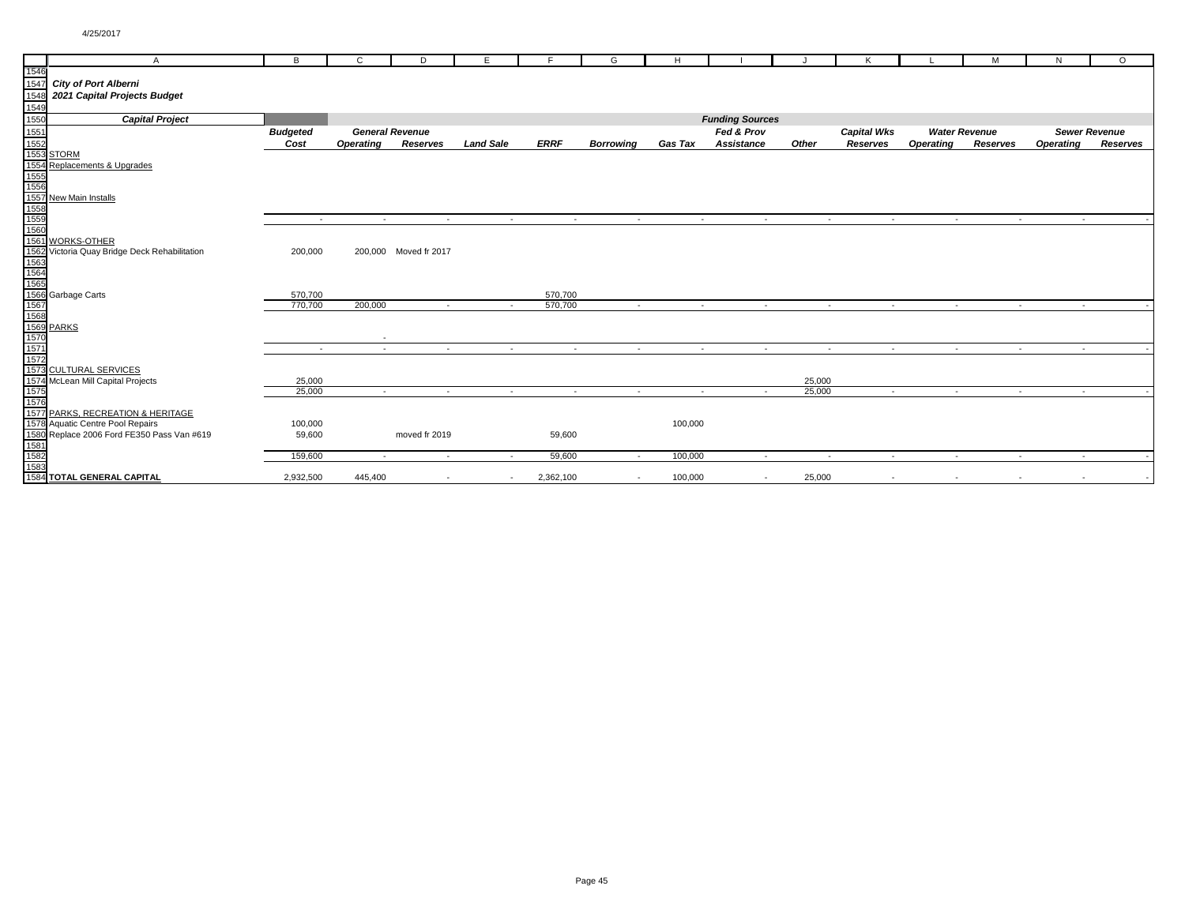**City of Port Alberni**
**2021 Capital Projects Budget**

| Capital Project | Budgeted Cost | General Revenue Operating | General Revenue Reserves | Land Sale | ERRF | Borrowing | Gas Tax | Fed & Prov Assistance | Other | Capital Wks Reserves | Water Revenue Operating | Water Revenue Reserves | Sewer Revenue Operating | Sewer Revenue Reserves |
|---|---|---|---|---|---|---|---|---|---|---|---|---|---|---|
| STORM | | | | | | | | | | | | | | |
| Replacements & Upgrades | | | | | | | | | | | | | | |
| New Main Installs | | | | | | | | | | | | | | |
| | - | - | - | - | - | - | - | - | - | - | - | - | - | - |
| WORKS-OTHER | | | | | | | | | | | | | | |
| Victoria Quay Bridge Deck Rehabilitation | 200,000 | 200,000 | Moved fr 2017 | | | | | | | | | | | |
| Garbage Carts | 570,700 | | | | 570,700 | | | | | | | | | |
| | 770,700 | 200,000 | - | - | 570,700 | - | - | - | - | - | - | - | - | - |
| PARKS | | | | | | | | | | | | | | |
| | | - | | | | | | | | | | | | |
| | - | - | - | - | - | - | - | - | - | - | - | - | - | - |
| CULTURAL SERVICES | | | | | | | | | | | | | | |
| McLean Mill Capital Projects | 25,000 | | | | | | | | 25,000 | | | | | |
| | 25,000 | - | - | - | - | - | - | - | 25,000 | - | - | - | - | - |
| PARKS, RECREATION & HERITAGE | | | | | | | | | | | | | | |
| Aquatic Centre Pool Repairs | 100,000 | | | | | | 100,000 | | | | | | | |
| Replace 2006 Ford FE350 Pass Van #619 | 59,600 | | moved fr 2019 | | 59,600 | | | | | | | | | |
| | 159,600 | - | - | - | 59,600 | - | 100,000 | - | - | - | - | - | - | - |
| **TOTAL GENERAL CAPITAL** | 2,932,500 | 445,400 | - | - | 2,362,100 | - | 100,000 | - | 25,000 | - | - | - | - | - |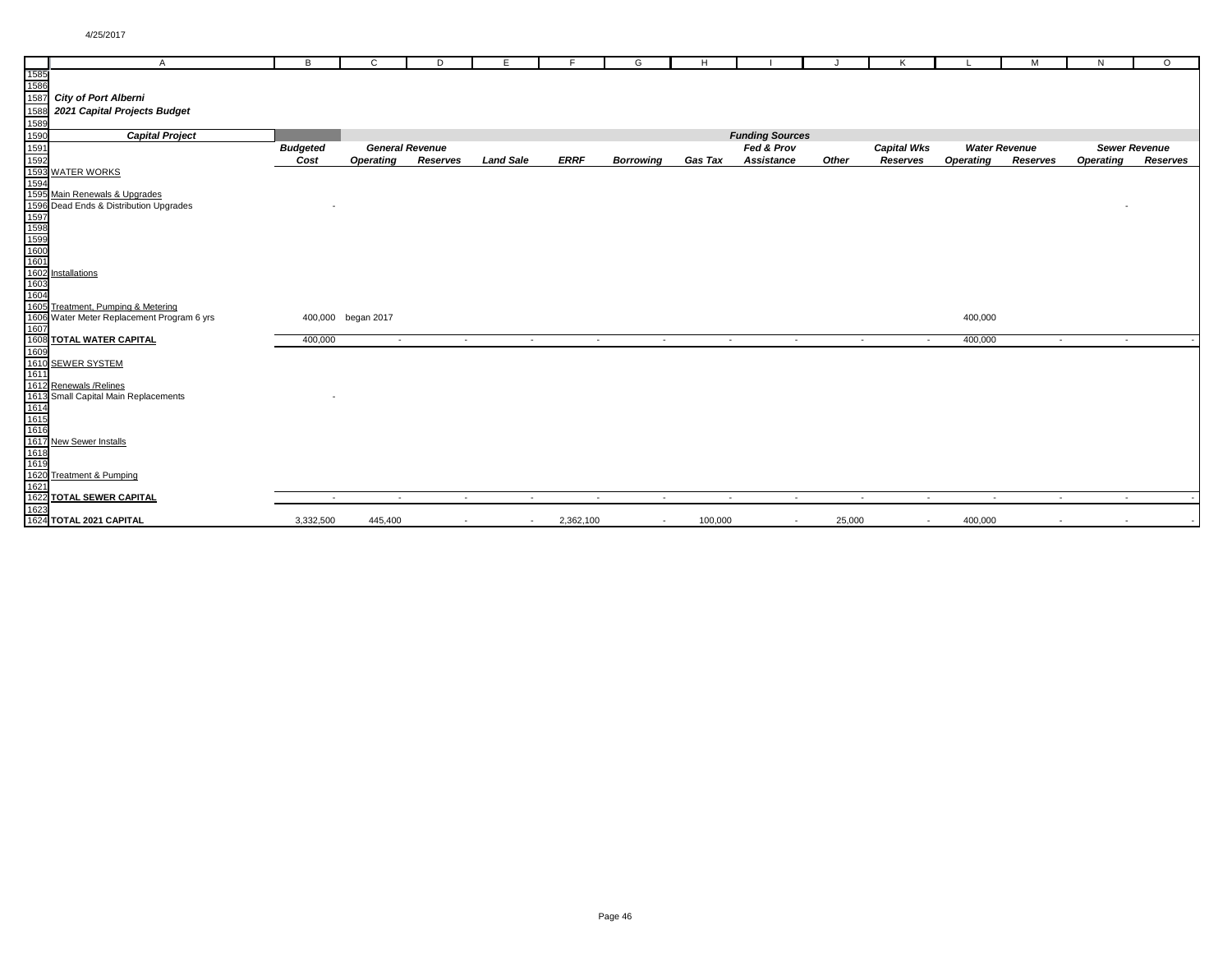4/25/2017

**City of Port Alberni**

**2021 Capital Projects Budget**

| Capital Project | Budgeted Cost | General Revenue Operating | General Revenue Reserves | Land Sale | ERRF | Borrowing | Gas Tax | Fed & Prov Assistance | Other | Capital Wks Reserves | Water Revenue Operating | Water Revenue Reserves | Sewer Revenue Operating | Sewer Revenue Reserves |
|---|---|---|---|---|---|---|---|---|---|---|---|---|---|---|
| WATER WORKS | | | | | | | | | | | | | | |
| Main Renewals & Upgrades | | | | | | | | | | | | | | |
| Dead Ends & Distribution Upgrades | - | | | | | | | | | | | | - | |
| Installations | | | | | | | | | | | | | | |
| Treatment, Pumping & Metering | | | | | | | | | | | | | | |
| Water Meter Replacement Program 6 yrs | 400,000 | began 2017 | | | | | | | | | 400,000 | | | |
| **TOTAL WATER CAPITAL** | 400,000 | - | - | - | - | - | - | - | - | - | 400,000 | - | - | - |
| SEWER SYSTEM | | | | | | | | | | | | | | |
| Renewals /Relines | | | | | | | | | | | | | | |
| Small Capital Main Replacements | - | | | | | | | | | | | | | |
| New Sewer Installs | | | | | | | | | | | | | | |
| Treatment & Pumping | | | | | | | | | | | | | | |
| **TOTAL SEWER CAPITAL** | - | - | - | - | - | - | - | - | - | - | - | - | - | - |
| **TOTAL 2021 CAPITAL** | 3,332,500 | 445,400 | - | - | 2,362,100 | - | 100,000 | - | 25,000 | - | 400,000 | - | - | - |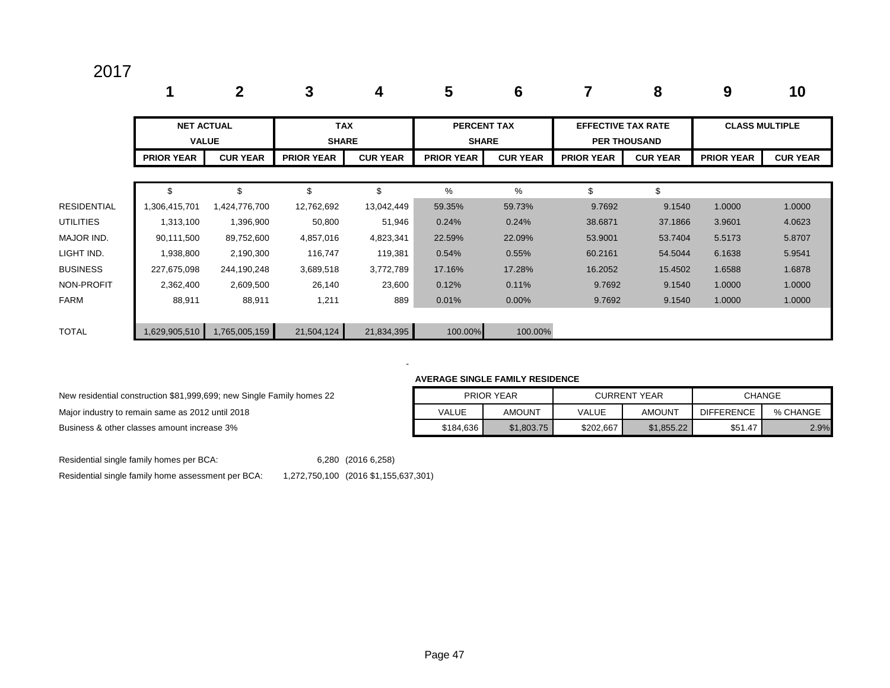2017

| | 1 | 2 | 3 | 4 | 5 | 6 | 7 | 8 | 9 | 10 |
|---|---|---|---|---|---|---|---|---|---|---|
| | NET ACTUAL VALUE | | TAX SHARE | | PERCENT TAX SHARE | | EFFECTIVE TAX RATE PER THOUSAND | | CLASS MULTIPLE | |
| | PRIOR YEAR | CUR YEAR | PRIOR YEAR | CUR YEAR | PRIOR YEAR | CUR YEAR | PRIOR YEAR | CUR YEAR | PRIOR YEAR | CUR YEAR |
| | $ | $ | $ | $ | % | % | $ | $ | | |
| RESIDENTIAL | 1,306,415,701 | 1,424,776,700 | 12,762,692 | 13,042,449 | 59.35% | 59.73% | 9.7692 | 9.1540 | 1.0000 | 1.0000 |
| UTILITIES | 1,313,100 | 1,396,900 | 50,800 | 51,946 | 0.24% | 0.24% | 38.6871 | 37.1866 | 3.9601 | 4.0623 |
| MAJOR IND. | 90,111,500 | 89,752,600 | 4,857,016 | 4,823,341 | 22.59% | 22.09% | 53.9001 | 53.7404 | 5.5173 | 5.8707 |
| LIGHT IND. | 1,938,800 | 2,190,300 | 116,747 | 119,381 | 0.54% | 0.55% | 60.2161 | 54.5044 | 6.1638 | 5.9541 |
| BUSINESS | 227,675,098 | 244,190,248 | 3,689,518 | 3,772,789 | 17.16% | 17.28% | 16.2052 | 15.4502 | 1.6588 | 1.6878 |
| NON-PROFIT | 2,362,400 | 2,609,500 | 26,140 | 23,600 | 0.12% | 0.11% | 9.7692 | 9.1540 | 1.0000 | 1.0000 |
| FARM | 88,911 | 88,911 | 1,211 | 889 | 0.01% | 0.00% | 9.7692 | 9.1540 | 1.0000 | 1.0000 |
| TOTAL | 1,629,905,510 | 1,765,005,159 | 21,504,124 | 21,834,395 | 100.00% | 100.00% | | | | |

New residential construction $81,999,699; new Single Family homes 22

Major industry to remain same as 2012 until 2018

Business & other classes amount increase 3%

**AVERAGE SINGLE FAMILY RESIDENCE**

| PRIOR YEAR | | CURRENT YEAR | | CHANGE | |
|---|---|---|---|---|---|
| VALUE | AMOUNT | VALUE | AMOUNT | DIFFERENCE | % CHANGE |
| $184,636 | $1,803.75 | $202,667 | $1,855.22 | $51.47 | 2.9% |

Residential single family homes per BCA: 6,280 (2016 6,258)

Residential single family home assessment per BCA: 1,272,750,100 (2016 $1,155,637,301)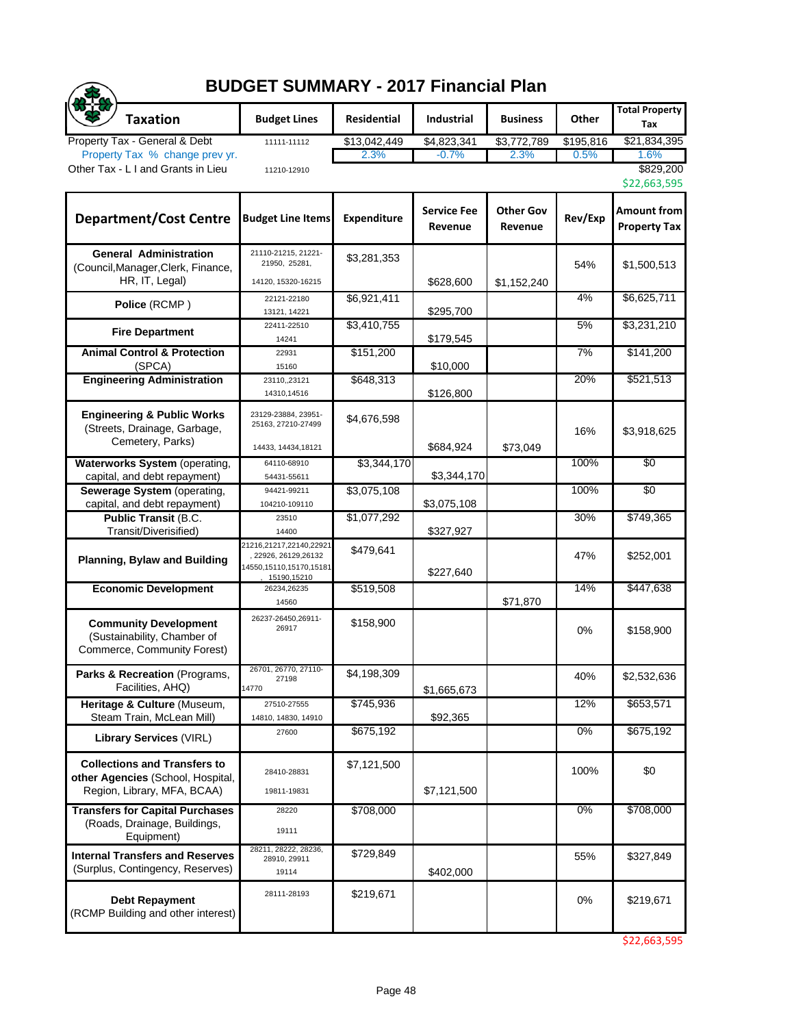# BUDGET SUMMARY - 2017 Financial Plan

| Taxation | Budget Lines | Residential | Industrial | Business | Other | Total Property Tax |
|---|---|---|---|---|---|---|
| Property Tax - General & Debt | 11111-11112 | $13,042,449 | $4,823,341 | $3,772,789 | $195,816 | $21,834,395 |
| Property Tax % change prev yr. | | 2.3% | -0.7% | 2.3% | 0.5% | 1.6% |
| Other Tax - L I and Grants in Lieu | 11210-12910 | | | | | $829,200 |
| | | | | | | $22,663,595 |

| Department/Cost Centre | Budget Line Items | Expenditure | Service Fee Revenue | Other Gov Revenue | Rev/Exp | Amount from Property Tax |
|---|---|---|---|---|---|---|
| **General Administration** (Council,Manager,Clerk, Finance, HR, IT, Legal) | 21110-21215, 21221-21950, 25281, 14120, 15320-16215 | $3,281,353 | $628,600 | $1,152,240 | 54% | $1,500,513 |
| **Police** (RCMP ) | 22121-22180 13121, 14221 | $6,921,411 | $295,700 | | 4% | $6,625,711 |
| **Fire Department** | 22411-22510 14241 | $3,410,755 | $179,545 | | 5% | $3,231,210 |
| **Animal Control & Protection** (SPCA) | 22931 15160 | $151,200 | $10,000 | | 7% | $141,200 |
| **Engineering Administration** | 23110,23121 14310,14516 | $648,313 | $126,800 | | 20% | $521,513 |
| **Engineering & Public Works** (Streets, Drainage, Garbage, Cemetery, Parks) | 23129-23884, 23951-25163, 27210-27499 14433, 14434,18121 | $4,676,598 | $684,924 | $73,049 | 16% | $3,918,625 |
| **Waterworks System** (operating, capital, and debt repayment) | 64110-68910 54431-55611 | $3,344,170 | $3,344,170 | | 100% | $0 |
| **Sewerage System** (operating, capital, and debt repayment) | 94421-99211 104210-109110 | $3,075,108 | $3,075,108 | | 100% | $0 |
| **Public Transit** (B.C. Transit/Diverisified) | 23510 14400 | $1,077,292 | $327,927 | | 30% | $749,365 |
| **Planning, Bylaw and Building** | 21216,21217,22140,22921, 22926, 26129,26132 14550,15110,15170,15181, 15190,15210 | $479,641 | $227,640 | | 47% | $252,001 |
| **Economic Development** | 26234,26235 14560 | $519,508 | | $71,870 | 14% | $447,638 |
| **Community Development** (Sustainability, Chamber of Commerce, Community Forest) | 26237-26450,26911-26917 | $158,900 | | | 0% | $158,900 |
| **Parks & Recreation** (Programs, Facilities, AHQ) | 26701, 26770, 27110-27198 14770 | $4,198,309 | $1,665,673 | | 40% | $2,532,636 |
| **Heritage & Culture** (Museum, Steam Train, McLean Mill) | 27510-27555 14810, 14830, 14910 | $745,936 | $92,365 | | 12% | $653,571 |
| **Library Services** (VIRL) | 27600 | $675,192 | | | 0% | $675,192 |
| **Collections and Transfers to other Agencies** (School, Hospital, Region, Library, MFA, BCAA) | 28410-28831 19811-19831 | $7,121,500 | $7,121,500 | | 100% | $0 |
| **Transfers for Capital Purchases** (Roads, Drainage, Buildings, Equipment) | 28220 19111 | $708,000 | | | 0% | $708,000 |
| **Internal Transfers and Reserves** (Surplus, Contingency, Reserves) | 28211, 28222, 28236, 28910, 29911 19114 | $729,849 | $402,000 | | 55% | $327,849 |
| **Debt Repayment** (RCMP Building and other interest) | 28111-28193 | $219,671 | | | 0% | $219,671 |
| | | | | | | $22,663,595 |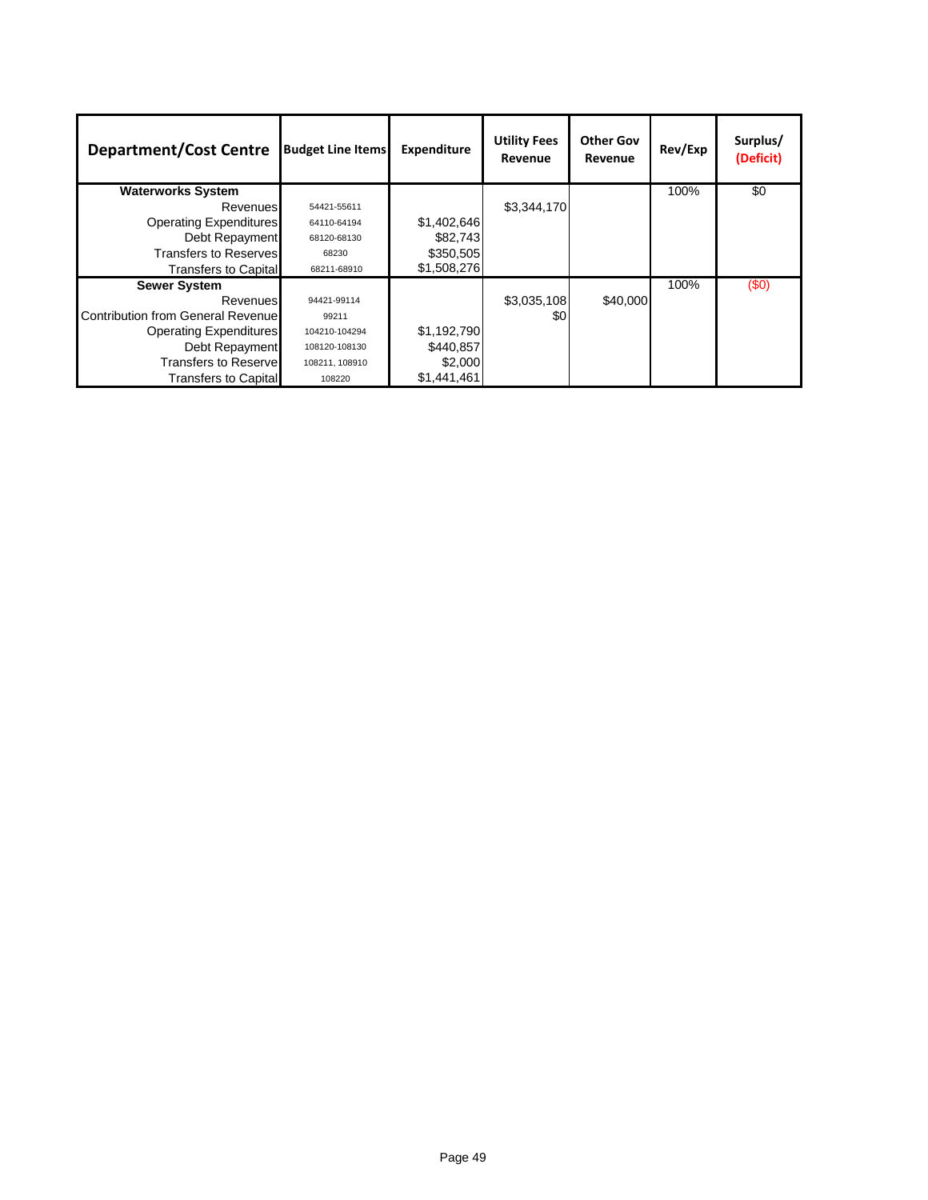| Department/Cost Centre | Budget Line Items | Expenditure | Utility Fees Revenue | Other Gov Revenue | Rev/Exp | Surplus/ (Deficit) |
|---|---|---|---|---|---|---|
| **Waterworks System** | | | | | 100% | $0 |
| Revenues | 54421-55611 | | $3,344,170 | | | |
| Operating Expenditures | 64110-64194 | $1,402,646 | | | | |
| Debt Repayment | 68120-68130 | $82,743 | | | | |
| Transfers to Reserves | 68230 | $350,505 | | | | |
| Transfers to Capital | 68211-68910 | $1,508,276 | | | | |
| **Sewer System** | | | | | 100% | ($0) |
| Revenues | 94421-99114 | | $3,035,108 | $40,000 | | |
| Contribution from General Revenue | 99211 | | $0 | | | |
| Operating Expenditures | 104210-104294 | $1,192,790 | | | | |
| Debt Repayment | 108120-108130 | $440,857 | | | | |
| Transfers to Reserve | 108211, 108910 | $2,000 | | | | |
| Transfers to Capital | 108220 | $1,441,461 | | | | |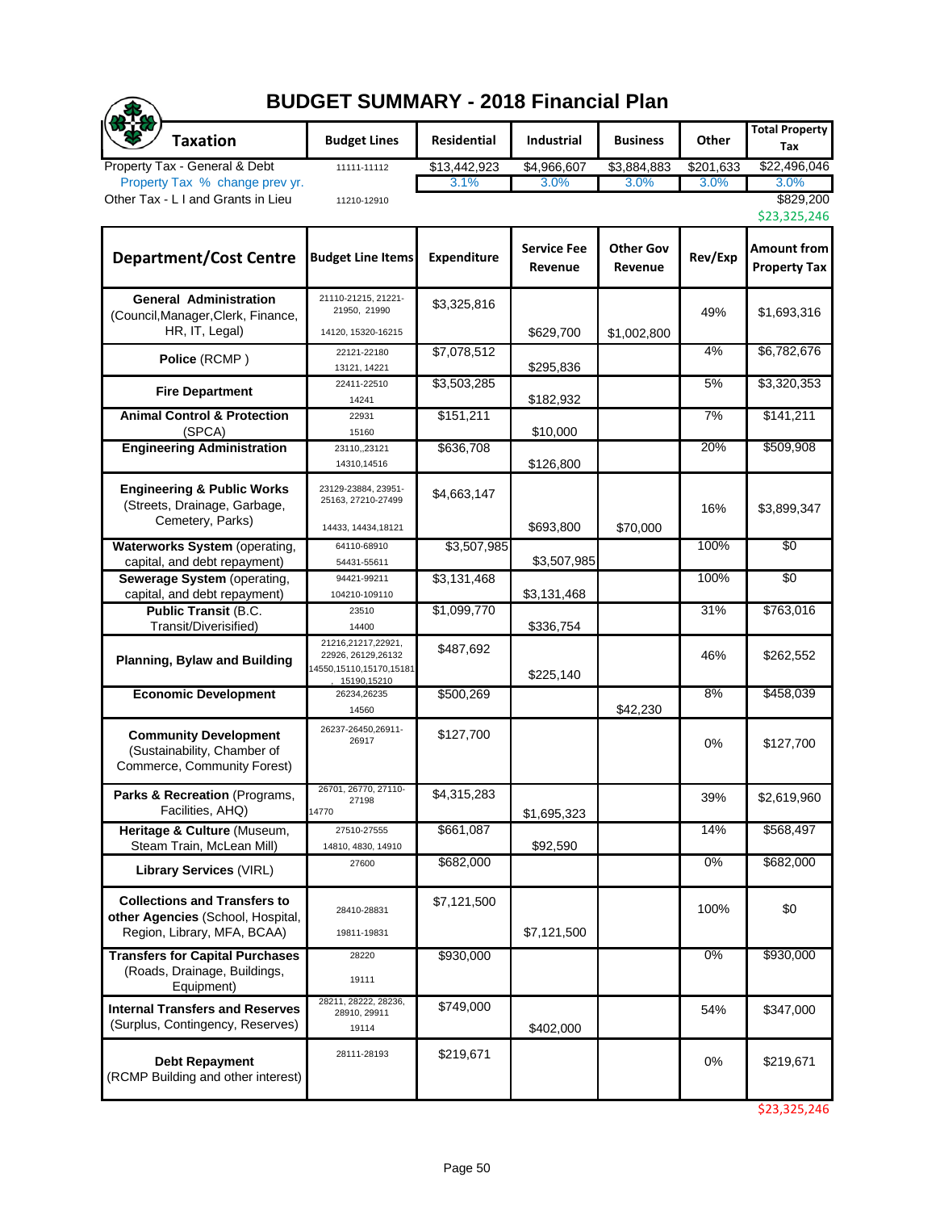# BUDGET SUMMARY - 2018 Financial Plan

| Taxation | Budget Lines | Residential | Industrial | Business | Other | Total Property Tax |
|---|---|---|---|---|---|---|
| Property Tax - General & Debt | 11111-11112 | $13,442,923 | $4,966,607 | $3,884,883 | $201,633 | $22,496,046 |
| Property Tax % change prev yr. | | 3.1% | 3.0% | 3.0% | 3.0% | 3.0% |
| Other Tax - L I and Grants in Lieu | 11210-12910 | | | | | $829,200 |
| | | | | | | $23,325,246 |

| Department/Cost Centre | Budget Line Items | Expenditure | Service Fee Revenue | Other Gov Revenue | Rev/Exp | Amount from Property Tax |
|---|---|---|---|---|---|---|
| **General Administration** (Council,Manager,Clerk, Finance, HR, IT, Legal) | 21110-21215, 21221-21950, 21990 / 14120, 15320-16215 | $3,325,816 | $629,700 | $1,002,800 | 49% | $1,693,316 |
| **Police** (RCMP ) | 22121-22180 / 13121, 14221 | $7,078,512 | $295,836 | | 4% | $6,782,676 |
| **Fire Department** | 22411-22510 / 14241 | $3,503,285 | $182,932 | | 5% | $3,320,353 |
| **Animal Control & Protection** (SPCA) | 22931 / 15160 | $151,211 | $10,000 | | 7% | $141,211 |
| **Engineering Administration** | 23110,,23121 / 14310,14516 | $636,708 | $126,800 | | 20% | $509,908 |
| **Engineering & Public Works** (Streets, Drainage, Garbage, Cemetery, Parks) | 23129-23884, 23951-25163, 27210-27499 / 14433, 14434,18121 | $4,663,147 | $693,800 | $70,000 | 16% | $3,899,347 |
| **Waterworks System** (operating, capital, and debt repayment) | 64110-68910 / 54431-55611 | $3,507,985 | $3,507,985 | | 100% | $0 |
| **Sewerage System** (operating, capital, and debt repayment) | 94421-99211 / 104210-109110 | $3,131,468 | $3,131,468 | | 100% | $0 |
| **Public Transit** (B.C. Transit/Diverisified) | 23510 / 14400 | $1,099,770 | $336,754 | | 31% | $763,016 |
| **Planning, Bylaw and Building** | 21216,21217,22921, 22926, 26129,26132 / 14550,15110,15170,15181, 15190,15210 | $487,692 | $225,140 | | 46% | $262,552 |
| **Economic Development** | 26234,26235 / 14560 | $500,269 | | $42,230 | 8% | $458,039 |
| **Community Development** (Sustainability, Chamber of Commerce, Community Forest) | 26237-26450,26911-26917 | $127,700 | | | 0% | $127,700 |
| **Parks & Recreation** (Programs, Facilities, AHQ) | 26701, 26770, 27110-27198 / 14770 | $4,315,283 | $1,695,323 | | 39% | $2,619,960 |
| **Heritage & Culture** (Museum, Steam Train, McLean Mill) | 27510-27555 / 14810, 4830, 14910 | $661,087 | $92,590 | | 14% | $568,497 |
| **Library Services** (VIRL) | 27600 | $682,000 | | | 0% | $682,000 |
| **Collections and Transfers to other Agencies** (School, Hospital, Region, Library, MFA, BCAA) | 28410-28831 / 19811-19831 | $7,121,500 | $7,121,500 | | 100% | $0 |
| **Transfers for Capital Purchases** (Roads, Drainage, Buildings, Equipment) | 28220 / 19111 | $930,000 | | | 0% | $930,000 |
| **Internal Transfers and Reserves** (Surplus, Contingency, Reserves) | 28211, 28222, 28236, 28910, 29911 / 19114 | $749,000 | $402,000 | | 54% | $347,000 |
| **Debt Repayment** (RCMP Building and other interest) | 28111-28193 | $219,671 | | | 0% | $219,671 |
| | | | | | | $23,325,246 |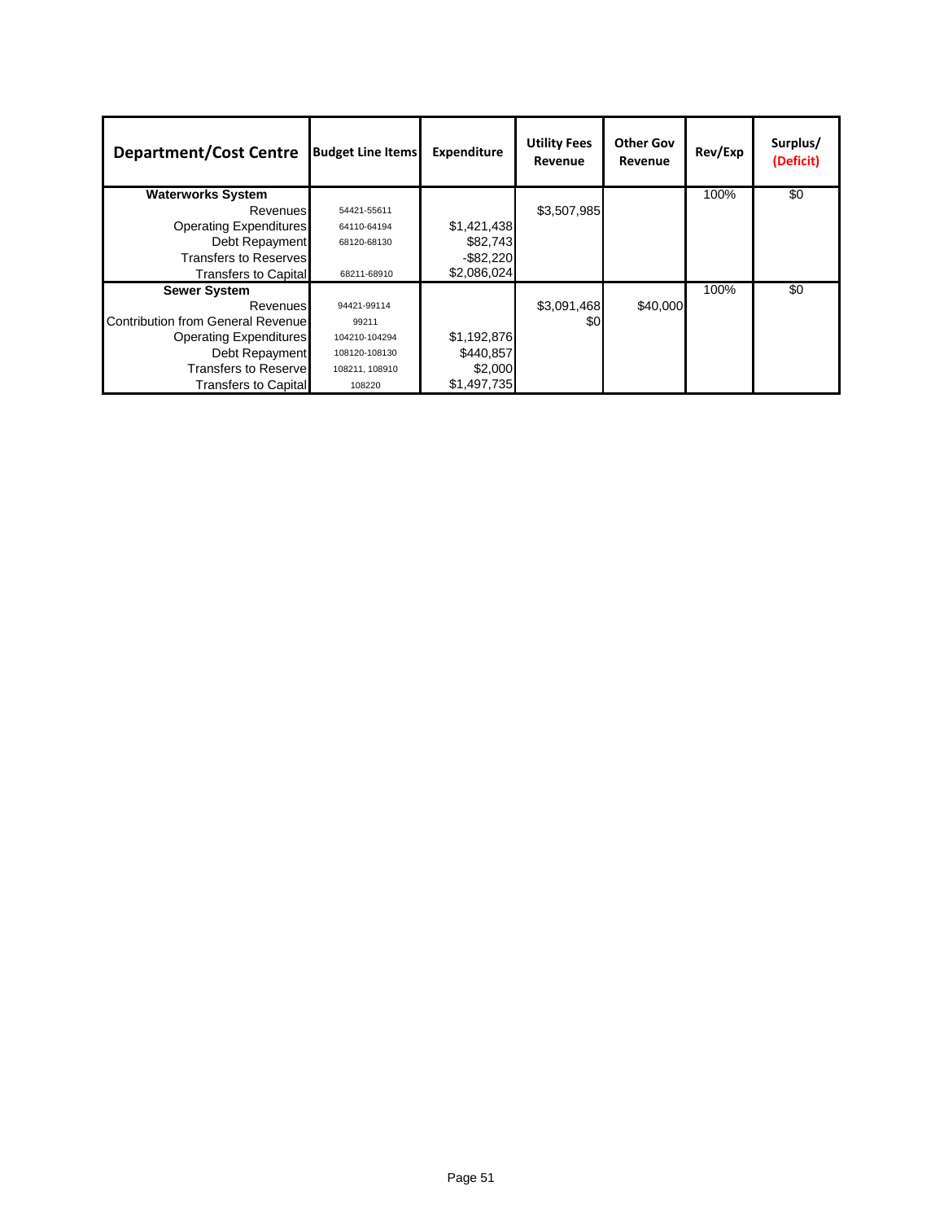| Department/Cost Centre | Budget Line Items | Expenditure | Utility Fees Revenue | Other Gov Revenue | Rev/Exp | Surplus/ (Deficit) |
|---|---|---|---|---|---|---|
| **Waterworks System** | | | | | 100% | $0 |
| Revenues | 54421-55611 | | $3,507,985 | | | |
| Operating Expenditures | 64110-64194 | $1,421,438 | | | | |
| Debt Repayment | 68120-68130 | $82,743 | | | | |
| Transfers to Reserves | | -$82,220 | | | | |
| Transfers to Capital | 68211-68910 | $2,086,024 | | | | |
| **Sewer System** | | | | | 100% | $0 |
| Revenues | 94421-99114 | | $3,091,468 | $40,000 | | |
| Contribution from General Revenue | 99211 | | $0 | | | |
| Operating Expenditures | 104210-104294 | $1,192,876 | | | | |
| Debt Repayment | 108120-108130 | $440,857 | | | | |
| Transfers to Reserve | 108211, 108910 | $2,000 | | | | |
| Transfers to Capital | 108220 | $1,497,735 | | | | |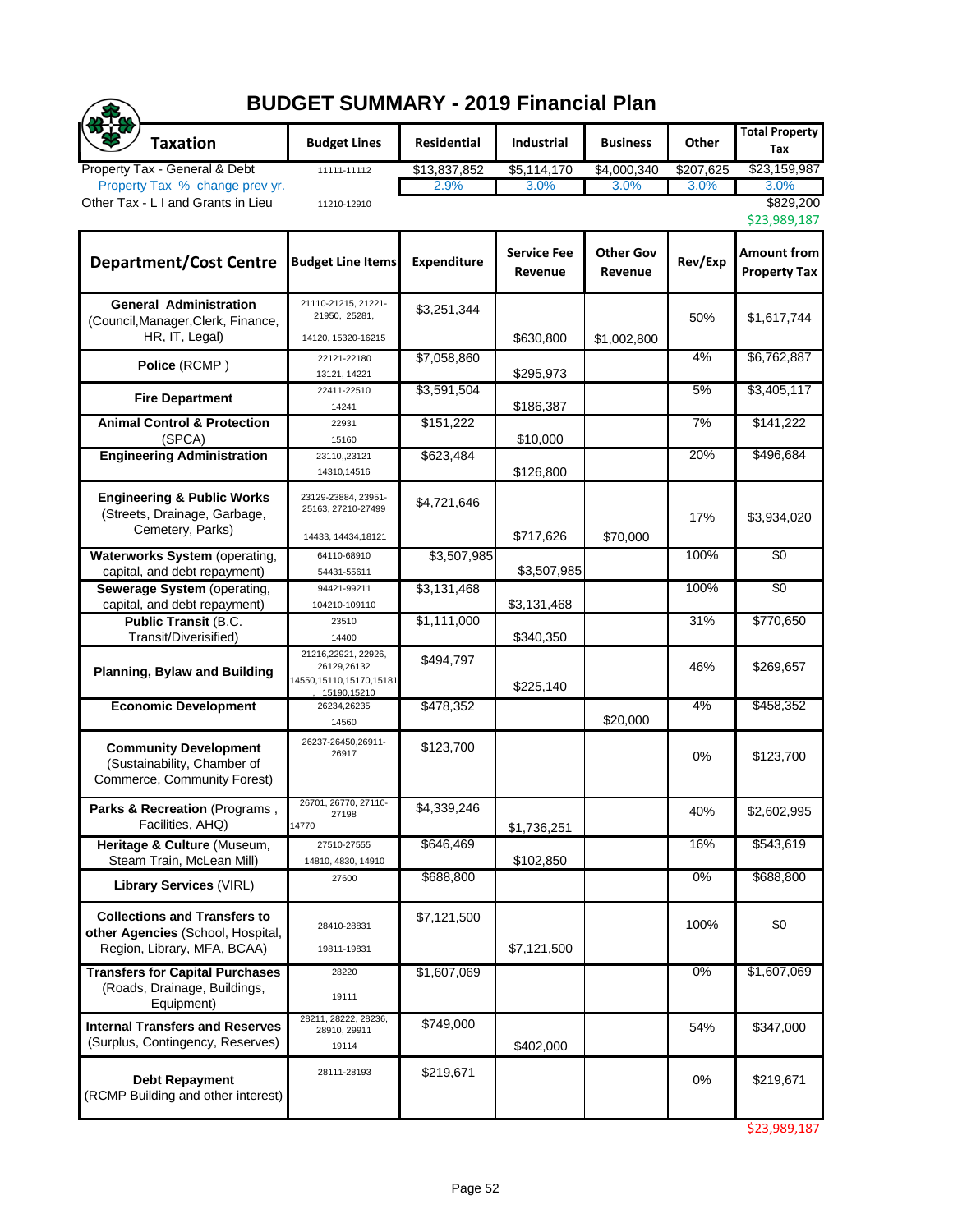# BUDGET SUMMARY - 2019 Financial Plan

| Taxation | Budget Lines | Residential | Industrial | Business | Other | Total Property Tax |
|---|---|---|---|---|---|---|
| Property Tax - General & Debt | 11111-11112 | $13,837,852 | $5,114,170 | $4,000,340 | $207,625 | $23,159,987 |
| Property Tax % change prev yr. | | 2.9% | 3.0% | 3.0% | 3.0% | 3.0% |
| Other Tax - L I and Grants in Lieu | 11210-12910 | | | | | $829,200 |
| | | | | | | $23,989,187 |

| Department/Cost Centre | Budget Line Items | Expenditure | Service Fee Revenue | Other Gov Revenue | Rev/Exp | Amount from Property Tax |
|---|---|---|---|---|---|---|
| **General Administration** (Council,Manager,Clerk, Finance, HR, IT, Legal) | 21110-21215, 21221-21950, 25281, 14120, 15320-16215 | $3,251,344 | $630,800 | $1,002,800 | 50% | $1,617,744 |
| **Police** (RCMP ) | 22121-22180 13121, 14221 | $7,058,860 | $295,973 | | 4% | $6,762,887 |
| **Fire Department** | 22411-22510 14241 | $3,591,504 | $186,387 | | 5% | $3,405,117 |
| **Animal Control & Protection** (SPCA) | 22931 15160 | $151,222 | $10,000 | | 7% | $141,222 |
| **Engineering Administration** | 23110,,23121 14310,14516 | $623,484 | $126,800 | | 20% | $496,684 |
| **Engineering & Public Works** (Streets, Drainage, Garbage, Cemetery, Parks) | 23129-23884, 23951-25163, 27210-27499 14433, 14434,18121 | $4,721,646 | $717,626 | $70,000 | 17% | $3,934,020 |
| **Waterworks System** (operating, capital, and debt repayment) | 64110-68910 54431-55611 | $3,507,985 | $3,507,985 | | 100% | $0 |
| **Sewerage System** (operating, capital, and debt repayment) | 94421-99211 104210-109110 | $3,131,468 | $3,131,468 | | 100% | $0 |
| **Public Transit** (B.C. Transit/Diverisified) | 23510 14400 | $1,111,000 | $340,350 | | 31% | $770,650 |
| **Planning, Bylaw and Building** | 21216,22921, 22926, 26129,26132 14550,15110,15170,15181, 15190,15210 | $494,797 | $225,140 | | 46% | $269,657 |
| **Economic Development** | 26234,26235 14560 | $478,352 | | $20,000 | 4% | $458,352 |
| **Community Development** (Sustainability, Chamber of Commerce, Community Forest) | 26237-26450,26911-26917 | $123,700 | | | 0% | $123,700 |
| **Parks & Recreation** (Programs , Facilities, AHQ) | 26701, 26770, 27110-27198 14770 | $4,339,246 | $1,736,251 | | 40% | $2,602,995 |
| **Heritage & Culture** (Museum, Steam Train, McLean Mill) | 27510-27555 14810, 4830, 14910 | $646,469 | $102,850 | | 16% | $543,619 |
| **Library Services** (VIRL) | 27600 | $688,800 | | | 0% | $688,800 |
| **Collections and Transfers to other Agencies** (School, Hospital, Region, Library, MFA, BCAA) | 28410-28831 19811-19831 | $7,121,500 | $7,121,500 | | 100% | $0 |
| **Transfers for Capital Purchases** (Roads, Drainage, Buildings, Equipment) | 28220 19111 | $1,607,069 | | | 0% | $1,607,069 |
| **Internal Transfers and Reserves** (Surplus, Contingency, Reserves) | 28211, 28222, 28236, 28910, 29911 19114 | $749,000 | $402,000 | | 54% | $347,000 |
| **Debt Repayment** (RCMP Building and other interest) | 28111-28193 | $219,671 | | | 0% | $219,671 |
| | | | | | | $23,989,187 |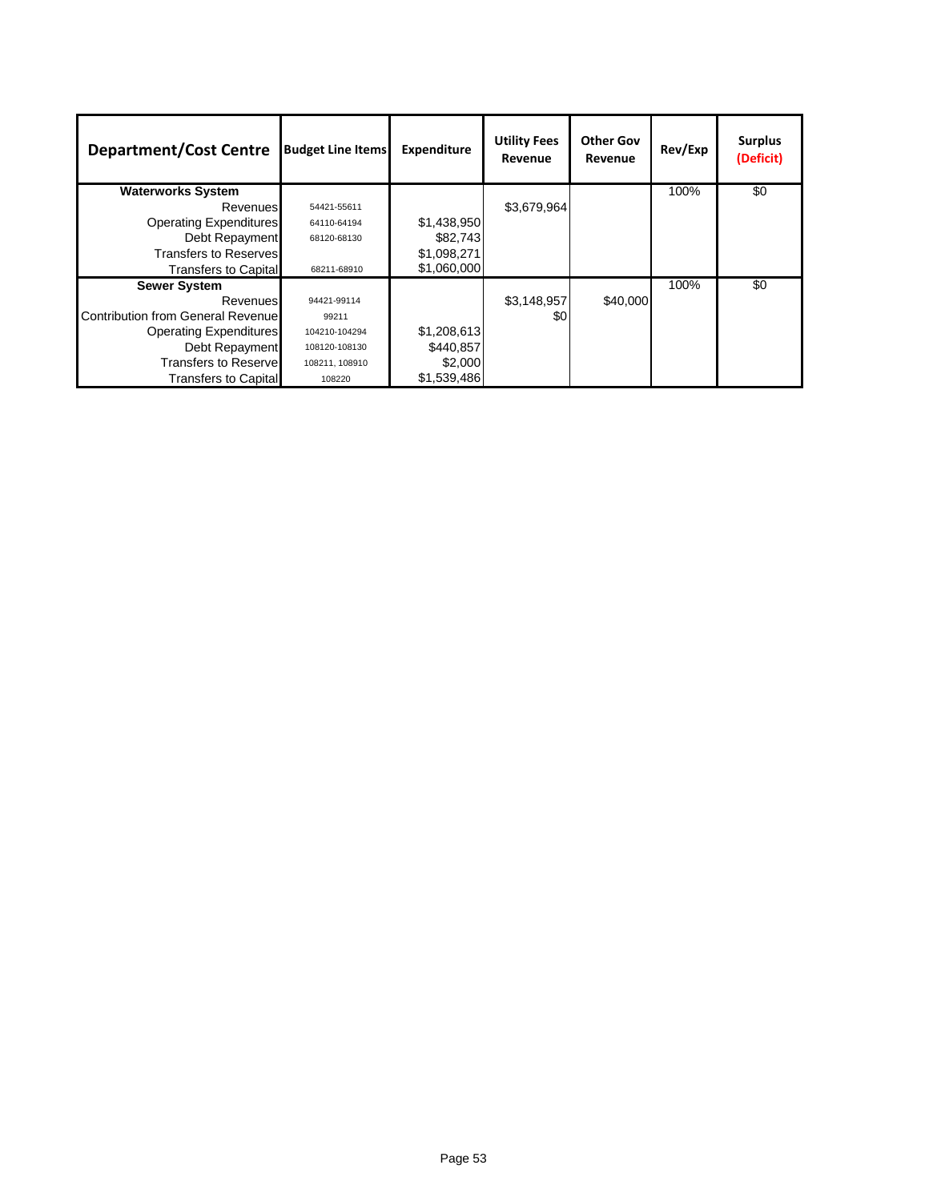| Department/Cost Centre | Budget Line Items | Expenditure | Utility Fees Revenue | Other Gov Revenue | Rev/Exp | Surplus (Deficit) |
|---|---|---|---|---|---|---|
| **Waterworks System** | | | | | 100% | $0 |
| Revenues | 54421-55611 | | $3,679,964 | | | |
| Operating Expenditures | 64110-64194 | $1,438,950 | | | | |
| Debt Repayment | 68120-68130 | $82,743 | | | | |
| Transfers to Reserves | | $1,098,271 | | | | |
| Transfers to Capital | 68211-68910 | $1,060,000 | | | | |
| **Sewer System** | | | | | 100% | $0 |
| Revenues | 94421-99114 | | $3,148,957 | $40,000 | | |
| Contribution from General Revenue | 99211 | | $0 | | | |
| Operating Expenditures | 104210-104294 | $1,208,613 | | | | |
| Debt Repayment | 108120-108130 | $440,857 | | | | |
| Transfers to Reserve | 108211, 108910 | $2,000 | | | | |
| Transfers to Capital | 108220 | $1,539,486 | | | | |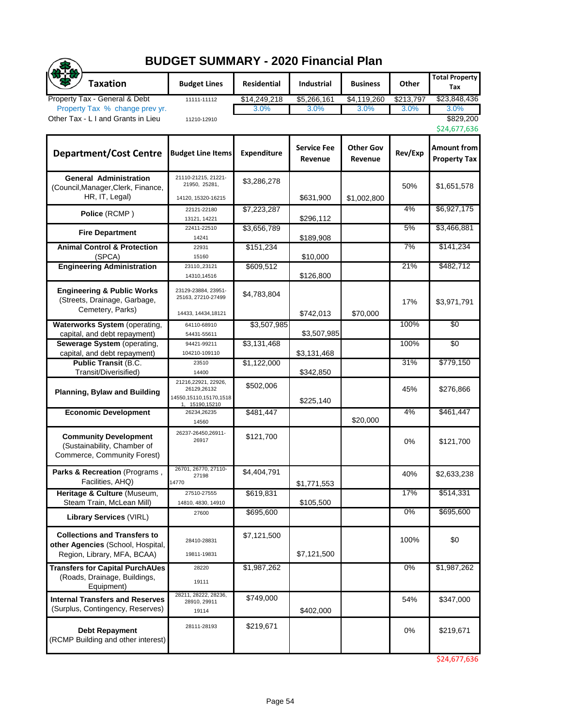# BUDGET SUMMARY - 2020 Financial Plan

| Taxation | Budget Lines | Residential | Industrial | Business | Other | Total Property Tax |
|---|---|---|---|---|---|---|
| Property Tax - General & Debt | 11111-11112 | $14,249,218 | $5,266,161 | $4,119,260 | $213,797 | $23,848,436 |
| Property Tax % change prev yr. | | 3.0% | 3.0% | 3.0% | 3.0% | 3.0% |
| Other Tax - L I and Grants in Lieu | 11210-12910 | | | | | $829,200 |
| | | | | | | $24,677,636 |

| Department/Cost Centre | Budget Line Items | Expenditure | Service Fee Revenue | Other Gov Revenue | Rev/Exp | Amount from Property Tax |
|---|---|---|---|---|---|---|
| **General Administration** (Council, Manager, Clerk, Finance, HR, IT, Legal) | 21110-21215, 21221-21950, 25281, 14120, 15320-16215 | $3,286,278 | $631,900 | $1,002,800 | 50% | $1,651,578 |
| **Police** (RCMP) | 22121-22180 13121, 14221 | $7,223,287 | $296,112 | | 4% | $6,927,175 |
| **Fire Department** | 22411-22510 14241 | $3,656,789 | $189,908 | | 5% | $3,466,881 |
| **Animal Control & Protection** (SPCA) | 22931 15160 | $151,234 | $10,000 | | 7% | $141,234 |
| **Engineering Administration** | 23110,,23121 14310,14516 | $609,512 | $126,800 | | 21% | $482,712 |
| **Engineering & Public Works** (Streets, Drainage, Garbage, Cemetery, Parks) | 23129-23884, 23951-25163, 27210-27499 14433, 14434,18121 | $4,783,804 | $742,013 | $70,000 | 17% | $3,971,791 |
| **Waterworks System** (operating, capital, and debt repayment) | 64110-68910 54431-55611 | $3,507,985 | $3,507,985 | | 100% | $0 |
| **Sewerage System** (operating, capital, and debt repayment) | 94421-99211 104210-109110 | $3,131,468 | $3,131,468 | | 100% | $0 |
| **Public Transit** (B.C. Transit/Diverisified) | 23510 14400 | $1,122,000 | $342,850 | | 31% | $779,150 |
| **Planning, Bylaw and Building** | 21216,22921, 22926, 26129,26132 14550,15110,15170,15181, 15190,15210 | $502,006 | $225,140 | | 45% | $276,866 |
| **Economic Development** | 26234,26235 14560 | $481,447 | | $20,000 | 4% | $461,447 |
| **Community Development** (Sustainability, Chamber of Commerce, Community Forest) | 26237-26450,26911-26917 | $121,700 | | | 0% | $121,700 |
| **Parks & Recreation** (Programs, Facilities, AHQ) | 26701, 26770, 27110-27198 14770 | $4,404,791 | $1,771,553 | | 40% | $2,633,238 |
| **Heritage & Culture** (Museum, Steam Train, McLean Mill) | 27510-27555 14810, 4830, 14910 | $619,831 | $105,500 | | 17% | $514,331 |
| **Library Services** (VIRL) | 27600 | $695,600 | | | 0% | $695,600 |
| **Collections and Transfers to other Agencies** (School, Hospital, Region, Library, MFA, BCAA) | 28410-28831 19811-19831 | $7,121,500 | $7,121,500 | | 100% | $0 |
| **Transfers for Capital PurchAUes** (Roads, Drainage, Buildings, Equipment) | 28220 19111 | $1,987,262 | | | 0% | $1,987,262 |
| **Internal Transfers and Reserves** (Surplus, Contingency, Reserves) | 28211, 28222, 28236, 28910, 29911 19114 | $749,000 | $402,000 | | 54% | $347,000 |
| **Debt Repayment** (RCMP Building and other interest) | 28111-28193 | $219,671 | | | 0% | $219,671 |
| | | | | | | $24,677,636 |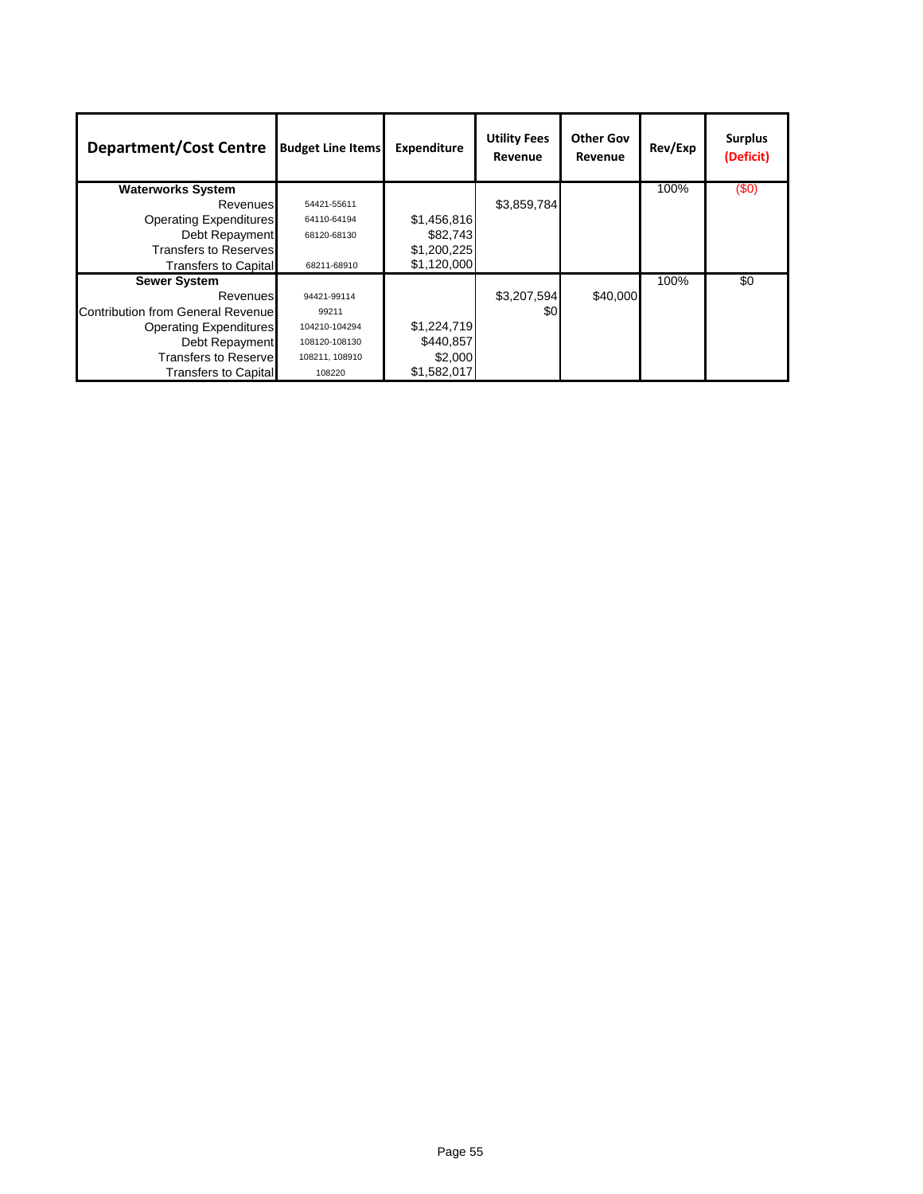| Department/Cost Centre | Budget Line Items | Expenditure | Utility Fees Revenue | Other Gov Revenue | Rev/Exp | Surplus (Deficit) |
|---|---|---|---|---|---|---|
| **Waterworks System** | | | | | 100% | ($0) |
| Revenues | 54421-55611 | | $3,859,784 | | | |
| Operating Expenditures | 64110-64194 | $1,456,816 | | | | |
| Debt Repayment | 68120-68130 | $82,743 | | | | |
| Transfers to Reserves | | $1,200,225 | | | | |
| Transfers to Capital | 68211-68910 | $1,120,000 | | | | |
| **Sewer System** | | | | | 100% | $0 |
| Revenues | 94421-99114 | | $3,207,594 | $40,000 | | |
| Contribution from General Revenue | 99211 | | $0 | | | |
| Operating Expenditures | 104210-104294 | $1,224,719 | | | | |
| Debt Repayment | 108120-108130 | $440,857 | | | | |
| Transfers to Reserve | 108211, 108910 | $2,000 | | | | |
| Transfers to Capital | 108220 | $1,582,017 | | | | |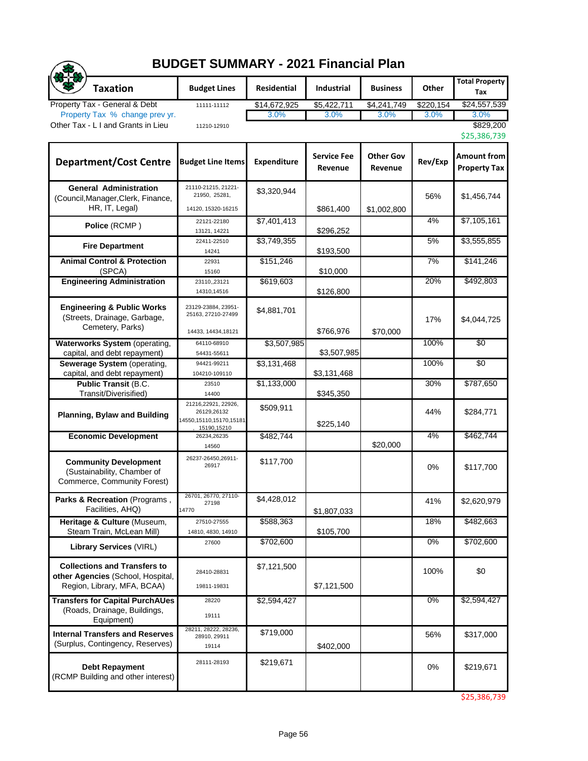# BUDGET SUMMARY - 2021 Financial Plan

| Taxation | Budget Lines | Residential | Industrial | Business | Other | Total Property Tax |
|---|---|---|---|---|---|---|
| Property Tax - General & Debt | 11111-11112 | $14,672,925 | $5,422,711 | $4,241,749 | $220,154 | $24,557,539 |
| Property Tax % change prev yr. | | 3.0% | 3.0% | 3.0% | 3.0% | 3.0% |
| Other Tax - L I and Grants in Lieu | 11210-12910 | | | | | $829,200 |
| | | | | | | $25,386,739 |

| Department/Cost Centre | Budget Line Items | Expenditure | Service Fee Revenue | Other Gov Revenue | Rev/Exp | Amount from Property Tax |
|---|---|---|---|---|---|---|
| **General Administration** (Council,Manager,Clerk, Finance, HR, IT, Legal) | 21110-21215, 21221-21950, 25281, 14120, 15320-16215 | $3,320,944 | $861,400 | $1,002,800 | 56% | $1,456,744 |
| **Police** (RCMP ) | 22121-22180 13121, 14221 | $7,401,413 | $296,252 | | 4% | $7,105,161 |
| **Fire Department** | 22411-22510 14241 | $3,749,355 | $193,500 | | 5% | $3,555,855 |
| **Animal Control & Protection** (SPCA) | 22931 15160 | $151,246 | $10,000 | | 7% | $141,246 |
| **Engineering Administration** | 23110,23121 14310,14516 | $619,603 | $126,800 | | 20% | $492,803 |
| **Engineering & Public Works** (Streets, Drainage, Garbage, Cemetery, Parks) | 23129-23884, 23951-25163, 27210-27499 14433, 14434,18121 | $4,881,701 | $766,976 | $70,000 | 17% | $4,044,725 |
| **Waterworks System** (operating, capital, and debt repayment) | 64110-68910 54431-55611 | $3,507,985 | $3,507,985 | | 100% | $0 |
| **Sewerage System** (operating, capital, and debt repayment) | 94421-99211 104210-109110 | $3,131,468 | $3,131,468 | | 100% | $0 |
| **Public Transit** (B.C. Transit/Diverisified) | 23510 14400 | $1,133,000 | $345,350 | | 30% | $787,650 |
| **Planning, Bylaw and Building** | 21216,22921, 22926, 26129,26132 14550,15110,15170,15181, 15190,15210 | $509,911 | $225,140 | | 44% | $284,771 |
| **Economic Development** | 26234,26235 14560 | $482,744 | | $20,000 | 4% | $462,744 |
| **Community Development** (Sustainability, Chamber of Commerce, Community Forest) | 26237-26450,26911-26917 | $117,700 | | | 0% | $117,700 |
| **Parks & Recreation** (Programs , Facilities, AHQ) | 26701, 26770, 27110-27198 14770 | $4,428,012 | $1,807,033 | | 41% | $2,620,979 |
| **Heritage & Culture** (Museum, Steam Train, McLean Mill) | 27510-27555 14810, 4830, 14910 | $588,363 | $105,700 | | 18% | $482,663 |
| **Library Services** (VIRL) | 27600 | $702,600 | | | 0% | $702,600 |
| **Collections and Transfers to other Agencies** (School, Hospital, Region, Library, MFA, BCAA) | 28410-28831 19811-19831 | $7,121,500 | $7,121,500 | | 100% | $0 |
| **Transfers for Capital PurchAUes** (Roads, Drainage, Buildings, Equipment) | 28220 19111 | $2,594,427 | | | 0% | $2,594,427 |
| **Internal Transfers and Reserves** (Surplus, Contingency, Reserves) | 28211, 28222, 28236, 28910, 29911 19114 | $719,000 | $402,000 | | 56% | $317,000 |
| **Debt Repayment** (RCMP Building and other interest) | 28111-28193 | $219,671 | | | 0% | $219,671 |
| | | | | | | $25,386,739 |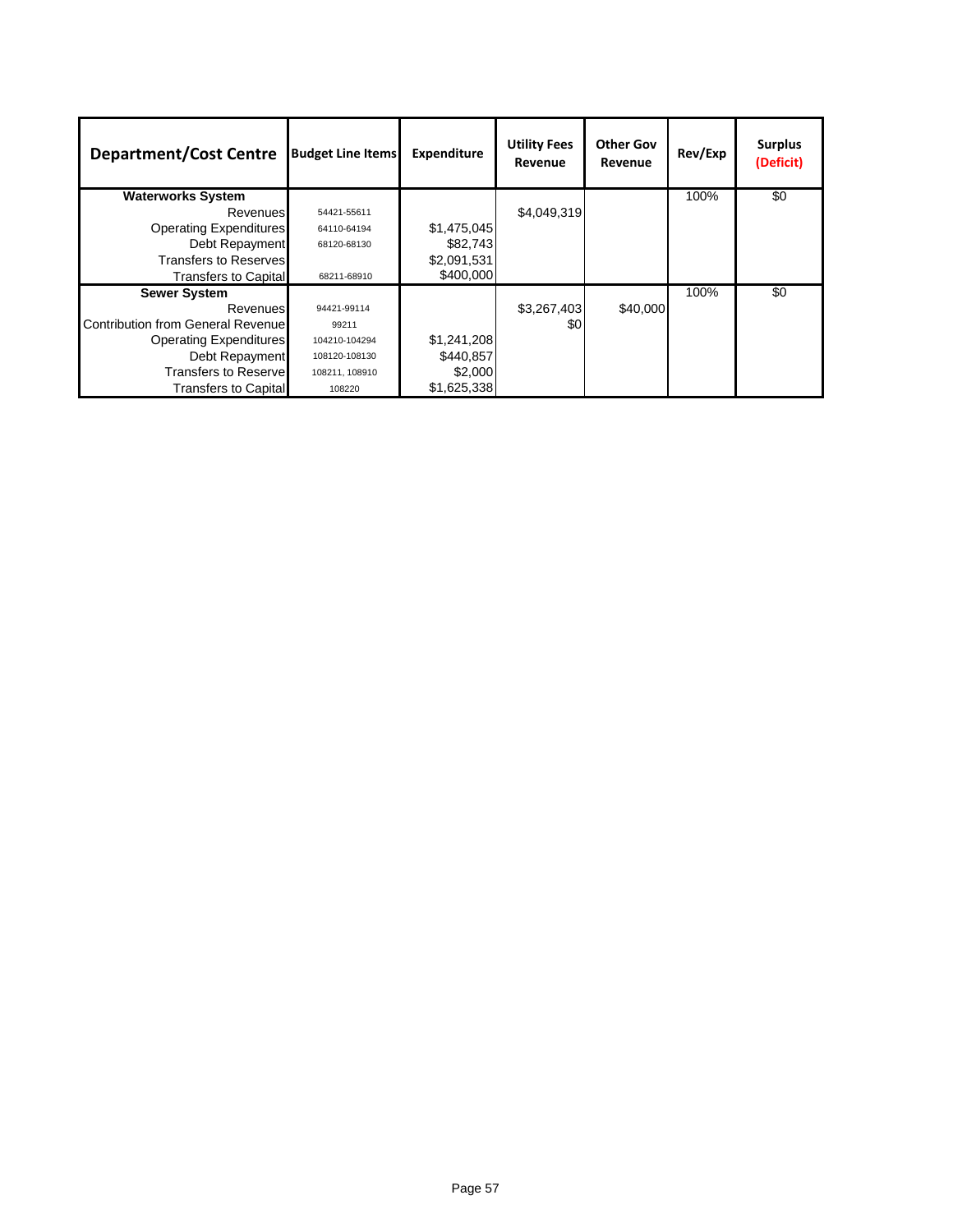| Department/Cost Centre | Budget Line Items | Expenditure | Utility Fees Revenue | Other Gov Revenue | Rev/Exp | Surplus (Deficit) |
|---|---|---|---|---|---|---|
| **Waterworks System** | | | | | 100% | $0 |
| Revenues | 54421-55611 | | $4,049,319 | | | |
| Operating Expenditures | 64110-64194 | $1,475,045 | | | | |
| Debt Repayment | 68120-68130 | $82,743 | | | | |
| Transfers to Reserves | | $2,091,531 | | | | |
| Transfers to Capital | 68211-68910 | $400,000 | | | | |
| **Sewer System** | | | | | 100% | $0 |
| Revenues | 94421-99114 | | $3,267,403 | $40,000 | | |
| Contribution from General Revenue | 99211 | | $0 | | | |
| Operating Expenditures | 104210-104294 | $1,241,208 | | | | |
| Debt Repayment | 108120-108130 | $440,857 | | | | |
| Transfers to Reserve | 108211, 108910 | $2,000 | | | | |
| Transfers to Capital | 108220 | $1,625,338 | | | | |